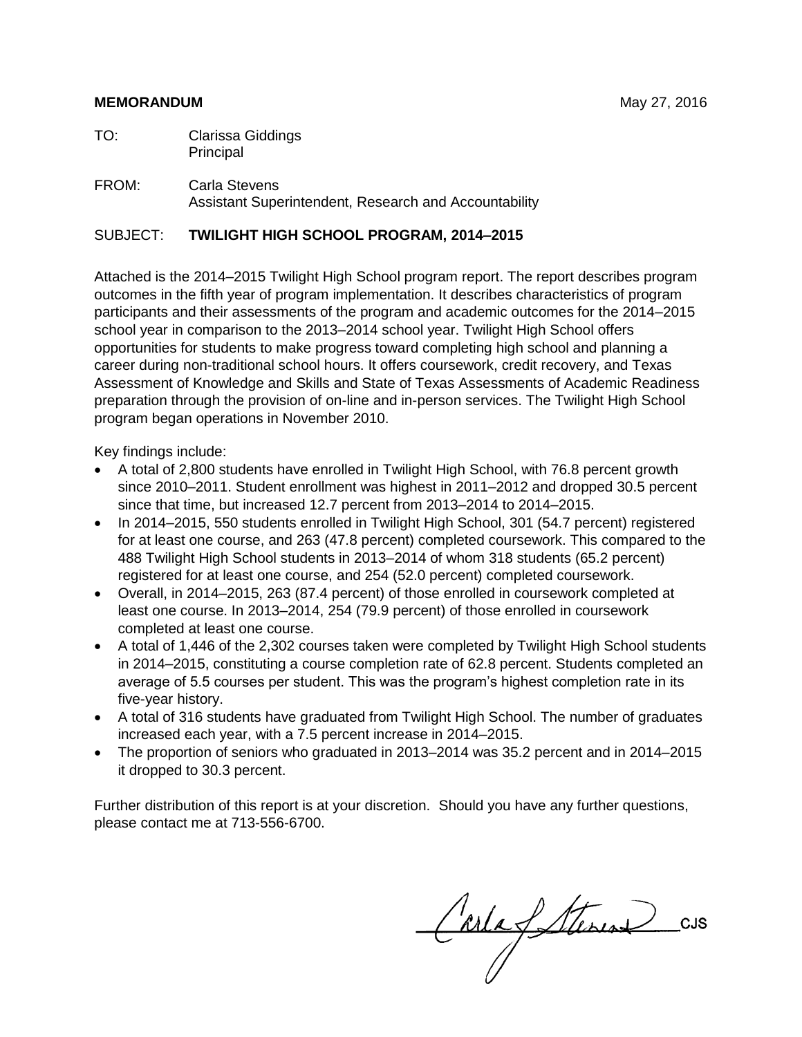**MEMORANDUM** May 27, 2016

TO: Clarissa Giddings
Principal

FROM: Carla Stevens
Assistant Superintendent, Research and Accountability

SUBJECT: **TWILIGHT HIGH SCHOOL PROGRAM, 2014–2015**

Attached is the 2014–2015 Twilight High School program report. The report describes program outcomes in the fifth year of program implementation. It describes characteristics of program participants and their assessments of the program and academic outcomes for the 2014–2015 school year in comparison to the 2013–2014 school year. Twilight High School offers opportunities for students to make progress toward completing high school and planning a career during non-traditional school hours. It offers coursework, credit recovery, and Texas Assessment of Knowledge and Skills and State of Texas Assessments of Academic Readiness preparation through the provision of on-line and in-person services. The Twilight High School program began operations in November 2010.

Key findings include:

- A total of 2,800 students have enrolled in Twilight High School, with 76.8 percent growth since 2010–2011. Student enrollment was highest in 2011–2012 and dropped 30.5 percent since that time, but increased 12.7 percent from 2013–2014 to 2014–2015.
- In 2014–2015, 550 students enrolled in Twilight High School, 301 (54.7 percent) registered for at least one course, and 263 (47.8 percent) completed coursework. This compared to the 488 Twilight High School students in 2013–2014 of whom 318 students (65.2 percent) registered for at least one course, and 254 (52.0 percent) completed coursework.
- Overall, in 2014–2015, 263 (87.4 percent) of those enrolled in coursework completed at least one course. In 2013–2014, 254 (79.9 percent) of those enrolled in coursework completed at least one course.
- A total of 1,446 of the 2,302 courses taken were completed by Twilight High School students in 2014–2015, constituting a course completion rate of 62.8 percent. Students completed an average of 5.5 courses per student. This was the program's highest completion rate in its five-year history.
- A total of 316 students have graduated from Twilight High School. The number of graduates increased each year, with a 7.5 percent increase in 2014–2015.
- The proportion of seniors who graduated in 2013–2014 was 35.2 percent and in 2014–2015 it dropped to 30.3 percent.

Further distribution of this report is at your discretion. Should you have any further questions, please contact me at 713-556-6700.

CJS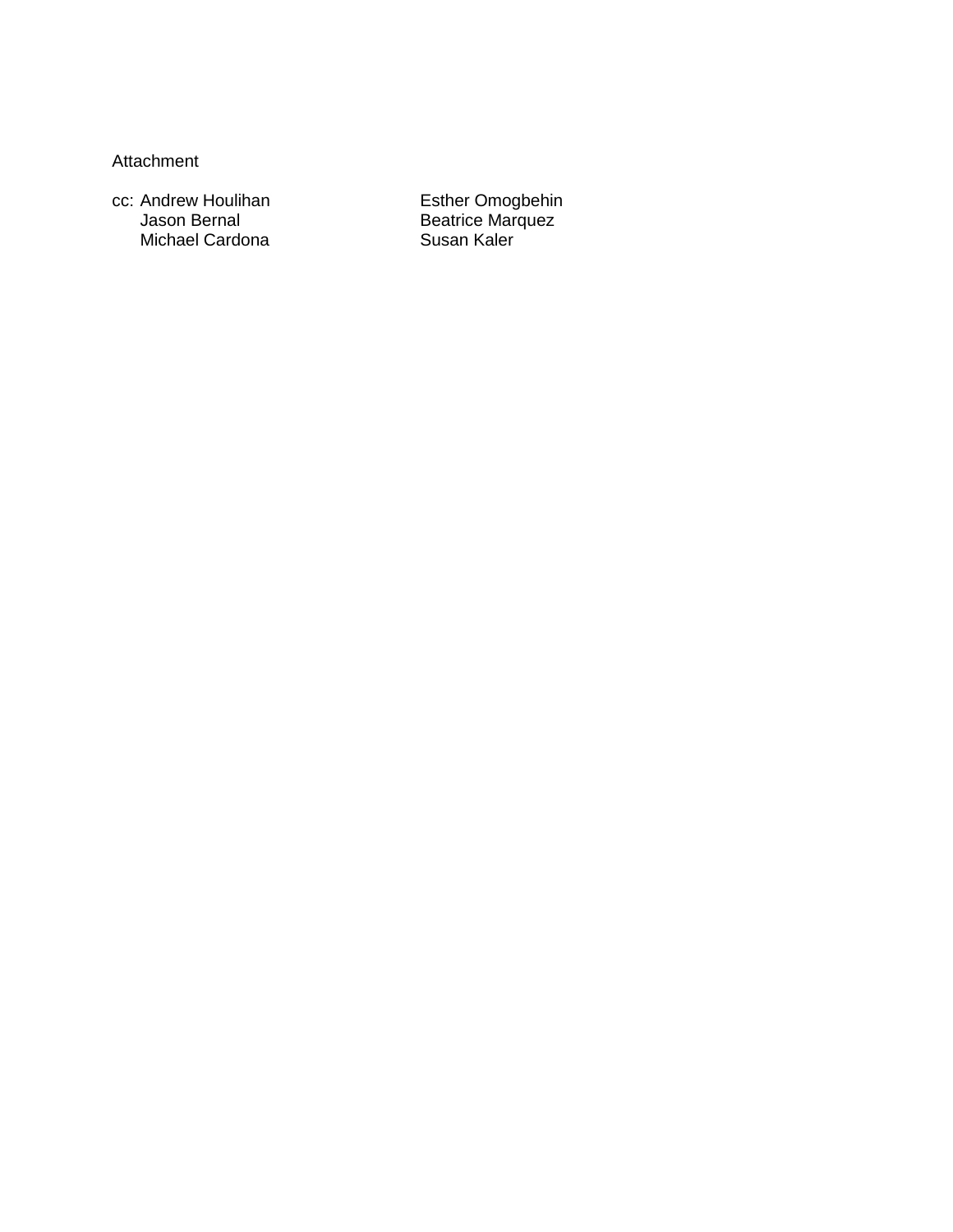Attachment

cc: Andrew Houlihan
Jason Bernal
Michael Cardona
Esther Omogbehin
Beatrice Marquez
Susan Kaler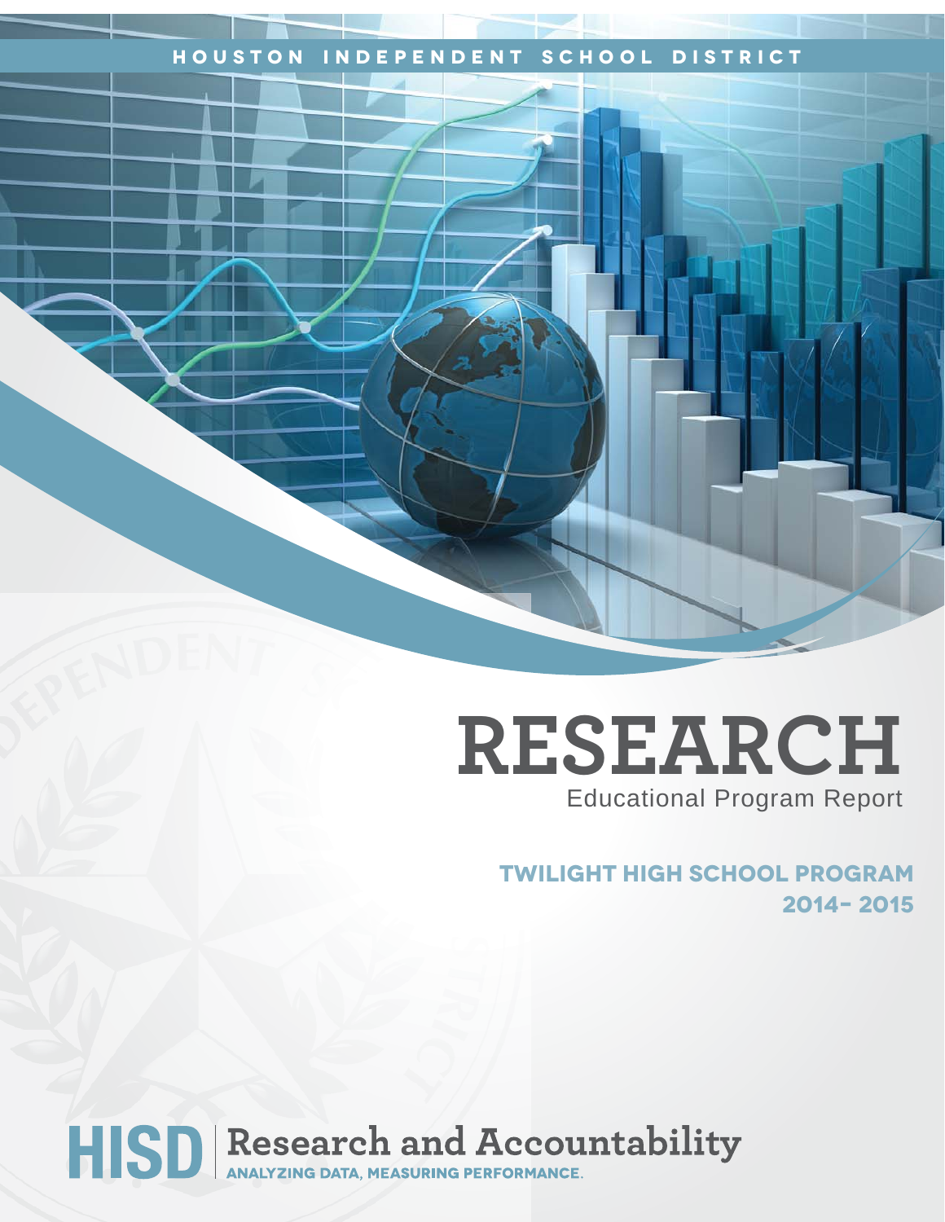HOUSTON INDEPENDENT SCHOOL DISTRICT

# RESEARCH

Educational Program Report

## TWILIGHT HIGH SCHOOL PROGRAM

## 2014- 2015

HISD | Research and Accountability

ANALYZING DATA, MEASURING PERFORMANCE.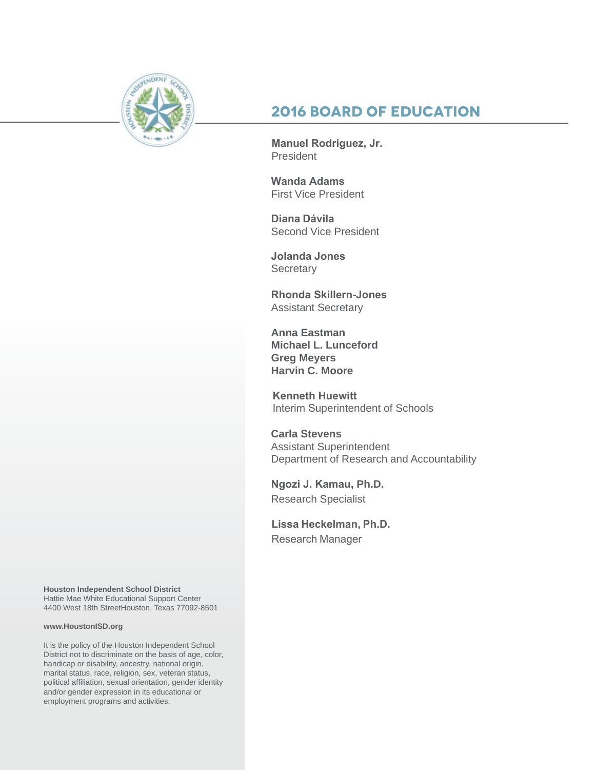## 2016 BOARD OF EDUCATION

**Manuel Rodriguez, Jr.**
President

**Wanda Adams**
First Vice President

**Diana Dávila**
Second Vice President

**Jolanda Jones**
Secretary

**Rhonda Skillern-Jones**
Assistant Secretary

**Anna Eastman**
**Michael L. Lunceford**
**Greg Meyers**
**Harvin C. Moore**

**Kenneth Huewitt**
Interim Superintendent of Schools

**Carla Stevens**
Assistant Superintendent
Department of Research and Accountability

**Ngozi J. Kamau, Ph.D.**
Research Specialist

**Lissa Heckelman, Ph.D.**
Research Manager

**Houston Independent School District**
Hattie Mae White Educational Support Center
4400 West 18th StreetHouston, Texas 77092-8501

**www.HoustonISD.org**

It is the policy of the Houston Independent School District not to discriminate on the basis of age, color, handicap or disability, ancestry, national origin, marital status, race, religion, sex, veteran status, political affiliation, sexual orientation, gender identity and/or gender expression in its educational or employment programs and activities.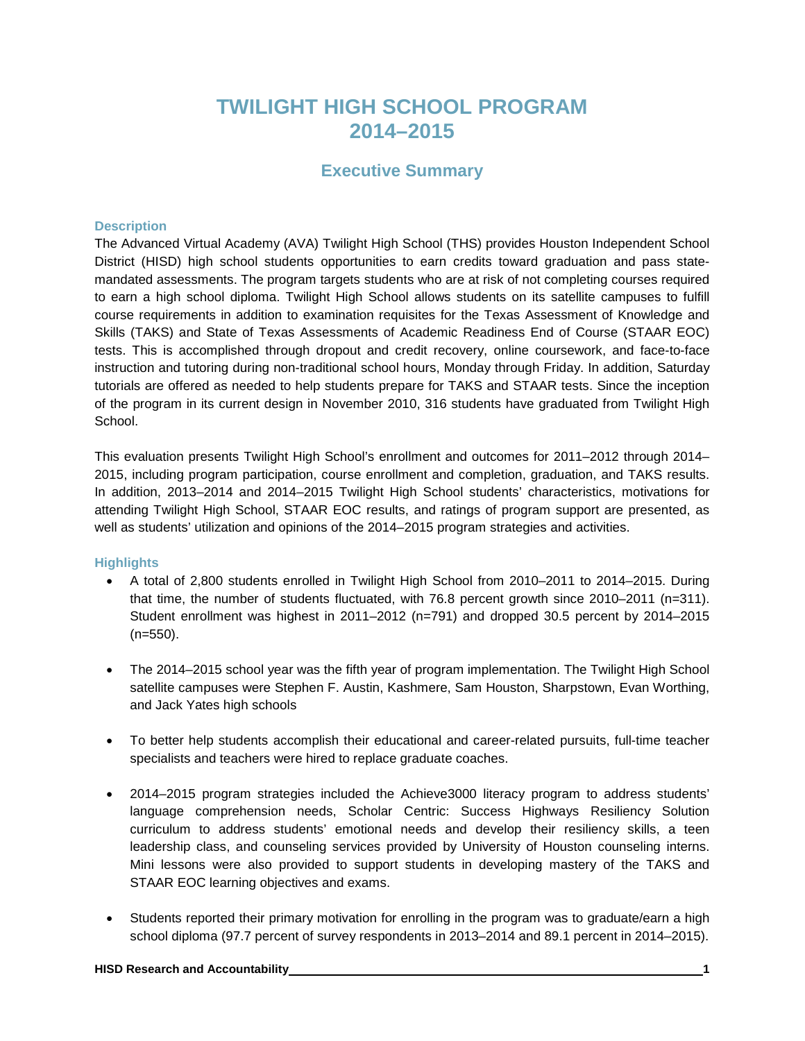# TWILIGHT HIGH SCHOOL PROGRAM 2014–2015

## Executive Summary

### Description

The Advanced Virtual Academy (AVA) Twilight High School (THS) provides Houston Independent School District (HISD) high school students opportunities to earn credits toward graduation and pass state-mandated assessments. The program targets students who are at risk of not completing courses required to earn a high school diploma. Twilight High School allows students on its satellite campuses to fulfill course requirements in addition to examination requisites for the Texas Assessment of Knowledge and Skills (TAKS) and State of Texas Assessments of Academic Readiness End of Course (STAAR EOC) tests. This is accomplished through dropout and credit recovery, online coursework, and face-to-face instruction and tutoring during non-traditional school hours, Monday through Friday. In addition, Saturday tutorials are offered as needed to help students prepare for TAKS and STAAR tests. Since the inception of the program in its current design in November 2010, 316 students have graduated from Twilight High School.

This evaluation presents Twilight High School's enrollment and outcomes for 2011–2012 through 2014–2015, including program participation, course enrollment and completion, graduation, and TAKS results. In addition, 2013–2014 and 2014–2015 Twilight High School students' characteristics, motivations for attending Twilight High School, STAAR EOC results, and ratings of program support are presented, as well as students' utilization and opinions of the 2014–2015 program strategies and activities.

### Highlights

- A total of 2,800 students enrolled in Twilight High School from 2010–2011 to 2014–2015. During that time, the number of students fluctuated, with 76.8 percent growth since 2010–2011 (n=311). Student enrollment was highest in 2011–2012 (n=791) and dropped 30.5 percent by 2014–2015 (n=550).

- The 2014–2015 school year was the fifth year of program implementation. The Twilight High School satellite campuses were Stephen F. Austin, Kashmere, Sam Houston, Sharpstown, Evan Worthing, and Jack Yates high schools

- To better help students accomplish their educational and career-related pursuits, full-time teacher specialists and teachers were hired to replace graduate coaches.

- 2014–2015 program strategies included the Achieve3000 literacy program to address students' language comprehension needs, Scholar Centric: Success Highways Resiliency Solution curriculum to address students' emotional needs and develop their resiliency skills, a teen leadership class, and counseling services provided by University of Houston counseling interns. Mini lessons were also provided to support students in developing mastery of the TAKS and STAAR EOC learning objectives and exams.

- Students reported their primary motivation for enrolling in the program was to graduate/earn a high school diploma (97.7 percent of survey respondents in 2013–2014 and 89.1 percent in 2014–2015).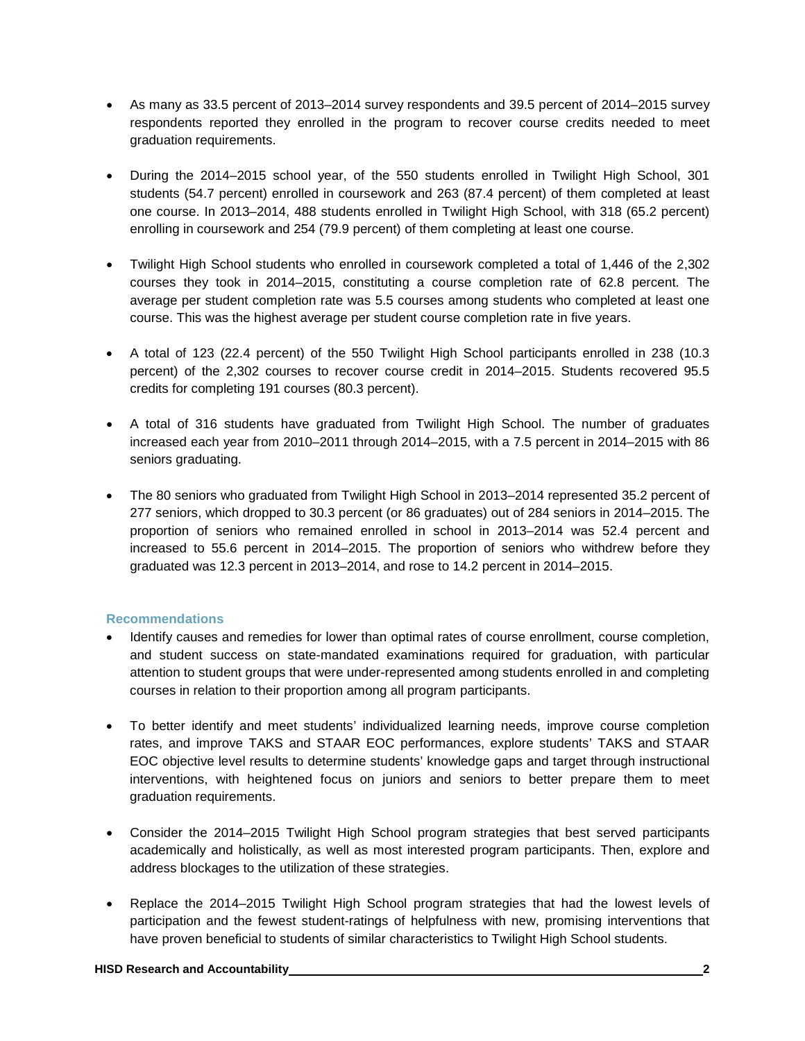- As many as 33.5 percent of 2013–2014 survey respondents and 39.5 percent of 2014–2015 survey respondents reported they enrolled in the program to recover course credits needed to meet graduation requirements.

- During the 2014–2015 school year, of the 550 students enrolled in Twilight High School, 301 students (54.7 percent) enrolled in coursework and 263 (87.4 percent) of them completed at least one course. In 2013–2014, 488 students enrolled in Twilight High School, with 318 (65.2 percent) enrolling in coursework and 254 (79.9 percent) of them completing at least one course.

- Twilight High School students who enrolled in coursework completed a total of 1,446 of the 2,302 courses they took in 2014–2015, constituting a course completion rate of 62.8 percent. The average per student completion rate was 5.5 courses among students who completed at least one course. This was the highest average per student course completion rate in five years.

- A total of 123 (22.4 percent) of the 550 Twilight High School participants enrolled in 238 (10.3 percent) of the 2,302 courses to recover course credit in 2014–2015. Students recovered 95.5 credits for completing 191 courses (80.3 percent).

- A total of 316 students have graduated from Twilight High School. The number of graduates increased each year from 2010–2011 through 2014–2015, with a 7.5 percent in 2014–2015 with 86 seniors graduating.

- The 80 seniors who graduated from Twilight High School in 2013–2014 represented 35.2 percent of 277 seniors, which dropped to 30.3 percent (or 86 graduates) out of 284 seniors in 2014–2015. The proportion of seniors who remained enrolled in school in 2013–2014 was 52.4 percent and increased to 55.6 percent in 2014–2015. The proportion of seniors who withdrew before they graduated was 12.3 percent in 2013–2014, and rose to 14.2 percent in 2014–2015.

### Recommendations

- Identify causes and remedies for lower than optimal rates of course enrollment, course completion, and student success on state-mandated examinations required for graduation, with particular attention to student groups that were under-represented among students enrolled in and completing courses in relation to their proportion among all program participants.

- To better identify and meet students' individualized learning needs, improve course completion rates, and improve TAKS and STAAR EOC performances, explore students' TAKS and STAAR EOC objective level results to determine students' knowledge gaps and target through instructional interventions, with heightened focus on juniors and seniors to better prepare them to meet graduation requirements.

- Consider the 2014–2015 Twilight High School program strategies that best served participants academically and holistically, as well as most interested program participants. Then, explore and address blockages to the utilization of these strategies.

- Replace the 2014–2015 Twilight High School program strategies that had the lowest levels of participation and the fewest student-ratings of helpfulness with new, promising interventions that have proven beneficial to students of similar characteristics to Twilight High School students.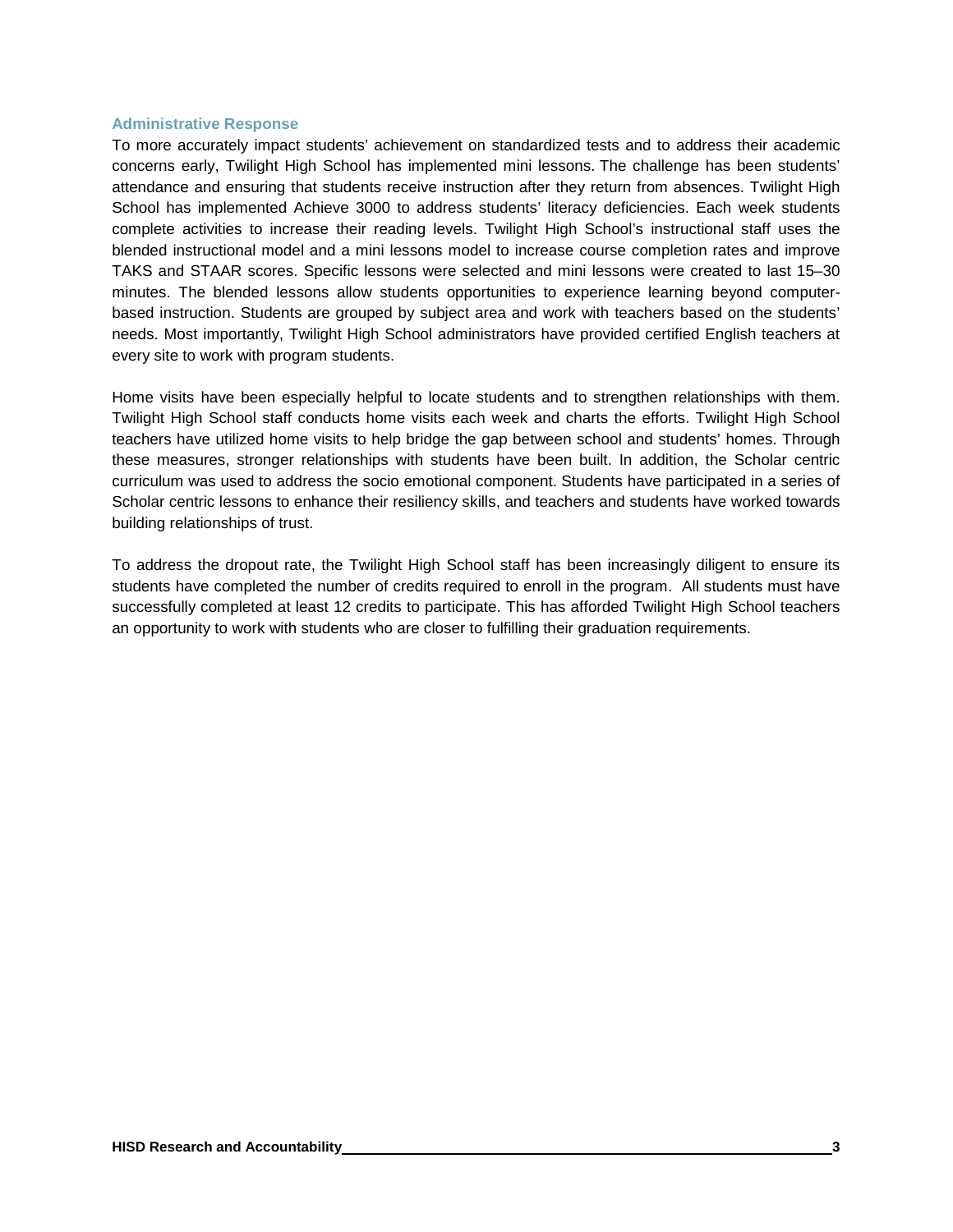### Administrative Response

To more accurately impact students' achievement on standardized tests and to address their academic concerns early, Twilight High School has implemented mini lessons. The challenge has been students' attendance and ensuring that students receive instruction after they return from absences. Twilight High School has implemented Achieve 3000 to address students' literacy deficiencies. Each week students complete activities to increase their reading levels. Twilight High School's instructional staff uses the blended instructional model and a mini lessons model to increase course completion rates and improve TAKS and STAAR scores. Specific lessons were selected and mini lessons were created to last 15–30 minutes. The blended lessons allow students opportunities to experience learning beyond computer-based instruction. Students are grouped by subject area and work with teachers based on the students' needs. Most importantly, Twilight High School administrators have provided certified English teachers at every site to work with program students.

Home visits have been especially helpful to locate students and to strengthen relationships with them. Twilight High School staff conducts home visits each week and charts the efforts. Twilight High School teachers have utilized home visits to help bridge the gap between school and students' homes. Through these measures, stronger relationships with students have been built. In addition, the Scholar centric curriculum was used to address the socio emotional component. Students have participated in a series of Scholar centric lessons to enhance their resiliency skills, and teachers and students have worked towards building relationships of trust.

To address the dropout rate, the Twilight High School staff has been increasingly diligent to ensure its students have completed the number of credits required to enroll in the program. All students must have successfully completed at least 12 credits to participate. This has afforded Twilight High School teachers an opportunity to work with students who are closer to fulfilling their graduation requirements.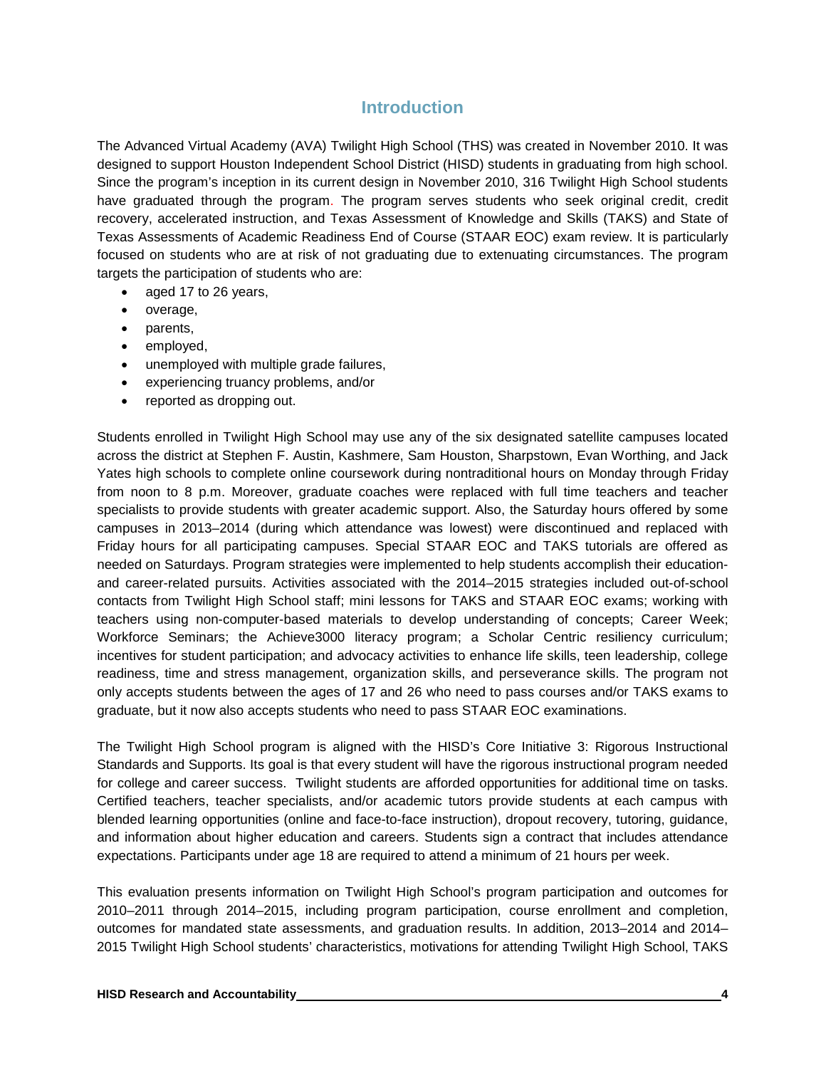## Introduction

The Advanced Virtual Academy (AVA) Twilight High School (THS) was created in November 2010. It was designed to support Houston Independent School District (HISD) students in graduating from high school. Since the program's inception in its current design in November 2010, 316 Twilight High School students have graduated through the program. The program serves students who seek original credit, credit recovery, accelerated instruction, and Texas Assessment of Knowledge and Skills (TAKS) and State of Texas Assessments of Academic Readiness End of Course (STAAR EOC) exam review. It is particularly focused on students who are at risk of not graduating due to extenuating circumstances. The program targets the participation of students who are:

- aged 17 to 26 years,
- overage,
- parents,
- employed,
- unemployed with multiple grade failures,
- experiencing truancy problems, and/or
- reported as dropping out.

Students enrolled in Twilight High School may use any of the six designated satellite campuses located across the district at Stephen F. Austin, Kashmere, Sam Houston, Sharpstown, Evan Worthing, and Jack Yates high schools to complete online coursework during nontraditional hours on Monday through Friday from noon to 8 p.m. Moreover, graduate coaches were replaced with full time teachers and teacher specialists to provide students with greater academic support. Also, the Saturday hours offered by some campuses in 2013–2014 (during which attendance was lowest) were discontinued and replaced with Friday hours for all participating campuses. Special STAAR EOC and TAKS tutorials are offered as needed on Saturdays. Program strategies were implemented to help students accomplish their education- and career-related pursuits. Activities associated with the 2014–2015 strategies included out-of-school contacts from Twilight High School staff; mini lessons for TAKS and STAAR EOC exams; working with teachers using non-computer-based materials to develop understanding of concepts; Career Week; Workforce Seminars; the Achieve3000 literacy program; a Scholar Centric resiliency curriculum; incentives for student participation; and advocacy activities to enhance life skills, teen leadership, college readiness, time and stress management, organization skills, and perseverance skills. The program not only accepts students between the ages of 17 and 26 who need to pass courses and/or TAKS exams to graduate, but it now also accepts students who need to pass STAAR EOC examinations.

The Twilight High School program is aligned with the HISD's Core Initiative 3: Rigorous Instructional Standards and Supports. Its goal is that every student will have the rigorous instructional program needed for college and career success. Twilight students are afforded opportunities for additional time on tasks. Certified teachers, teacher specialists, and/or academic tutors provide students at each campus with blended learning opportunities (online and face-to-face instruction), dropout recovery, tutoring, guidance, and information about higher education and careers. Students sign a contract that includes attendance expectations. Participants under age 18 are required to attend a minimum of 21 hours per week.

This evaluation presents information on Twilight High School's program participation and outcomes for 2010–2011 through 2014–2015, including program participation, course enrollment and completion, outcomes for mandated state assessments, and graduation results. In addition, 2013–2014 and 2014–2015 Twilight High School students' characteristics, motivations for attending Twilight High School, TAKS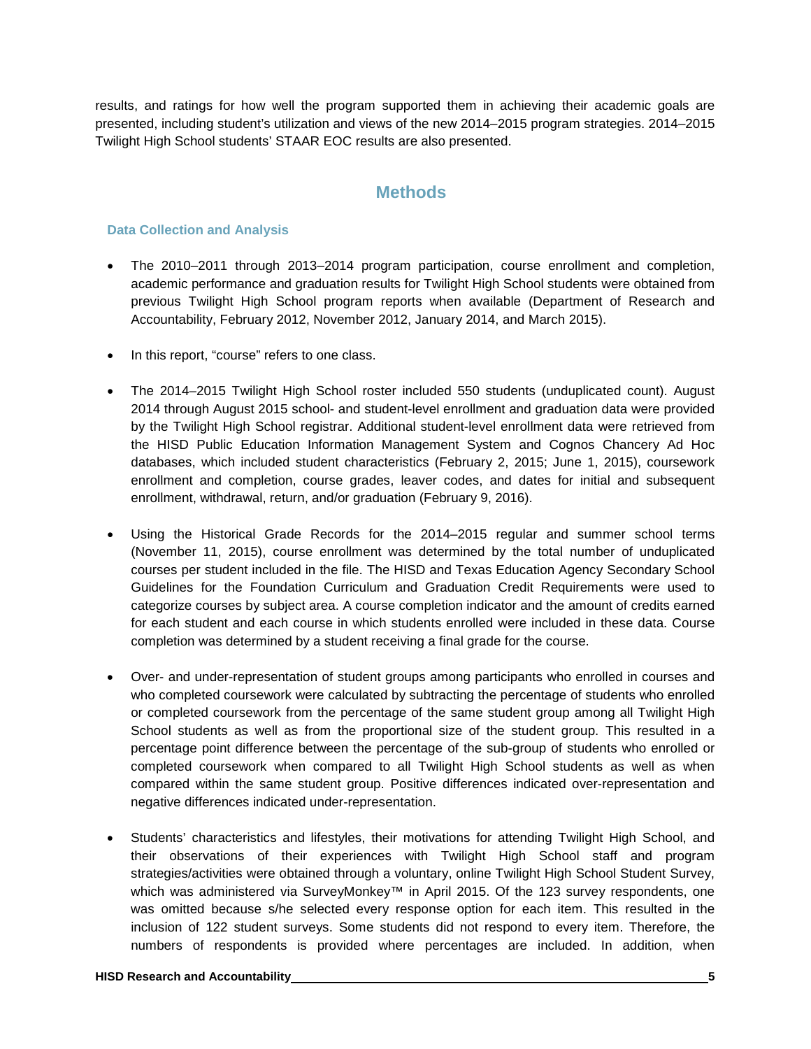results, and ratings for how well the program supported them in achieving their academic goals are presented, including student's utilization and views of the new 2014–2015 program strategies. 2014–2015 Twilight High School students' STAAR EOC results are also presented.

## Methods

### Data Collection and Analysis

- The 2010–2011 through 2013–2014 program participation, course enrollment and completion, academic performance and graduation results for Twilight High School students were obtained from previous Twilight High School program reports when available (Department of Research and Accountability, February 2012, November 2012, January 2014, and March 2015).

- In this report, "course" refers to one class.

- The 2014–2015 Twilight High School roster included 550 students (unduplicated count). August 2014 through August 2015 school- and student-level enrollment and graduation data were provided by the Twilight High School registrar. Additional student-level enrollment data were retrieved from the HISD Public Education Information Management System and Cognos Chancery Ad Hoc databases, which included student characteristics (February 2, 2015; June 1, 2015), coursework enrollment and completion, course grades, leaver codes, and dates for initial and subsequent enrollment, withdrawal, return, and/or graduation (February 9, 2016).

- Using the Historical Grade Records for the 2014–2015 regular and summer school terms (November 11, 2015), course enrollment was determined by the total number of unduplicated courses per student included in the file. The HISD and Texas Education Agency Secondary School Guidelines for the Foundation Curriculum and Graduation Credit Requirements were used to categorize courses by subject area. A course completion indicator and the amount of credits earned for each student and each course in which students enrolled were included in these data. Course completion was determined by a student receiving a final grade for the course.

- Over- and under-representation of student groups among participants who enrolled in courses and who completed coursework were calculated by subtracting the percentage of students who enrolled or completed coursework from the percentage of the same student group among all Twilight High School students as well as from the proportional size of the student group. This resulted in a percentage point difference between the percentage of the sub-group of students who enrolled or completed coursework when compared to all Twilight High School students as well as when compared within the same student group. Positive differences indicated over-representation and negative differences indicated under-representation.

- Students' characteristics and lifestyles, their motivations for attending Twilight High School, and their observations of their experiences with Twilight High School staff and program strategies/activities were obtained through a voluntary, online Twilight High School Student Survey, which was administered via SurveyMonkey™ in April 2015. Of the 123 survey respondents, one was omitted because s/he selected every response option for each item. This resulted in the inclusion of 122 student surveys. Some students did not respond to every item. Therefore, the numbers of respondents is provided where percentages are included. In addition, when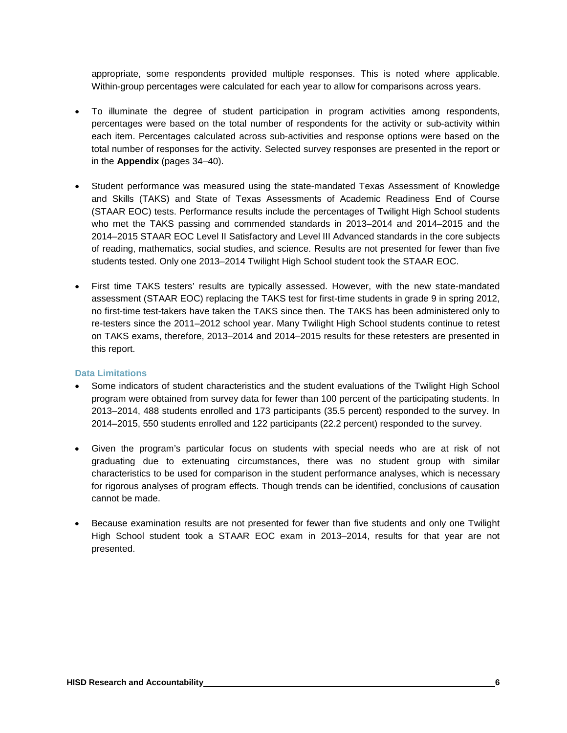appropriate, some respondents provided multiple responses. This is noted where applicable. Within-group percentages were calculated for each year to allow for comparisons across years.

- To illuminate the degree of student participation in program activities among respondents, percentages were based on the total number of respondents for the activity or sub-activity within each item. Percentages calculated across sub-activities and response options were based on the total number of responses for the activity. Selected survey responses are presented in the report or in the **Appendix** (pages 34–40).

- Student performance was measured using the state-mandated Texas Assessment of Knowledge and Skills (TAKS) and State of Texas Assessments of Academic Readiness End of Course (STAAR EOC) tests. Performance results include the percentages of Twilight High School students who met the TAKS passing and commended standards in 2013–2014 and 2014–2015 and the 2014–2015 STAAR EOC Level II Satisfactory and Level III Advanced standards in the core subjects of reading, mathematics, social studies, and science. Results are not presented for fewer than five students tested. Only one 2013–2014 Twilight High School student took the STAAR EOC.

- First time TAKS testers' results are typically assessed. However, with the new state-mandated assessment (STAAR EOC) replacing the TAKS test for first-time students in grade 9 in spring 2012, no first-time test-takers have taken the TAKS since then. The TAKS has been administered only to re-testers since the 2011–2012 school year. Many Twilight High School students continue to retest on TAKS exams, therefore, 2013–2014 and 2014–2015 results for these retesters are presented in this report.

### Data Limitations

- Some indicators of student characteristics and the student evaluations of the Twilight High School program were obtained from survey data for fewer than 100 percent of the participating students. In 2013–2014, 488 students enrolled and 173 participants (35.5 percent) responded to the survey. In 2014–2015, 550 students enrolled and 122 participants (22.2 percent) responded to the survey.

- Given the program's particular focus on students with special needs who are at risk of not graduating due to extenuating circumstances, there was no student group with similar characteristics to be used for comparison in the student performance analyses, which is necessary for rigorous analyses of program effects. Though trends can be identified, conclusions of causation cannot be made.

- Because examination results are not presented for fewer than five students and only one Twilight High School student took a STAAR EOC exam in 2013–2014, results for that year are not presented.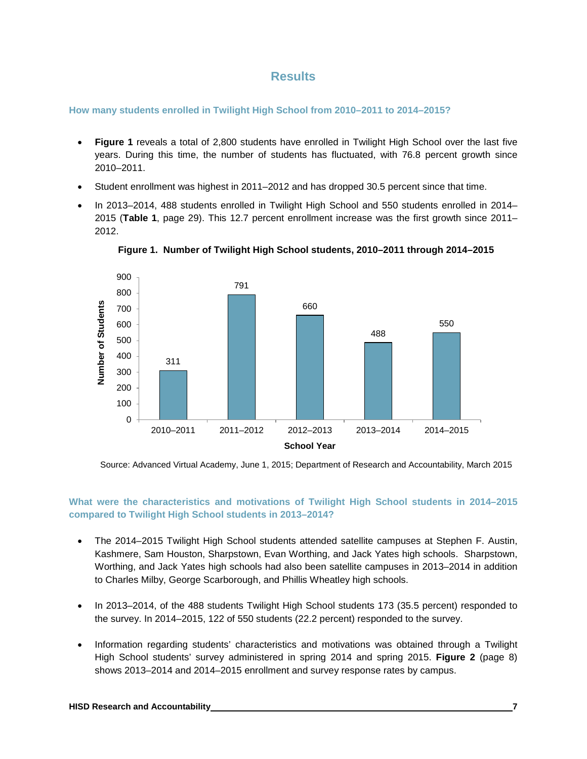# Results

### How many students enrolled in Twilight High School from 2010–2011 to 2014–2015?

- **Figure 1** reveals a total of 2,800 students have enrolled in Twilight High School over the last five years. During this time, the number of students has fluctuated, with 76.8 percent growth since 2010–2011.
- Student enrollment was highest in 2011–2012 and has dropped 30.5 percent since that time.
- In 2013–2014, 488 students enrolled in Twilight High School and 550 students enrolled in 2014–2015 (**Table 1**, page 29). This 12.7 percent enrollment increase was the first growth since 2011–2012.

**Figure 1. Number of Twilight High School students, 2010–2011 through 2014–2015**

| School Year | Number of Students |
|---|---|
| 2010–2011 | 311 |
| 2011–2012 | 791 |
| 2012–2013 | 660 |
| 2013–2014 | 488 |
| 2014–2015 | 550 |

Source: Advanced Virtual Academy, June 1, 2015; Department of Research and Accountability, March 2015

### What were the characteristics and motivations of Twilight High School students in 2014–2015 compared to Twilight High School students in 2013–2014?

- The 2014–2015 Twilight High School students attended satellite campuses at Stephen F. Austin, Kashmere, Sam Houston, Sharpstown, Evan Worthing, and Jack Yates high schools. Sharpstown, Worthing, and Jack Yates high schools had also been satellite campuses in 2013–2014 in addition to Charles Milby, George Scarborough, and Phillis Wheatley high schools.
- In 2013–2014, of the 488 students Twilight High School students 173 (35.5 percent) responded to the survey. In 2014–2015, 122 of 550 students (22.2 percent) responded to the survey.
- Information regarding students' characteristics and motivations was obtained through a Twilight High School students' survey administered in spring 2014 and spring 2015. **Figure 2** (page 8) shows 2013–2014 and 2014–2015 enrollment and survey response rates by campus.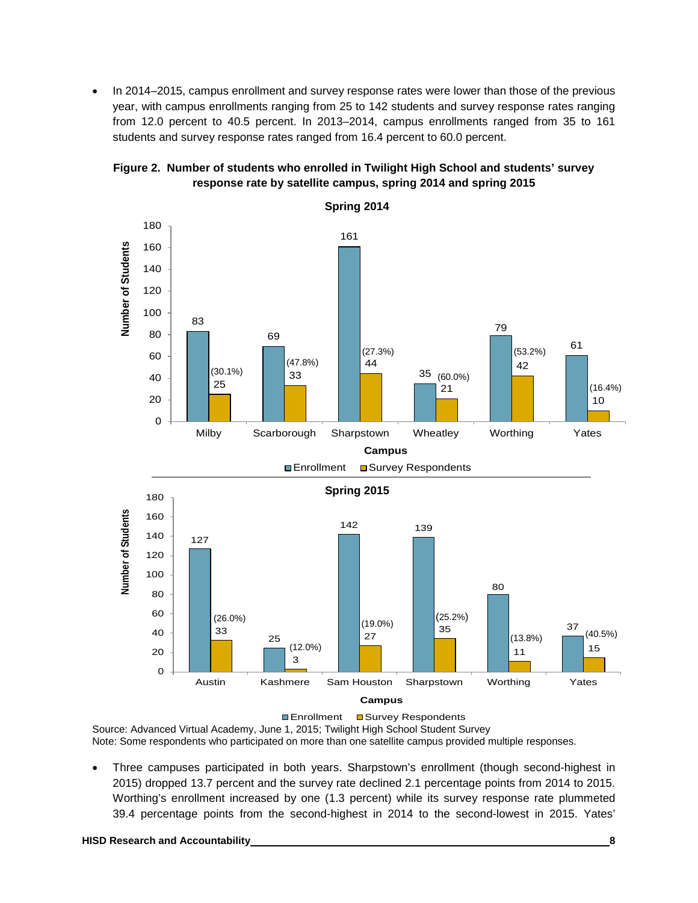- In 2014–2015, campus enrollment and survey response rates were lower than those of the previous year, with campus enrollments ranging from 25 to 142 students and survey response rates ranging from 12.0 percent to 40.5 percent. In 2013–2014, campus enrollments ranged from 35 to 161 students and survey response rates ranged from 16.4 percent to 60.0 percent.

**Figure 2. Number of students who enrolled in Twilight High School and students' survey response rate by satellite campus, spring 2014 and spring 2015**

**Spring 2014**

| Campus | Enrollment | Survey Respondents |
|---|---|---|
| Milby | 83 | 25 (30.1%) |
| Scarborough | 69 | 33 (47.8%) |
| Sharpstown | 161 | 44 (27.3%) |
| Wheatley | 35 | 21 (60.0%) |
| Worthing | 79 | 42 (53.2%) |
| Yates | 61 | 10 (16.4%) |

**Spring 2015**

| Campus | Enrollment | Survey Respondents |
|---|---|---|
| Austin | 127 | 33 (26.0%) |
| Kashmere | 25 | 3 (12.0%) |
| Sam Houston | 142 | 27 (19.0%) |
| Sharpstown | 139 | 35 (25.2%) |
| Worthing | 80 | 11 (13.8%) |
| Yates | 37 | 15 (40.5%) |

Source: Advanced Virtual Academy, June 1, 2015; Twilight High School Student Survey
Note: Some respondents who participated on more than one satellite campus provided multiple responses.

- Three campuses participated in both years. Sharpstown's enrollment (though second-highest in 2015) dropped 13.7 percent and the survey rate declined 2.1 percentage points from 2014 to 2015. Worthing's enrollment increased by one (1.3 percent) while its survey response rate plummeted 39.4 percentage points from the second-highest in 2014 to the second-lowest in 2015. Yates'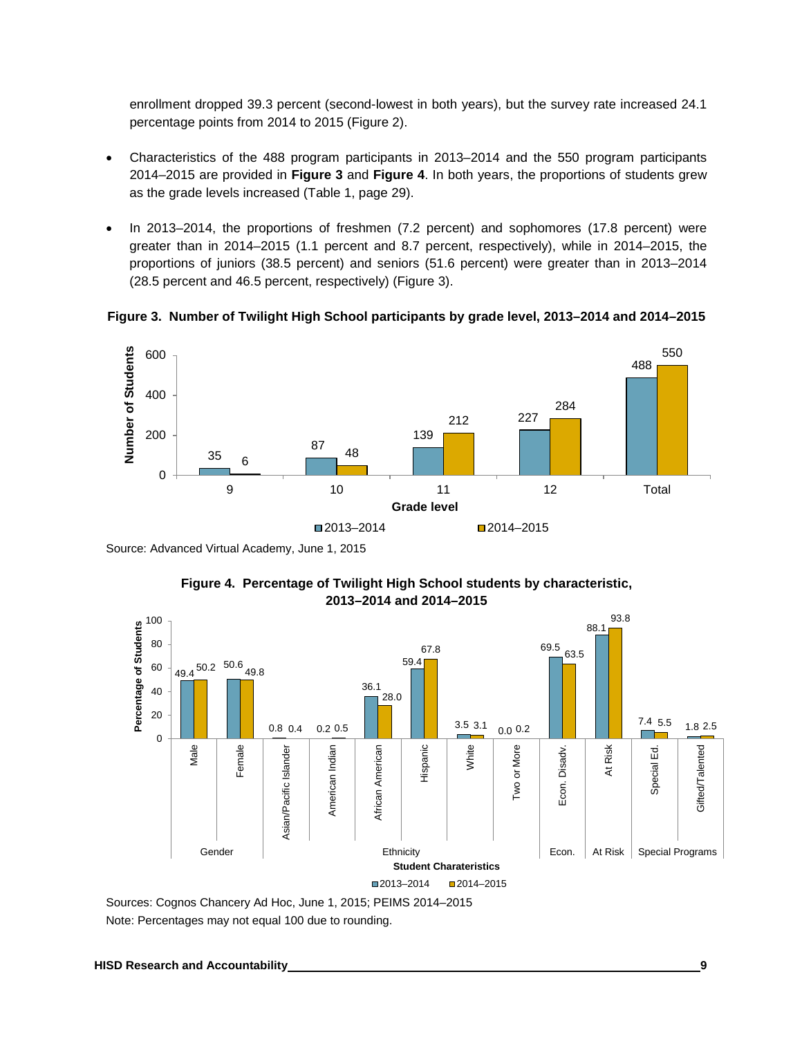enrollment dropped 39.3 percent (second-lowest in both years), but the survey rate increased 24.1 percentage points from 2014 to 2015 (Figure 2).

- Characteristics of the 488 program participants in 2013–2014 and the 550 program participants 2014–2015 are provided in **Figure 3** and **Figure 4**. In both years, the proportions of students grew as the grade levels increased (Table 1, page 29).
- In 2013–2014, the proportions of freshmen (7.2 percent) and sophomores (17.8 percent) were greater than in 2014–2015 (1.1 percent and 8.7 percent, respectively), while in 2014–2015, the proportions of juniors (38.5 percent) and seniors (51.6 percent) were greater than in 2013–2014 (28.5 percent and 46.5 percent, respectively) (Figure 3).

**Figure 3. Number of Twilight High School participants by grade level, 2013–2014 and 2014–2015**

| Grade level | 2013–2014 | 2014–2015 |
|---|---|---|
| 9 | 35 | 6 |
| 10 | 87 | 48 |
| 11 | 139 | 212 |
| 12 | 227 | 284 |
| Total | 488 | 550 |

Source: Advanced Virtual Academy, June 1, 2015

**Figure 4. Percentage of Twilight High School students by characteristic, 2013–2014 and 2014–2015**

| Category | Student Charateristics | 2013–2014 | 2014–2015 |
|---|---|---|---|
| Gender | Male | 49.4 | 50.2 |
| | Female | 50.6 | 49.8 |
| Ethnicity | Asian/Pacific Islander | 0.8 | 0.4 |
| | American Indian | 0.2 | 0.5 |
| | African American | 36.1 | 28.0 |
| | Hispanic | 59.4 | 67.8 |
| | White | 3.5 | 3.1 |
| | Two or More | 0.0 | 0.2 |
| Econ. | Econ. Disadv. | 69.5 | 63.5 |
| At Risk | At Risk | 88.1 | 93.8 |
| Special Programs | Special Ed. | 7.4 | 5.5 |
| | Gifted/Talented | 1.8 | 2.5 |

Sources: Cognos Chancery Ad Hoc, June 1, 2015; PEIMS 2014–2015

Note: Percentages may not equal 100 due to rounding.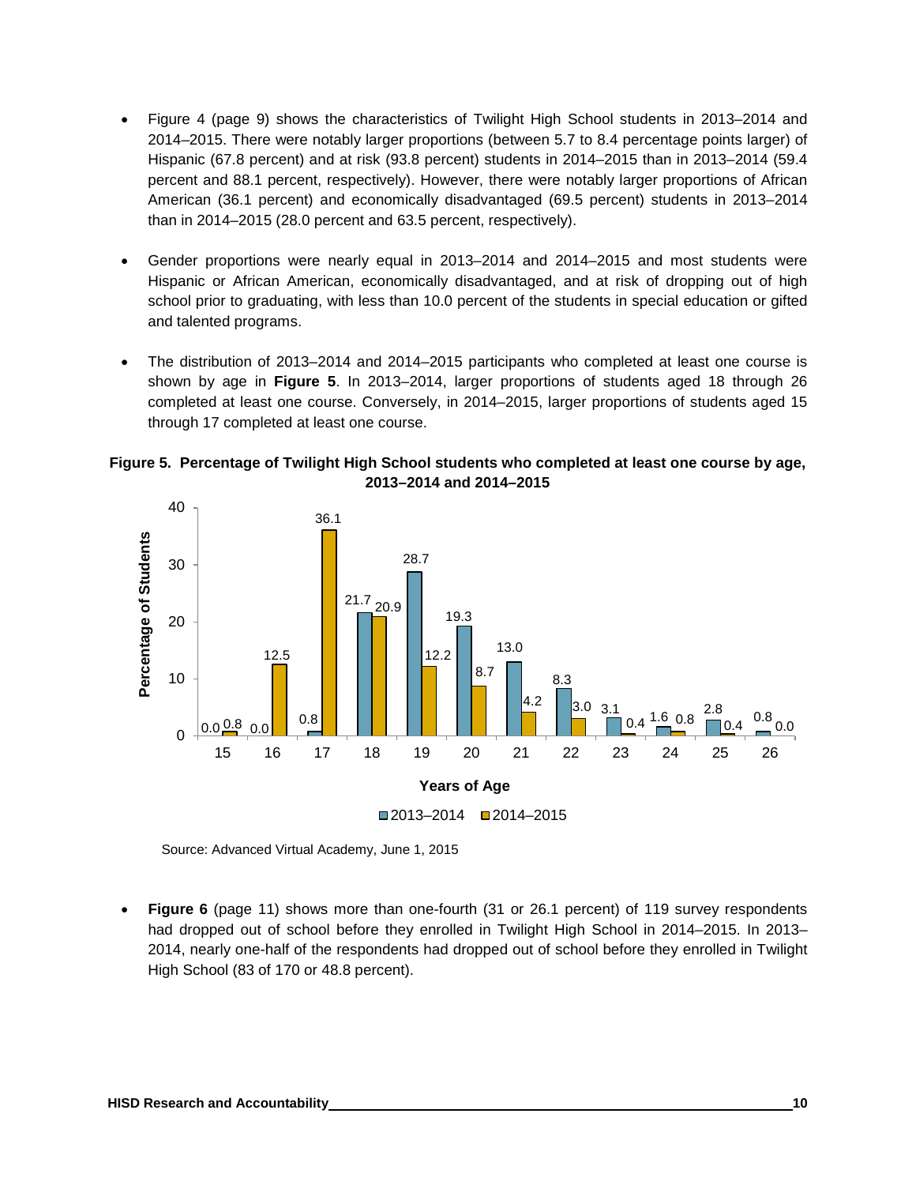- Figure 4 (page 9) shows the characteristics of Twilight High School students in 2013–2014 and 2014–2015. There were notably larger proportions (between 5.7 to 8.4 percentage points larger) of Hispanic (67.8 percent) and at risk (93.8 percent) students in 2014–2015 than in 2013–2014 (59.4 percent and 88.1 percent, respectively). However, there were notably larger proportions of African American (36.1 percent) and economically disadvantaged (69.5 percent) students in 2013–2014 than in 2014–2015 (28.0 percent and 63.5 percent, respectively).

- Gender proportions were nearly equal in 2013–2014 and 2014–2015 and most students were Hispanic or African American, economically disadvantaged, and at risk of dropping out of high school prior to graduating, with less than 10.0 percent of the students in special education or gifted and talented programs.

- The distribution of 2013–2014 and 2014–2015 participants who completed at least one course is shown by age in **Figure 5**. In 2013–2014, larger proportions of students aged 18 through 26 completed at least one course. Conversely, in 2014–2015, larger proportions of students aged 15 through 17 completed at least one course.

**Figure 5. Percentage of Twilight High School students who completed at least one course by age, 2013–2014 and 2014–2015**

| Years of Age | 2013–2014 | 2014–2015 |
|---|---|---|
| 15 | 0.0 | 0.8 |
| 16 | 0.0 | 12.5 |
| 17 | 0.8 | 36.1 |
| 18 | 21.7 | 20.9 |
| 19 | 28.7 | 12.2 |
| 20 | 19.3 | 8.7 |
| 21 | 13.0 | 4.2 |
| 22 | 8.3 | 3.0 |
| 23 | 3.1 | 0.4 |
| 24 | 1.6 | 0.8 |
| 25 | 2.8 | 0.4 |
| 26 | 0.8 | 0.0 |

Source: Advanced Virtual Academy, June 1, 2015

- **Figure 6** (page 11) shows more than one-fourth (31 or 26.1 percent) of 119 survey respondents had dropped out of school before they enrolled in Twilight High School in 2014–2015. In 2013–2014, nearly one-half of the respondents had dropped out of school before they enrolled in Twilight High School (83 of 170 or 48.8 percent).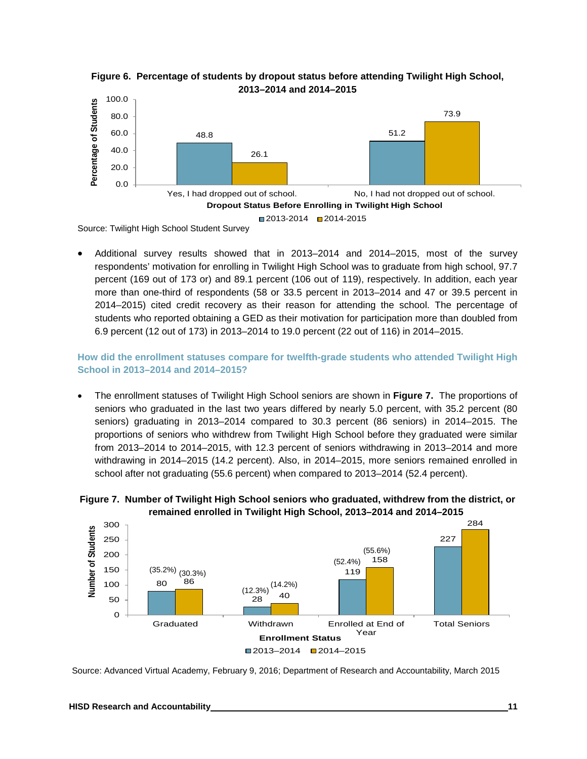**Figure 6. Percentage of students by dropout status before attending Twilight High School, 2013–2014 and 2014–2015**

| Dropout Status Before Enrolling in Twilight High School | 2013-2014 | 2014-2015 |
|---|---|---|
| Yes, I had dropped out of school. | 48.8 | 26.1 |
| No, I had not dropped out of school. | 51.2 | 73.9 |

Source: Twilight High School Student Survey

- Additional survey results showed that in 2013–2014 and 2014–2015, most of the survey respondents' motivation for enrolling in Twilight High School was to graduate from high school, 97.7 percent (169 out of 173 or) and 89.1 percent (106 out of 119), respectively. In addition, each year more than one-third of respondents (58 or 33.5 percent in 2013–2014 and 47 or 39.5 percent in 2014–2015) cited credit recovery as their reason for attending the school. The percentage of students who reported obtaining a GED as their motivation for participation more than doubled from 6.9 percent (12 out of 173) in 2013–2014 to 19.0 percent (22 out of 116) in 2014–2015.

### How did the enrollment statuses compare for twelfth-grade students who attended Twilight High School in 2013–2014 and 2014–2015?

- The enrollment statuses of Twilight High School seniors are shown in **Figure 7.** The proportions of seniors who graduated in the last two years differed by nearly 5.0 percent, with 35.2 percent (80 seniors) graduating in 2013–2014 compared to 30.3 percent (86 seniors) in 2014–2015. The proportions of seniors who withdrew from Twilight High School before they graduated were similar from 2013–2014 to 2014–2015, with 12.3 percent of seniors withdrawing in 2013–2014 and more withdrawing in 2014–2015 (14.2 percent). Also, in 2014–2015, more seniors remained enrolled in school after not graduating (55.6 percent) when compared to 2013–2014 (52.4 percent).

**Figure 7. Number of Twilight High School seniors who graduated, withdrew from the district, or remained enrolled in Twilight High School, 2013–2014 and 2014–2015**

| Enrollment Status | 2013–2014 | 2014–2015 |
|---|---|---|
| Graduated | 80 (35.2%) | 86 (30.3%) |
| Withdrawn | 28 (12.3%) | 40 (14.2%) |
| Enrolled at End of Year | 119 (52.4%) | 158 (55.6%) |
| Total Seniors | 227 | 284 |

Source: Advanced Virtual Academy, February 9, 2016; Department of Research and Accountability, March 2015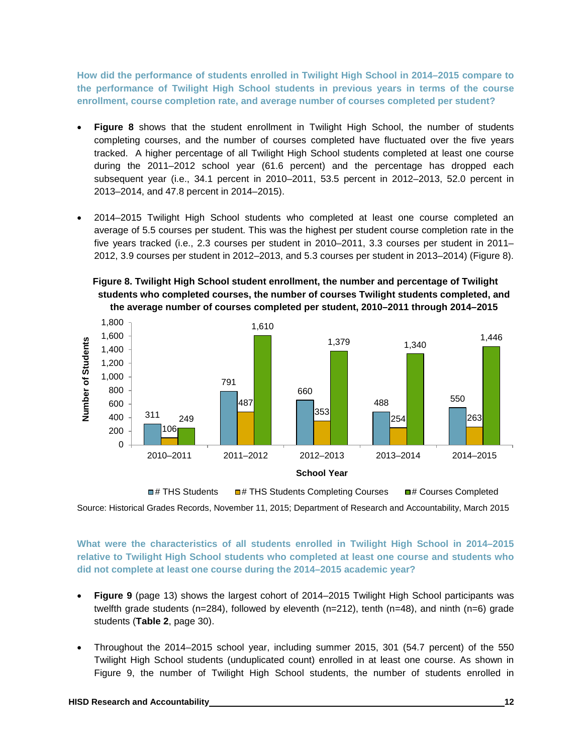**How did the performance of students enrolled in Twilight High School in 2014–2015 compare to the performance of Twilight High School students in previous years in terms of the course enrollment, course completion rate, and average number of courses completed per student?**

- **Figure 8** shows that the student enrollment in Twilight High School, the number of students completing courses, and the number of courses completed have fluctuated over the five years tracked. A higher percentage of all Twilight High School students completed at least one course during the 2011–2012 school year (61.6 percent) and the percentage has dropped each subsequent year (i.e., 34.1 percent in 2010–2011, 53.5 percent in 2012–2013, 52.0 percent in 2013–2014, and 47.8 percent in 2014–2015).

- 2014–2015 Twilight High School students who completed at least one course completed an average of 5.5 courses per student. This was the highest per student course completion rate in the five years tracked (i.e., 2.3 courses per student in 2010–2011, 3.3 courses per student in 2011–2012, 3.9 courses per student in 2012–2013, and 5.3 courses per student in 2013–2014) (Figure 8).

**Figure 8. Twilight High School student enrollment, the number and percentage of Twilight students who completed courses, the number of courses Twilight students completed, and the average number of courses completed per student, 2010–2011 through 2014–2015**

| School Year | # THS Students | # THS Students Completing Courses | # Courses Completed |
|---|---|---|---|
| 2010–2011 | 311 | 106 | 249 |
| 2011–2012 | 791 | 487 | 1,610 |
| 2012–2013 | 660 | 353 | 1,379 |
| 2013–2014 | 488 | 254 | 1,340 |
| 2014–2015 | 550 | 263 | 1,446 |

Source: Historical Grades Records, November 11, 2015; Department of Research and Accountability, March 2015

**What were the characteristics of all students enrolled in Twilight High School in 2014–2015 relative to Twilight High School students who completed at least one course and students who did not complete at least one course during the 2014–2015 academic year?**

- **Figure 9** (page 13) shows the largest cohort of 2014–2015 Twilight High School participants was twelfth grade students (n=284), followed by eleventh (n=212), tenth (n=48), and ninth (n=6) grade students (**Table 2**, page 30).

- Throughout the 2014–2015 school year, including summer 2015, 301 (54.7 percent) of the 550 Twilight High School students (unduplicated count) enrolled in at least one course. As shown in Figure 9, the number of Twilight High School students, the number of students enrolled in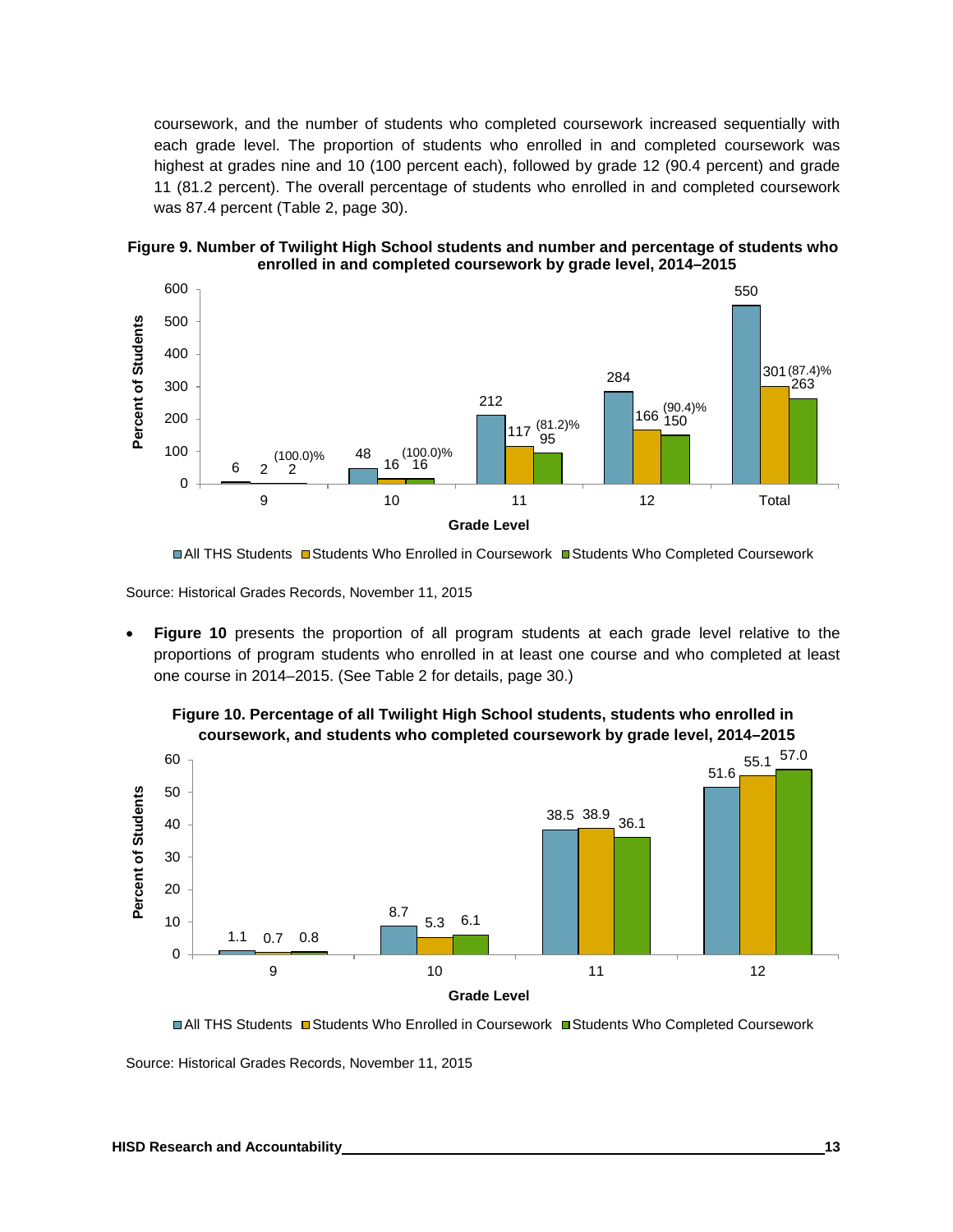coursework, and the number of students who completed coursework increased sequentially with each grade level. The proportion of students who enrolled in and completed coursework was highest at grades nine and 10 (100 percent each), followed by grade 12 (90.4 percent) and grade 11 (81.2 percent). The overall percentage of students who enrolled in and completed coursework was 87.4 percent (Table 2, page 30).

**Figure 9. Number of Twilight High School students and number and percentage of students who enrolled in and completed coursework by grade level, 2014–2015**

| Grade Level | All THS Students | Students Who Enrolled in Coursework | Students Who Completed Coursework |
|---|---|---|---|
| 9 | 6 | 2 | 2 (100.0)% |
| 10 | 48 | 16 | 16 (100.0)% |
| 11 | 212 | 117 | 95 (81.2)% |
| 12 | 284 | 166 | 150 (90.4)% |
| Total | 550 | 301 | 263 (87.4)% |

Source: Historical Grades Records, November 11, 2015

- **Figure 10** presents the proportion of all program students at each grade level relative to the proportions of program students who enrolled in at least one course and who completed at least one course in 2014–2015. (See Table 2 for details, page 30.)

**Figure 10. Percentage of all Twilight High School students, students who enrolled in coursework, and students who completed coursework by grade level, 2014–2015**

| Grade Level | All THS Students | Students Who Enrolled in Coursework | Students Who Completed Coursework |
|---|---|---|---|
| 9 | 1.1 | 0.7 | 0.8 |
| 10 | 8.7 | 5.3 | 6.1 |
| 11 | 38.5 | 38.9 | 36.1 |
| 12 | 51.6 | 55.1 | 57.0 |

Source: Historical Grades Records, November 11, 2015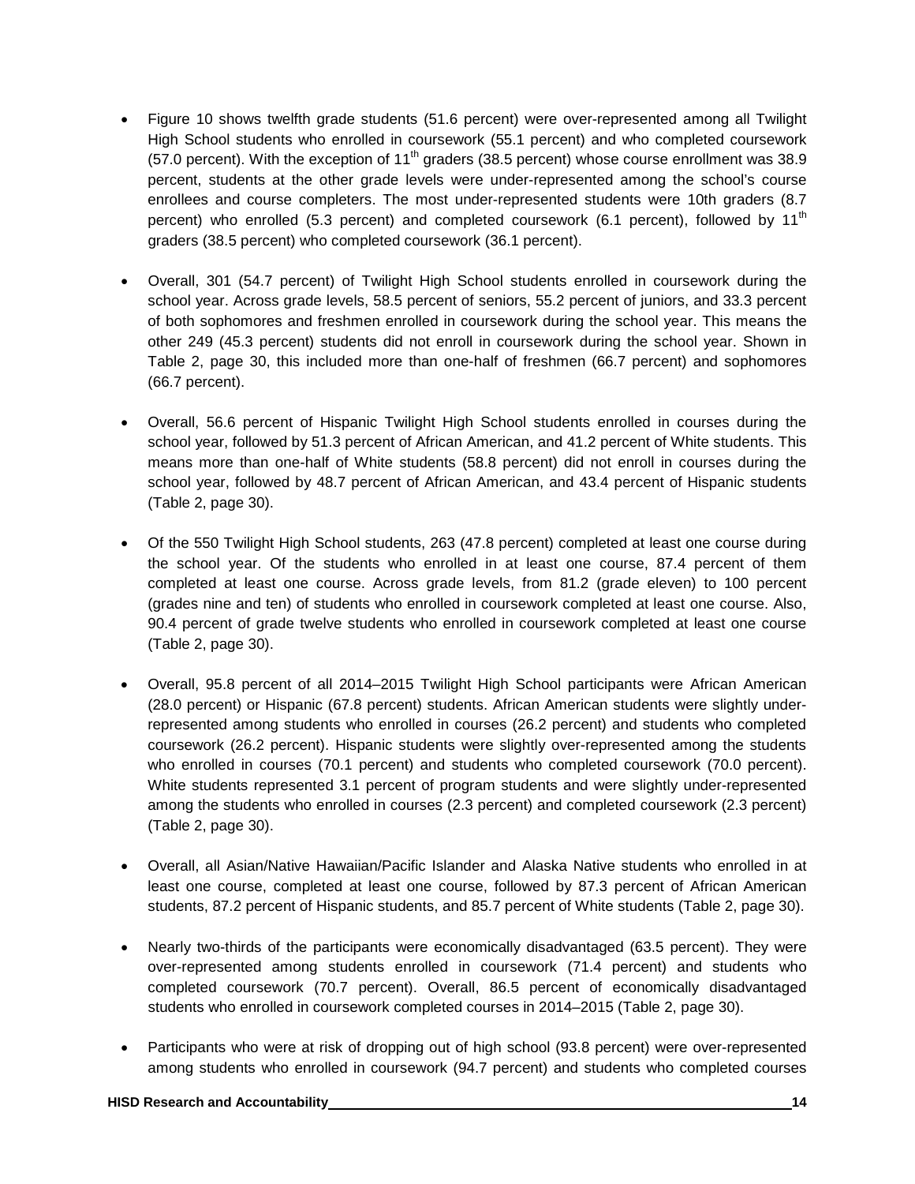- Figure 10 shows twelfth grade students (51.6 percent) were over-represented among all Twilight High School students who enrolled in coursework (55.1 percent) and who completed coursework (57.0 percent). With the exception of 11th graders (38.5 percent) whose course enrollment was 38.9 percent, students at the other grade levels were under-represented among the school's course enrollees and course completers. The most under-represented students were 10th graders (8.7 percent) who enrolled (5.3 percent) and completed coursework (6.1 percent), followed by 11th graders (38.5 percent) who completed coursework (36.1 percent).

- Overall, 301 (54.7 percent) of Twilight High School students enrolled in coursework during the school year. Across grade levels, 58.5 percent of seniors, 55.2 percent of juniors, and 33.3 percent of both sophomores and freshmen enrolled in coursework during the school year. This means the other 249 (45.3 percent) students did not enroll in coursework during the school year. Shown in Table 2, page 30, this included more than one-half of freshmen (66.7 percent) and sophomores (66.7 percent).

- Overall, 56.6 percent of Hispanic Twilight High School students enrolled in courses during the school year, followed by 51.3 percent of African American, and 41.2 percent of White students. This means more than one-half of White students (58.8 percent) did not enroll in courses during the school year, followed by 48.7 percent of African American, and 43.4 percent of Hispanic students (Table 2, page 30).

- Of the 550 Twilight High School students, 263 (47.8 percent) completed at least one course during the school year. Of the students who enrolled in at least one course, 87.4 percent of them completed at least one course. Across grade levels, from 81.2 (grade eleven) to 100 percent (grades nine and ten) of students who enrolled in coursework completed at least one course. Also, 90.4 percent of grade twelve students who enrolled in coursework completed at least one course (Table 2, page 30).

- Overall, 95.8 percent of all 2014–2015 Twilight High School participants were African American (28.0 percent) or Hispanic (67.8 percent) students. African American students were slightly under-represented among students who enrolled in courses (26.2 percent) and students who completed coursework (26.2 percent). Hispanic students were slightly over-represented among the students who enrolled in courses (70.1 percent) and students who completed coursework (70.0 percent). White students represented 3.1 percent of program students and were slightly under-represented among the students who enrolled in courses (2.3 percent) and completed coursework (2.3 percent) (Table 2, page 30).

- Overall, all Asian/Native Hawaiian/Pacific Islander and Alaska Native students who enrolled in at least one course, completed at least one course, followed by 87.3 percent of African American students, 87.2 percent of Hispanic students, and 85.7 percent of White students (Table 2, page 30).

- Nearly two-thirds of the participants were economically disadvantaged (63.5 percent). They were over-represented among students enrolled in coursework (71.4 percent) and students who completed coursework (70.7 percent). Overall, 86.5 percent of economically disadvantaged students who enrolled in coursework completed courses in 2014–2015 (Table 2, page 30).

- Participants who were at risk of dropping out of high school (93.8 percent) were over-represented among students who enrolled in coursework (94.7 percent) and students who completed courses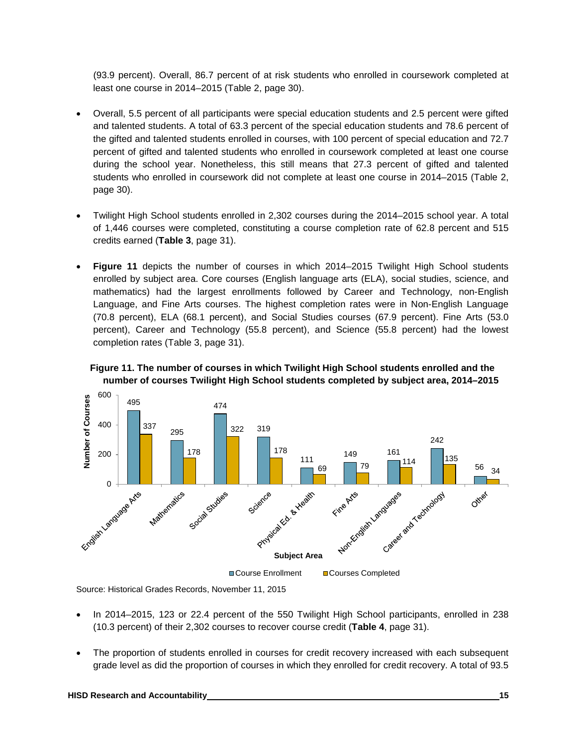(93.9 percent). Overall, 86.7 percent of at risk students who enrolled in coursework completed at least one course in 2014–2015 (Table 2, page 30).

- Overall, 5.5 percent of all participants were special education students and 2.5 percent were gifted and talented students. A total of 63.3 percent of the special education students and 78.6 percent of the gifted and talented students enrolled in courses, with 100 percent of special education and 72.7 percent of gifted and talented students who enrolled in coursework completed at least one course during the school year. Nonetheless, this still means that 27.3 percent of gifted and talented students who enrolled in coursework did not complete at least one course in 2014–2015 (Table 2, page 30).

- Twilight High School students enrolled in 2,302 courses during the 2014–2015 school year. A total of 1,446 courses were completed, constituting a course completion rate of 62.8 percent and 515 credits earned (**Table 3**, page 31).

- **Figure 11** depicts the number of courses in which 2014–2015 Twilight High School students enrolled by subject area. Core courses (English language arts (ELA), social studies, science, and mathematics) had the largest enrollments followed by Career and Technology, non-English Language, and Fine Arts courses. The highest completion rates were in Non-English Language (70.8 percent), ELA (68.1 percent), and Social Studies courses (67.9 percent). Fine Arts (53.0 percent), Career and Technology (55.8 percent), and Science (55.8 percent) had the lowest completion rates (Table 3, page 31).

**Figure 11. The number of courses in which Twilight High School students enrolled and the number of courses Twilight High School students completed by subject area, 2014–2015**

| Subject Area | Course Enrollment | Courses Completed |
|---|---|---|
| English Language Arts | 495 | 337 |
| Mathematics | 295 | 178 |
| Social Studies | 474 | 322 |
| Science | 319 | 178 |
| Physical Ed. & Health | 111 | 69 |
| Fine Arts | 149 | 79 |
| Non-English Languages | 161 | 114 |
| Career and Technology | 242 | 135 |
| Other | 56 | 34 |

Source: Historical Grades Records, November 11, 2015

- In 2014–2015, 123 or 22.4 percent of the 550 Twilight High School participants, enrolled in 238 (10.3 percent) of their 2,302 courses to recover course credit (**Table 4**, page 31).

- The proportion of students enrolled in courses for credit recovery increased with each subsequent grade level as did the proportion of courses in which they enrolled for credit recovery. A total of 93.5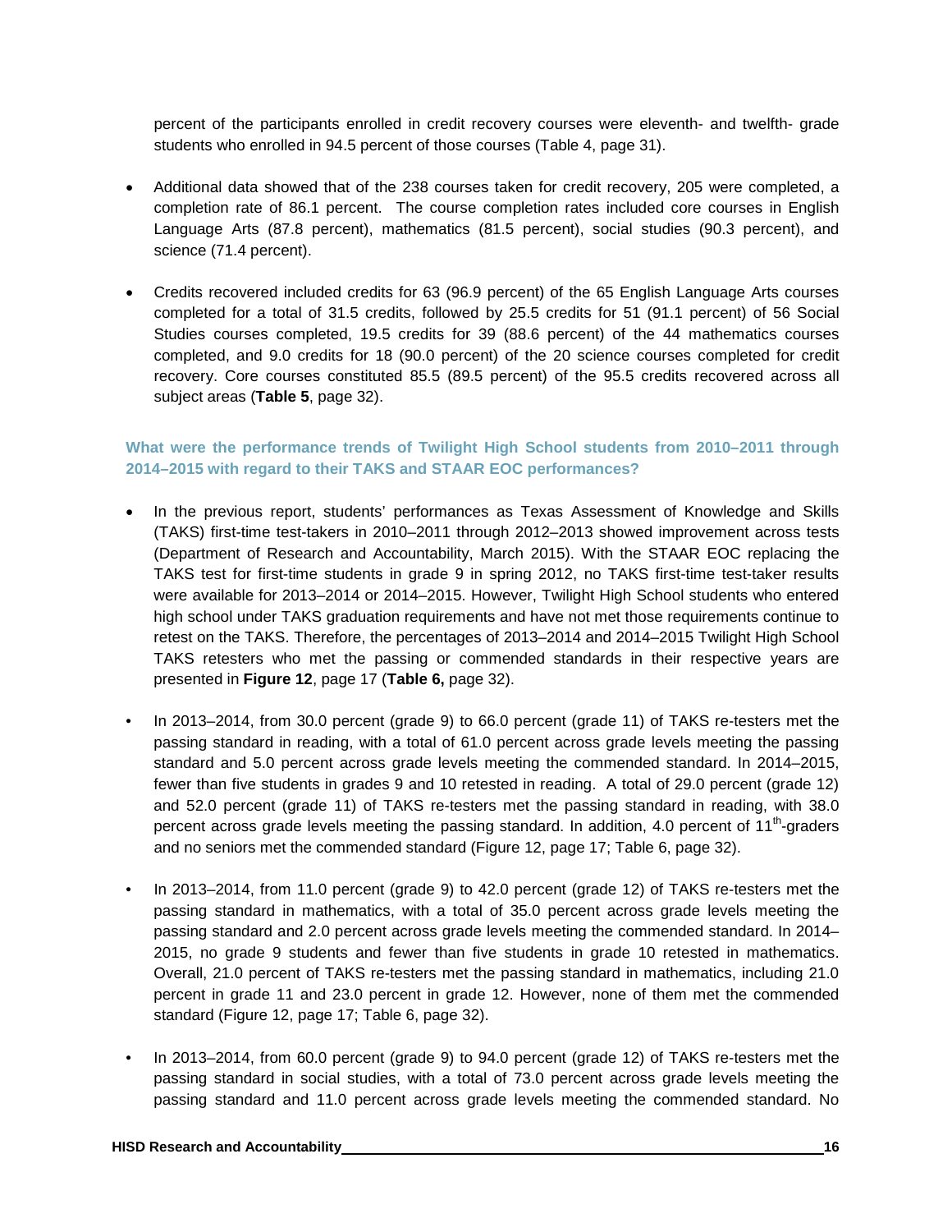percent of the participants enrolled in credit recovery courses were eleventh- and twelfth- grade students who enrolled in 94.5 percent of those courses (Table 4, page 31).

- Additional data showed that of the 238 courses taken for credit recovery, 205 were completed, a completion rate of 86.1 percent. The course completion rates included core courses in English Language Arts (87.8 percent), mathematics (81.5 percent), social studies (90.3 percent), and science (71.4 percent).
- Credits recovered included credits for 63 (96.9 percent) of the 65 English Language Arts courses completed for a total of 31.5 credits, followed by 25.5 credits for 51 (91.1 percent) of 56 Social Studies courses completed, 19.5 credits for 39 (88.6 percent) of the 44 mathematics courses completed, and 9.0 credits for 18 (90.0 percent) of the 20 science courses completed for credit recovery. Core courses constituted 85.5 (89.5 percent) of the 95.5 credits recovered across all subject areas (**Table 5**, page 32).

### What were the performance trends of Twilight High School students from 2010–2011 through 2014–2015 with regard to their TAKS and STAAR EOC performances?

- In the previous report, students' performances as Texas Assessment of Knowledge and Skills (TAKS) first-time test-takers in 2010–2011 through 2012–2013 showed improvement across tests (Department of Research and Accountability, March 2015). With the STAAR EOC replacing the TAKS test for first-time students in grade 9 in spring 2012, no TAKS first-time test-taker results were available for 2013–2014 or 2014–2015. However, Twilight High School students who entered high school under TAKS graduation requirements and have not met those requirements continue to retest on the TAKS. Therefore, the percentages of 2013–2014 and 2014–2015 Twilight High School TAKS retesters who met the passing or commended standards in their respective years are presented in **Figure 12**, page 17 (**Table 6,** page 32).
- In 2013–2014, from 30.0 percent (grade 9) to 66.0 percent (grade 11) of TAKS re-testers met the passing standard in reading, with a total of 61.0 percent across grade levels meeting the passing standard and 5.0 percent across grade levels meeting the commended standard. In 2014–2015, fewer than five students in grades 9 and 10 retested in reading. A total of 29.0 percent (grade 12) and 52.0 percent (grade 11) of TAKS re-testers met the passing standard in reading, with 38.0 percent across grade levels meeting the passing standard. In addition, 4.0 percent of 11th-graders and no seniors met the commended standard (Figure 12, page 17; Table 6, page 32).
- In 2013–2014, from 11.0 percent (grade 9) to 42.0 percent (grade 12) of TAKS re-testers met the passing standard in mathematics, with a total of 35.0 percent across grade levels meeting the passing standard and 2.0 percent across grade levels meeting the commended standard. In 2014–2015, no grade 9 students and fewer than five students in grade 10 retested in mathematics. Overall, 21.0 percent of TAKS re-testers met the passing standard in mathematics, including 21.0 percent in grade 11 and 23.0 percent in grade 12. However, none of them met the commended standard (Figure 12, page 17; Table 6, page 32).
- In 2013–2014, from 60.0 percent (grade 9) to 94.0 percent (grade 12) of TAKS re-testers met the passing standard in social studies, with a total of 73.0 percent across grade levels meeting the passing standard and 11.0 percent across grade levels meeting the commended standard. No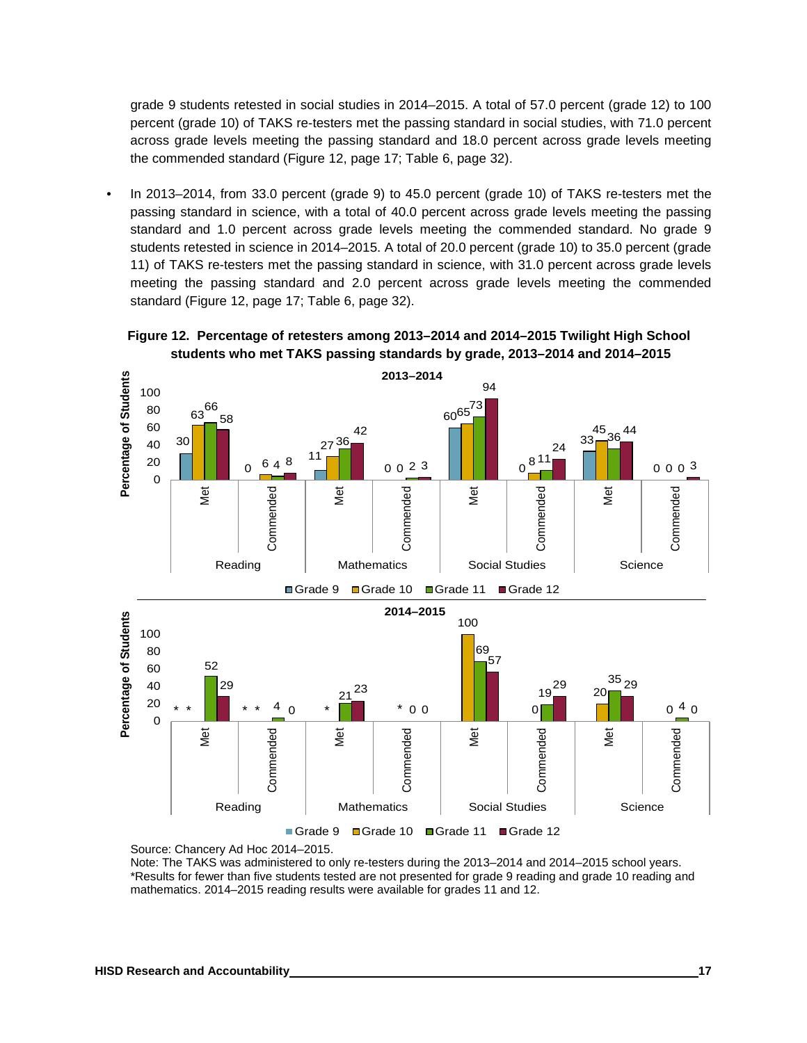grade 9 students retested in social studies in 2014–2015. A total of 57.0 percent (grade 12) to 100 percent (grade 10) of TAKS re-testers met the passing standard in social studies, with 71.0 percent across grade levels meeting the passing standard and 18.0 percent across grade levels meeting the commended standard (Figure 12, page 17; Table 6, page 32).

- In 2013–2014, from 33.0 percent (grade 9) to 45.0 percent (grade 10) of TAKS re-testers met the passing standard in science, with a total of 40.0 percent across grade levels meeting the passing standard and 1.0 percent across grade levels meeting the commended standard. No grade 9 students retested in science in 2014–2015. A total of 20.0 percent (grade 10) to 35.0 percent (grade 11) of TAKS re-testers met the passing standard in science, with 31.0 percent across grade levels meeting the passing standard and 2.0 percent across grade levels meeting the commended standard (Figure 12, page 17; Table 6, page 32).

**Figure 12. Percentage of retesters among 2013–2014 and 2014–2015 Twilight High School students who met TAKS passing standards by grade, 2013–2014 and 2014–2015**

**2013–2014**

| Subject | Standard | Grade 9 | Grade 10 | Grade 11 | Grade 12 |
|---|---|---|---|---|---|
| Reading | Met | 30 | 63 | 66 | 58 |
| Reading | Commended | 0 | 6 | 4 | 8 |
| Mathematics | Met | 11 | 27 | 36 | 42 |
| Mathematics | Commended | 0 | 0 | 2 | 3 |
| Social Studies | Met | 60 | 65 | 73 | 94 |
| Social Studies | Commended | 0 | 8 | 11 | 24 |
| Science | Met | 33 | 45 | 36 | 44 |
| Science | Commended | 0 | 0 | 0 | 3 |

**2014–2015**

| Subject | Standard | Grade 9 | Grade 10 | Grade 11 | Grade 12 |
|---|---|---|---|---|---|
| Reading | Met | * | * | 52 | 29 |
| Reading | Commended | * | * | 4 | 0 |
| Mathematics | Met | | * | 21 | 23 |
| Mathematics | Commended | | * | 0 | 0 |
| Social Studies | Met | | 100 | 69 | 57 |
| Social Studies | Commended | | 0 | 19 | 29 |
| Science | Met | | 20 | 35 | 29 |
| Science | Commended | | 0 | 4 | 0 |

Source: Chancery Ad Hoc 2014–2015.
Note: The TAKS was administered to only re-testers during the 2013–2014 and 2014–2015 school years.
*Results for fewer than five students tested are not presented for grade 9 reading and grade 10 reading and mathematics. 2014–2015 reading results were available for grades 11 and 12.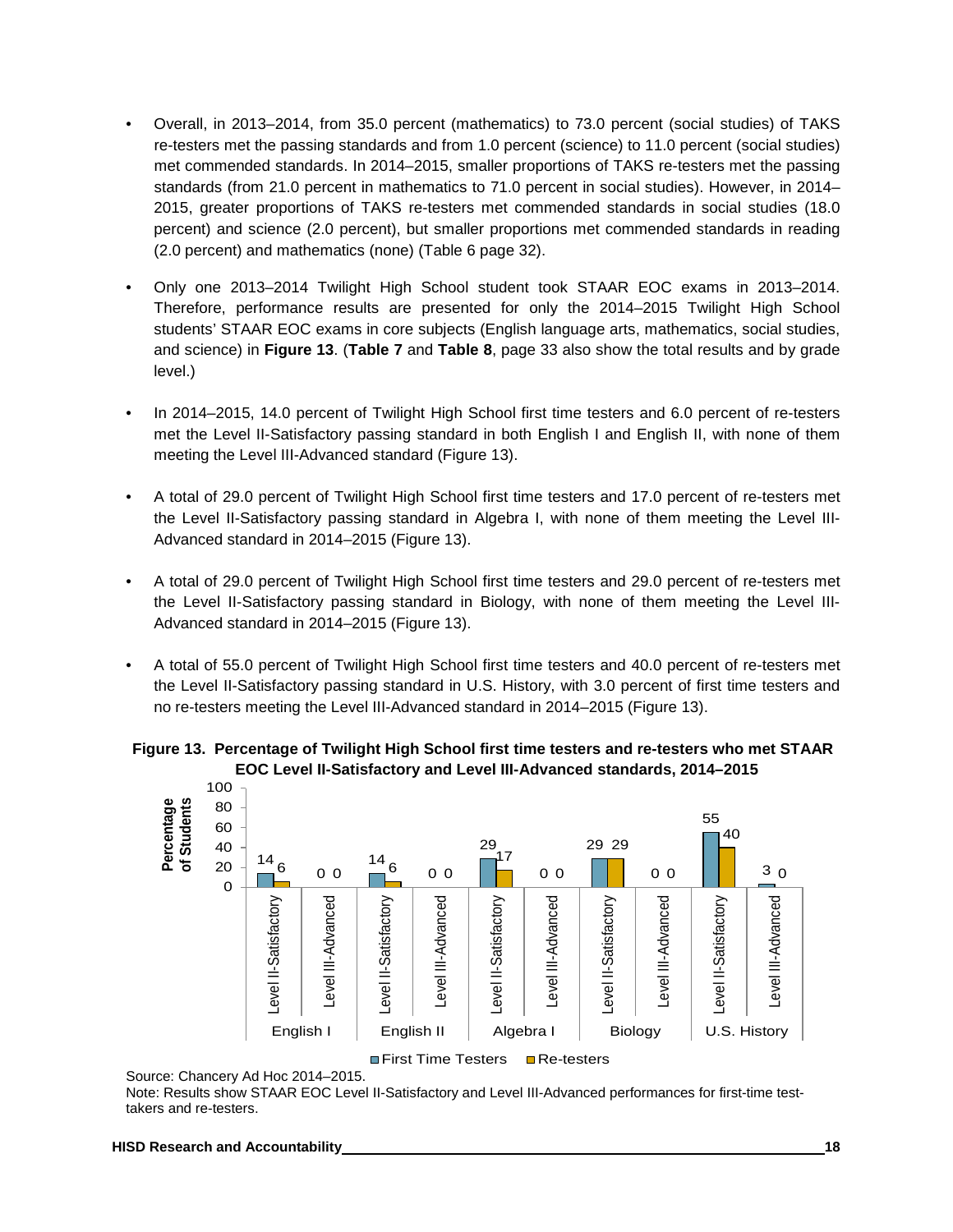- Overall, in 2013–2014, from 35.0 percent (mathematics) to 73.0 percent (social studies) of TAKS re-testers met the passing standards and from 1.0 percent (science) to 11.0 percent (social studies) met commended standards. In 2014–2015, smaller proportions of TAKS re-testers met the passing standards (from 21.0 percent in mathematics to 71.0 percent in social studies). However, in 2014–2015, greater proportions of TAKS re-testers met commended standards in social studies (18.0 percent) and science (2.0 percent), but smaller proportions met commended standards in reading (2.0 percent) and mathematics (none) (Table 6 page 32).

- Only one 2013–2014 Twilight High School student took STAAR EOC exams in 2013–2014. Therefore, performance results are presented for only the 2014–2015 Twilight High School students' STAAR EOC exams in core subjects (English language arts, mathematics, social studies, and science) in **Figure 13**. (**Table 7** and **Table 8**, page 33 also show the total results and by grade level.)

- In 2014–2015, 14.0 percent of Twilight High School first time testers and 6.0 percent of re-testers met the Level II-Satisfactory passing standard in both English I and English II, with none of them meeting the Level III-Advanced standard (Figure 13).

- A total of 29.0 percent of Twilight High School first time testers and 17.0 percent of re-testers met the Level II-Satisfactory passing standard in Algebra I, with none of them meeting the Level III-Advanced standard in 2014–2015 (Figure 13).

- A total of 29.0 percent of Twilight High School first time testers and 29.0 percent of re-testers met the Level II-Satisfactory passing standard in Biology, with none of them meeting the Level III-Advanced standard in 2014–2015 (Figure 13).

- A total of 55.0 percent of Twilight High School first time testers and 40.0 percent of re-testers met the Level II-Satisfactory passing standard in U.S. History, with 3.0 percent of first time testers and no re-testers meeting the Level III-Advanced standard in 2014–2015 (Figure 13).

**Figure 13. Percentage of Twilight High School first time testers and re-testers who met STAAR EOC Level II-Satisfactory and Level III-Advanced standards, 2014–2015**

| Subject | Standard | First Time Testers | Re-testers |
|---|---|---|---|
| English I | Level II-Satisfactory | 14 | 6 |
| English I | Level III-Advanced | 0 | 0 |
| English II | Level II-Satisfactory | 14 | 6 |
| English II | Level III-Advanced | 0 | 0 |
| Algebra I | Level II-Satisfactory | 29 | 17 |
| Algebra I | Level III-Advanced | 0 | 0 |
| Biology | Level II-Satisfactory | 29 | 29 |
| Biology | Level III-Advanced | 0 | 0 |
| U.S. History | Level II-Satisfactory | 55 | 40 |
| U.S. History | Level III-Advanced | 3 | 0 |

Source: Chancery Ad Hoc 2014–2015.
Note: Results show STAAR EOC Level II-Satisfactory and Level III-Advanced performances for first-time test-takers and re-testers.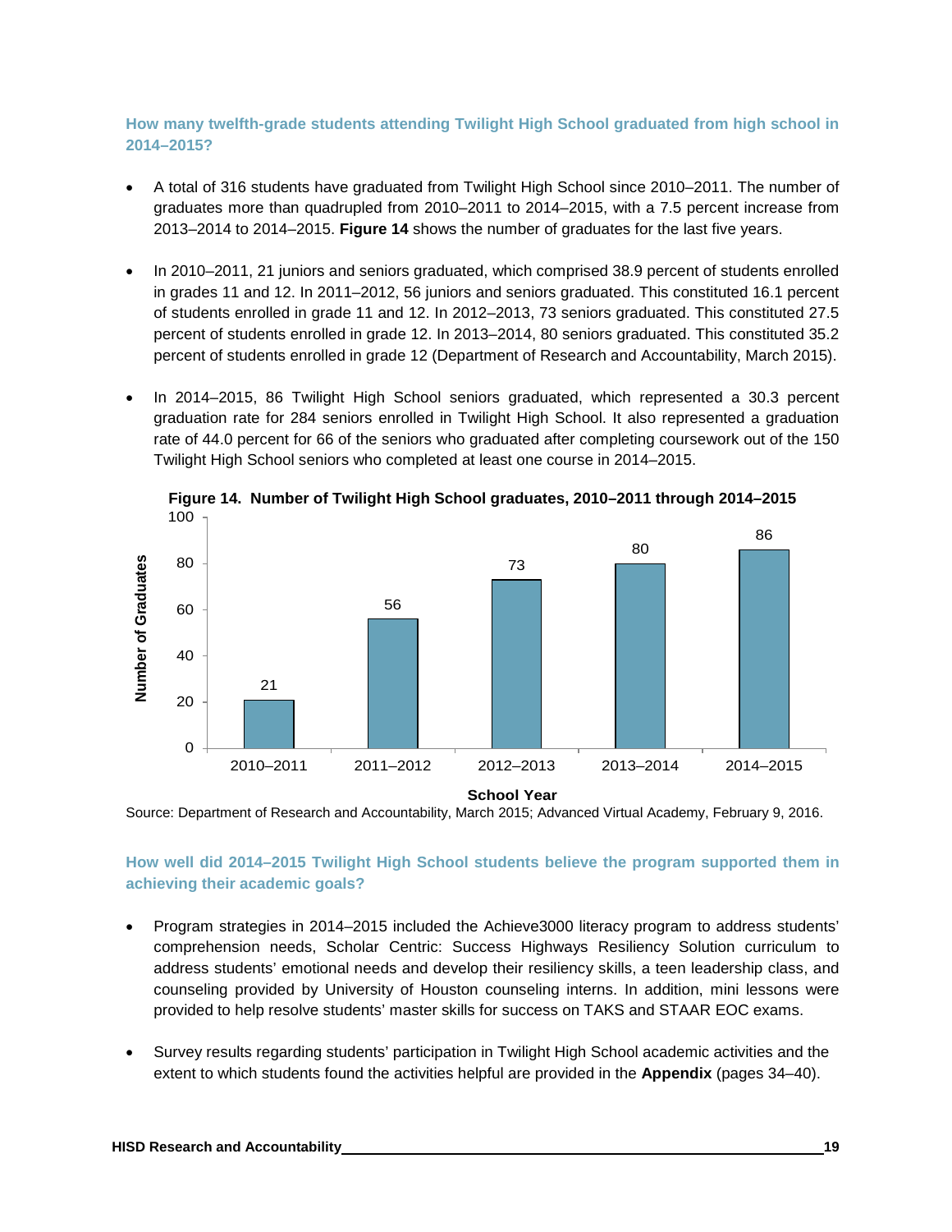### How many twelfth-grade students attending Twilight High School graduated from high school in 2014–2015?

- A total of 316 students have graduated from Twilight High School since 2010–2011. The number of graduates more than quadrupled from 2010–2011 to 2014–2015, with a 7.5 percent increase from 2013–2014 to 2014–2015. **Figure 14** shows the number of graduates for the last five years.

- In 2010–2011, 21 juniors and seniors graduated, which comprised 38.9 percent of students enrolled in grades 11 and 12. In 2011–2012, 56 juniors and seniors graduated. This constituted 16.1 percent of students enrolled in grade 11 and 12. In 2012–2013, 73 seniors graduated. This constituted 27.5 percent of students enrolled in grade 12. In 2013–2014, 80 seniors graduated. This constituted 35.2 percent of students enrolled in grade 12 (Department of Research and Accountability, March 2015).

- In 2014–2015, 86 Twilight High School seniors graduated, which represented a 30.3 percent graduation rate for 284 seniors enrolled in Twilight High School. It also represented a graduation rate of 44.0 percent for 66 of the seniors who graduated after completing coursework out of the 150 Twilight High School seniors who completed at least one course in 2014–2015.

**Figure 14. Number of Twilight High School graduates, 2010–2011 through 2014–2015**

| School Year | Number of Graduates |
|---|---|
| 2010–2011 | 21 |
| 2011–2012 | 56 |
| 2012–2013 | 73 |
| 2013–2014 | 80 |
| 2014–2015 | 86 |

Source: Department of Research and Accountability, March 2015; Advanced Virtual Academy, February 9, 2016.

### How well did 2014–2015 Twilight High School students believe the program supported them in achieving their academic goals?

- Program strategies in 2014–2015 included the Achieve3000 literacy program to address students' comprehension needs, Scholar Centric: Success Highways Resiliency Solution curriculum to address students' emotional needs and develop their resiliency skills, a teen leadership class, and counseling provided by University of Houston counseling interns. In addition, mini lessons were provided to help resolve students' master skills for success on TAKS and STAAR EOC exams.

- Survey results regarding students' participation in Twilight High School academic activities and the extent to which students found the activities helpful are provided in the **Appendix** (pages 34–40).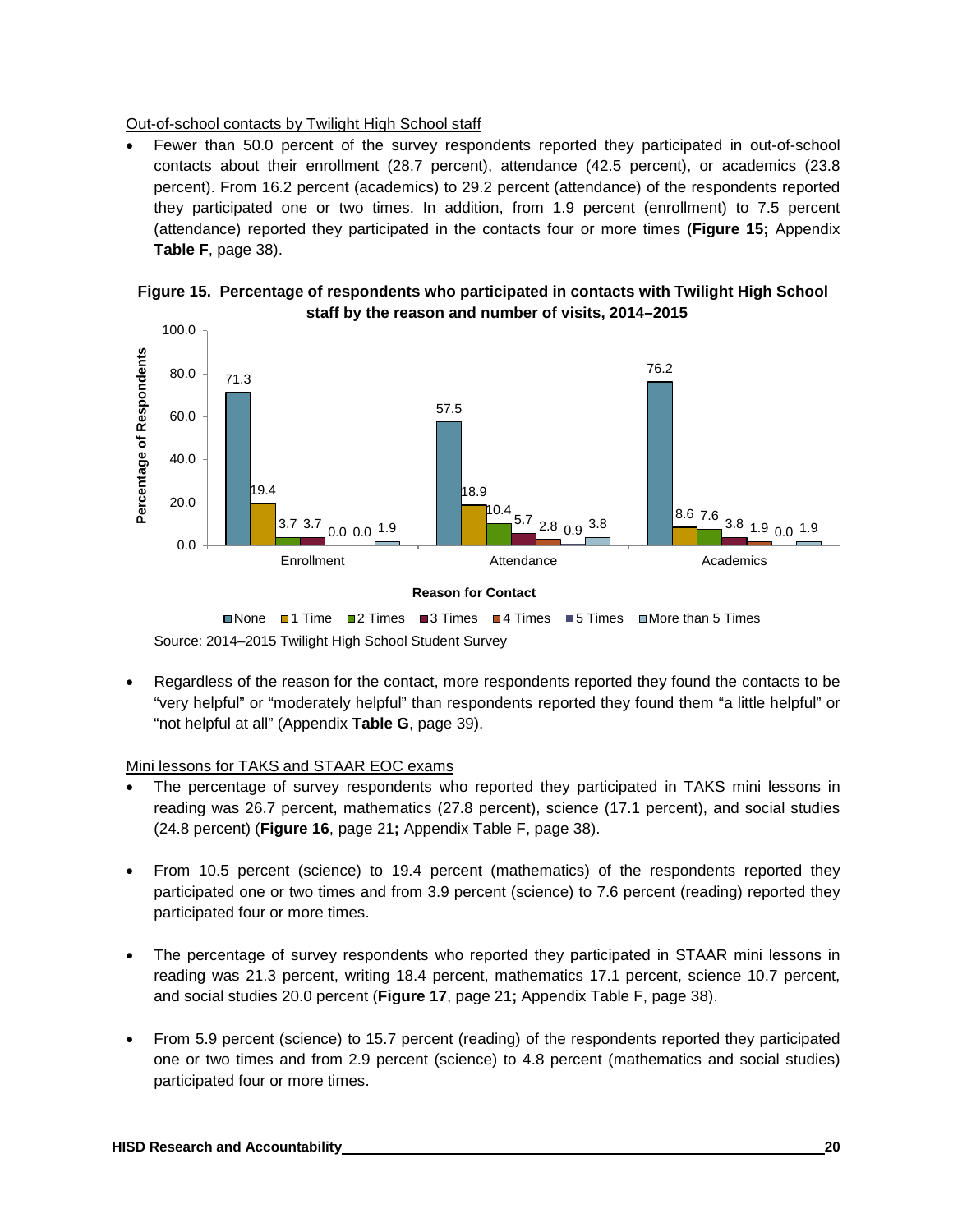Out-of-school contacts by Twilight High School staff

- Fewer than 50.0 percent of the survey respondents reported they participated in out-of-school contacts about their enrollment (28.7 percent), attendance (42.5 percent), or academics (23.8 percent). From 16.2 percent (academics) to 29.2 percent (attendance) of the respondents reported they participated one or two times. In addition, from 1.9 percent (enrollment) to 7.5 percent (attendance) reported they participated in the contacts four or more times (**Figure 15;** Appendix **Table F**, page 38).

**Figure 15. Percentage of respondents who participated in contacts with Twilight High School staff by the reason and number of visits, 2014–2015**

| Reason for Contact | None | 1 Time | 2 Times | 3 Times | 4 Times | 5 Times | More than 5 Times |
|---|---|---|---|---|---|---|---|
| Enrollment | 71.3 | 19.4 | 3.7 | 3.7 | 0.0 | 0.0 | 1.9 |
| Attendance | 57.5 | 18.9 | 10.4 | 5.7 | 2.8 | 0.9 | 3.8 |
| Academics | 76.2 | 8.6 | 7.6 | 3.8 | 1.9 | 0.0 | 1.9 |

Source: 2014–2015 Twilight High School Student Survey

- Regardless of the reason for the contact, more respondents reported they found the contacts to be "very helpful" or "moderately helpful" than respondents reported they found them "a little helpful" or "not helpful at all" (Appendix **Table G**, page 39).

Mini lessons for TAKS and STAAR EOC exams

- The percentage of survey respondents who reported they participated in TAKS mini lessons in reading was 26.7 percent, mathematics (27.8 percent), science (17.1 percent), and social studies (24.8 percent) (**Figure 16**, page 21**;** Appendix Table F, page 38).

- From 10.5 percent (science) to 19.4 percent (mathematics) of the respondents reported they participated one or two times and from 3.9 percent (science) to 7.6 percent (reading) reported they participated four or more times.

- The percentage of survey respondents who reported they participated in STAAR mini lessons in reading was 21.3 percent, writing 18.4 percent, mathematics 17.1 percent, science 10.7 percent, and social studies 20.0 percent (**Figure 17**, page 21**;** Appendix Table F, page 38).

- From 5.9 percent (science) to 15.7 percent (reading) of the respondents reported they participated one or two times and from 2.9 percent (science) to 4.8 percent (mathematics and social studies) participated four or more times.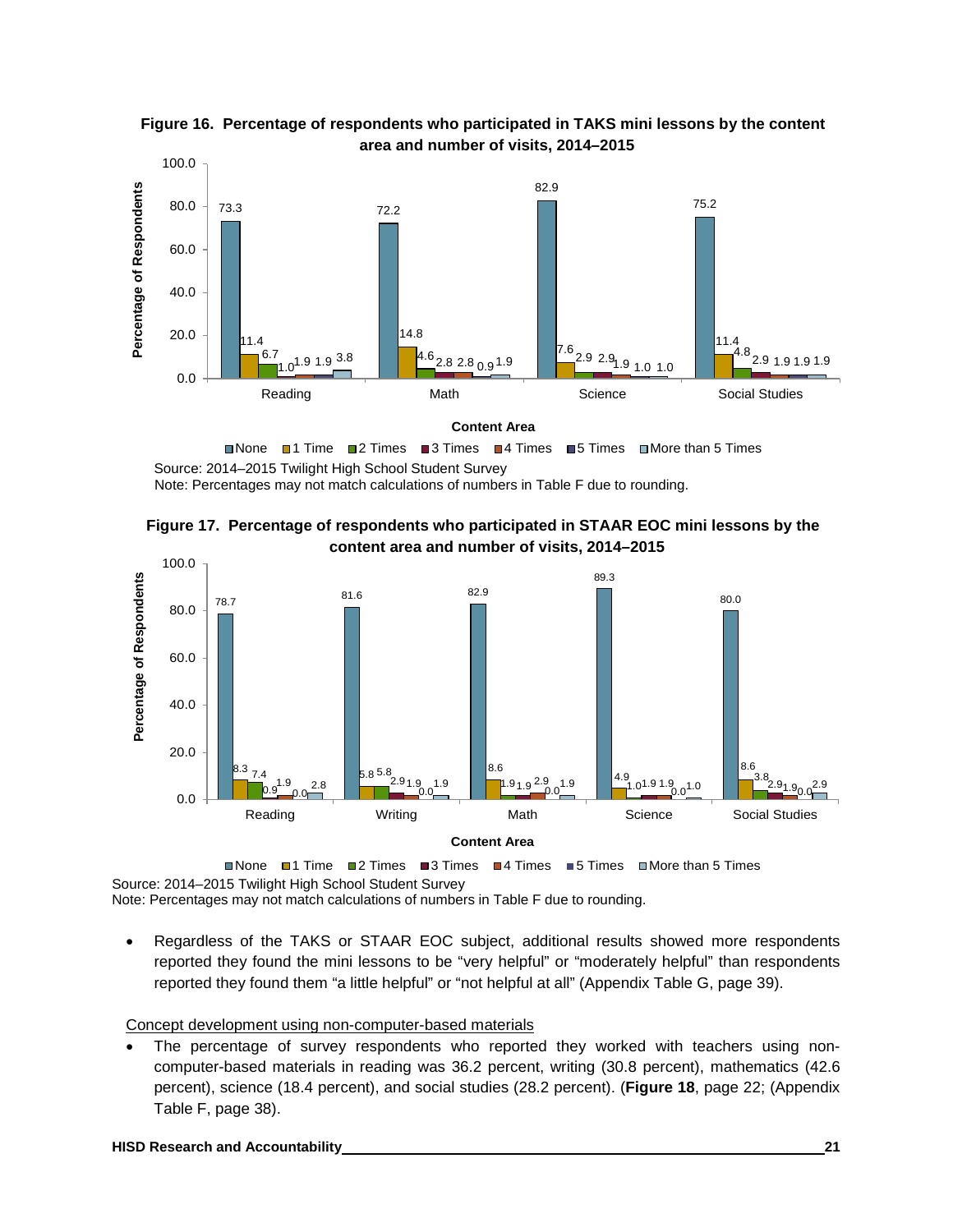**Figure 16. Percentage of respondents who participated in TAKS mini lessons by the content area and number of visits, 2014–2015**

| Content Area | None | 1 Time | 2 Times | 3 Times | 4 Times | 5 Times | More than 5 Times |
|---|---|---|---|---|---|---|---|
| Reading | 73.3 | 11.4 | 6.7 | 1.0 | 1.9 | 1.9 | 3.8 |
| Math | 72.2 | 14.8 | 4.6 | 2.8 | 2.8 | 0.9 | 1.9 |
| Science | 82.9 | 7.6 | 2.9 | 2.9 | 1.9 | 1.0 | 1.0 |
| Social Studies | 75.2 | 11.4 | 4.8 | 2.9 | 1.9 | 1.9 | 1.9 |

Source: 2014–2015 Twilight High School Student Survey
Note: Percentages may not match calculations of numbers in Table F due to rounding.

**Figure 17. Percentage of respondents who participated in STAAR EOC mini lessons by the content area and number of visits, 2014–2015**

| Content Area | None | 1 Time | 2 Times | 3 Times | 4 Times | 5 Times | More than 5 Times |
|---|---|---|---|---|---|---|---|
| Reading | 78.7 | 8.3 | 7.4 | 0.9 | 1.9 | 0.0 | 2.8 |
| Writing | 81.6 | 5.8 | 5.8 | 2.9 | 1.9 | 0.0 | 1.9 |
| Math | 82.9 | 8.6 | 1.9 | 1.9 | 2.9 | 0.0 | 1.9 |
| Science | 89.3 | 4.9 | 1.0 | 1.9 | 1.9 | 0.0 | 1.0 |
| Social Studies | 80.0 | 8.6 | 3.8 | 2.9 | 1.9 | 0.0 | 2.9 |

Source: 2014–2015 Twilight High School Student Survey
Note: Percentages may not match calculations of numbers in Table F due to rounding.

- Regardless of the TAKS or STAAR EOC subject, additional results showed more respondents reported they found the mini lessons to be "very helpful" or "moderately helpful" than respondents reported they found them "a little helpful" or "not helpful at all" (Appendix Table G, page 39).

Concept development using non-computer-based materials

- The percentage of survey respondents who reported they worked with teachers using non-computer-based materials in reading was 36.2 percent, writing (30.8 percent), mathematics (42.6 percent), science (18.4 percent), and social studies (28.2 percent). (**Figure 18**, page 22; (Appendix Table F, page 38).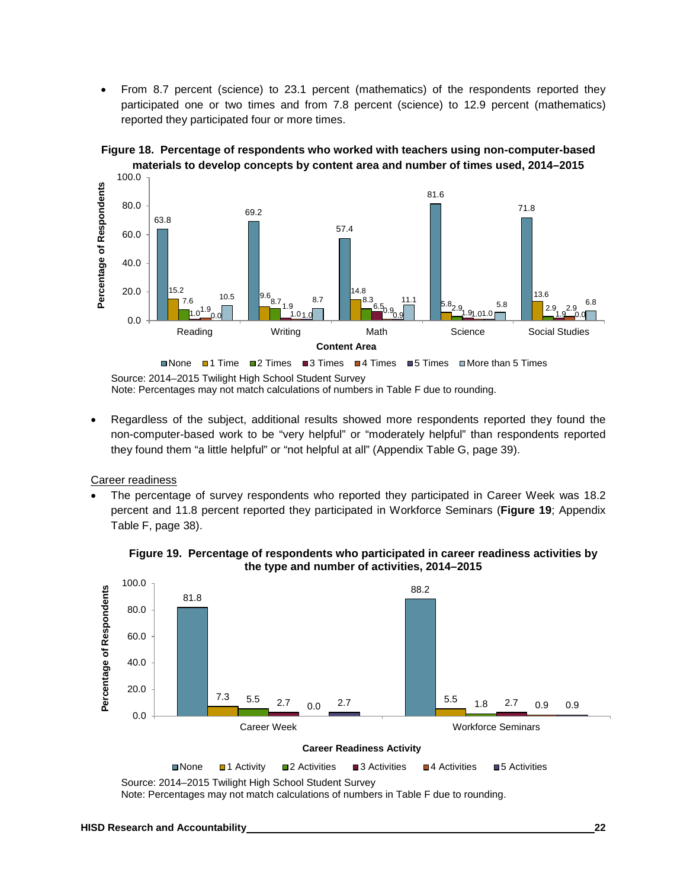- From 8.7 percent (science) to 23.1 percent (mathematics) of the respondents reported they participated one or two times and from 7.8 percent (science) to 12.9 percent (mathematics) reported they participated four or more times.

**Figure 18. Percentage of respondents who worked with teachers using non-computer-based materials to develop concepts by content area and number of times used, 2014–2015**

| Content Area | None | 1 Time | 2 Times | 3 Times | 4 Times | 5 Times | More than 5 Times |
|---|---|---|---|---|---|---|---|
| Reading | 63.8 | 15.2 | 7.6 | 1.0 | 1.9 | 0.0 | 10.5 |
| Writing | 69.2 | 9.6 | 8.7 | 1.9 | 1.0 | 1.0 | 8.7 |
| Math | 57.4 | 14.8 | 8.3 | 6.5 | 0.9 | 0.9 | 11.1 |
| Science | 81.6 | 5.8 | 2.9 | 1.9 | 1.0 | 1.0 | 5.8 |
| Social Studies | 71.8 | 13.6 | 2.9 | 1.9 | 2.9 | 0.0 | 6.8 |

Source: 2014–2015 Twilight High School Student Survey
Note: Percentages may not match calculations of numbers in Table F due to rounding.

- Regardless of the subject, additional results showed more respondents reported they found the non-computer-based work to be "very helpful" or "moderately helpful" than respondents reported they found them "a little helpful" or "not helpful at all" (Appendix Table G, page 39).

Career readiness

- The percentage of survey respondents who reported they participated in Career Week was 18.2 percent and 11.8 percent reported they participated in Workforce Seminars (**Figure 19**; Appendix Table F, page 38).

**Figure 19. Percentage of respondents who participated in career readiness activities by the type and number of activities, 2014–2015**

| Career Readiness Activity | None | 1 Activity | 2 Activities | 3 Activities | 4 Activities | 5 Activities |
|---|---|---|---|---|---|---|
| Career Week | 81.8 | 7.3 | 5.5 | 2.7 | 0.0 | 2.7 |
| Workforce Seminars | 88.2 | 5.5 | 1.8 | 2.7 | 0.9 | 0.9 |

Source: 2014–2015 Twilight High School Student Survey
Note: Percentages may not match calculations of numbers in Table F due to rounding.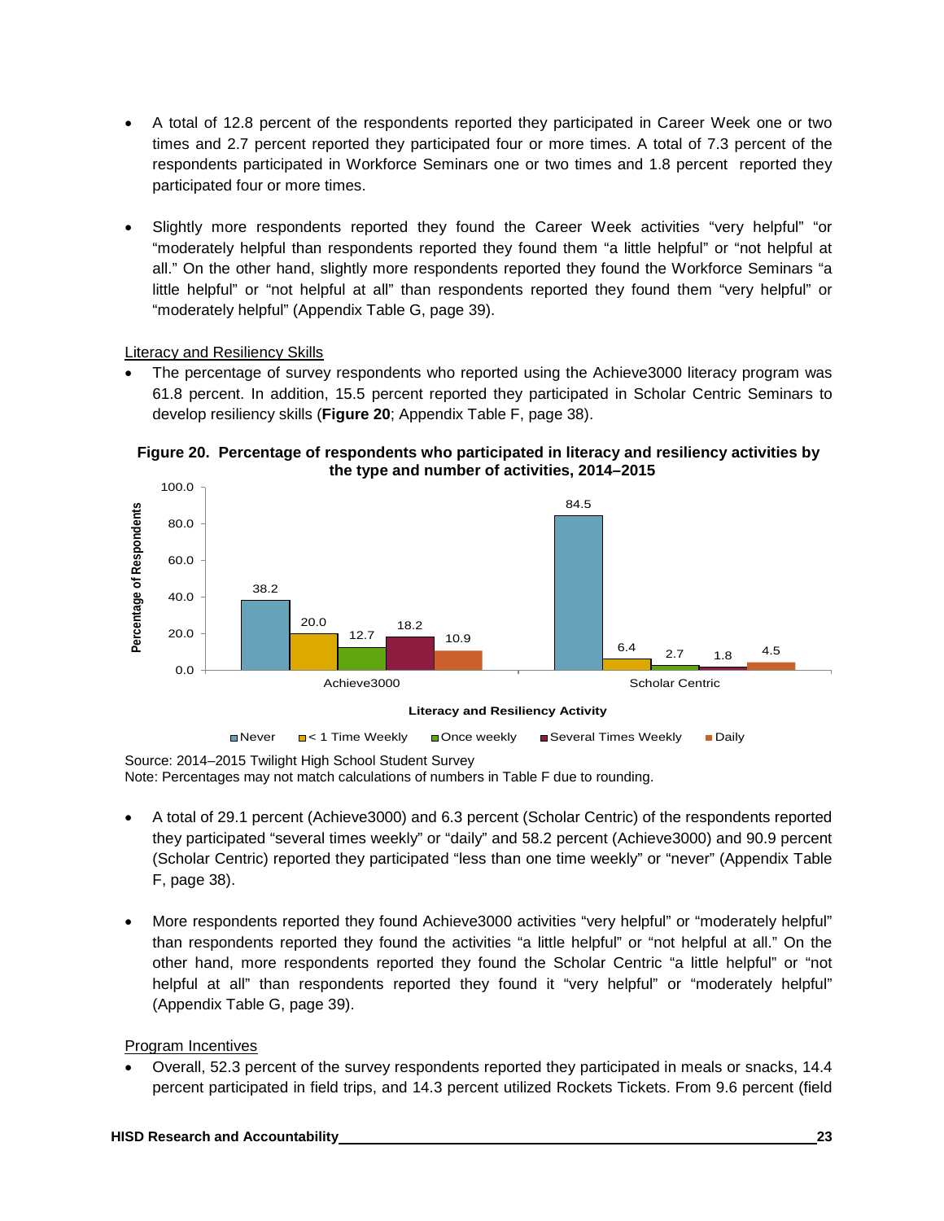- A total of 12.8 percent of the respondents reported they participated in Career Week one or two times and 2.7 percent reported they participated four or more times. A total of 7.3 percent of the respondents participated in Workforce Seminars one or two times and 1.8 percent reported they participated four or more times.

- Slightly more respondents reported they found the Career Week activities "very helpful" "or "moderately helpful than respondents reported they found them "a little helpful" or "not helpful at all." On the other hand, slightly more respondents reported they found the Workforce Seminars "a little helpful" or "not helpful at all" than respondents reported they found them "very helpful" or "moderately helpful" (Appendix Table G, page 39).

Literacy and Resiliency Skills

- The percentage of survey respondents who reported using the Achieve3000 literacy program was 61.8 percent. In addition, 15.5 percent reported they participated in Scholar Centric Seminars to develop resiliency skills (**Figure 20**; Appendix Table F, page 38).

**Figure 20. Percentage of respondents who participated in literacy and resiliency activities by the type and number of activities, 2014–2015**

| Literacy and Resiliency Activity | Never | < 1 Time Weekly | Once weekly | Several Times Weekly | Daily |
|---|---|---|---|---|---|
| Achieve3000 | 38.2 | 20.0 | 12.7 | 18.2 | 10.9 |
| Scholar Centric | 84.5 | 6.4 | 2.7 | 1.8 | 4.5 |

Source: 2014–2015 Twilight High School Student Survey
Note: Percentages may not match calculations of numbers in Table F due to rounding.

- A total of 29.1 percent (Achieve3000) and 6.3 percent (Scholar Centric) of the respondents reported they participated "several times weekly" or "daily" and 58.2 percent (Achieve3000) and 90.9 percent (Scholar Centric) reported they participated "less than one time weekly" or "never" (Appendix Table F, page 38).

- More respondents reported they found Achieve3000 activities "very helpful" or "moderately helpful" than respondents reported they found the activities "a little helpful" or "not helpful at all." On the other hand, more respondents reported they found the Scholar Centric "a little helpful" or "not helpful at all" than respondents reported they found it "very helpful" or "moderately helpful" (Appendix Table G, page 39).

Program Incentives

- Overall, 52.3 percent of the survey respondents reported they participated in meals or snacks, 14.4 percent participated in field trips, and 14.3 percent utilized Rockets Tickets. From 9.6 percent (field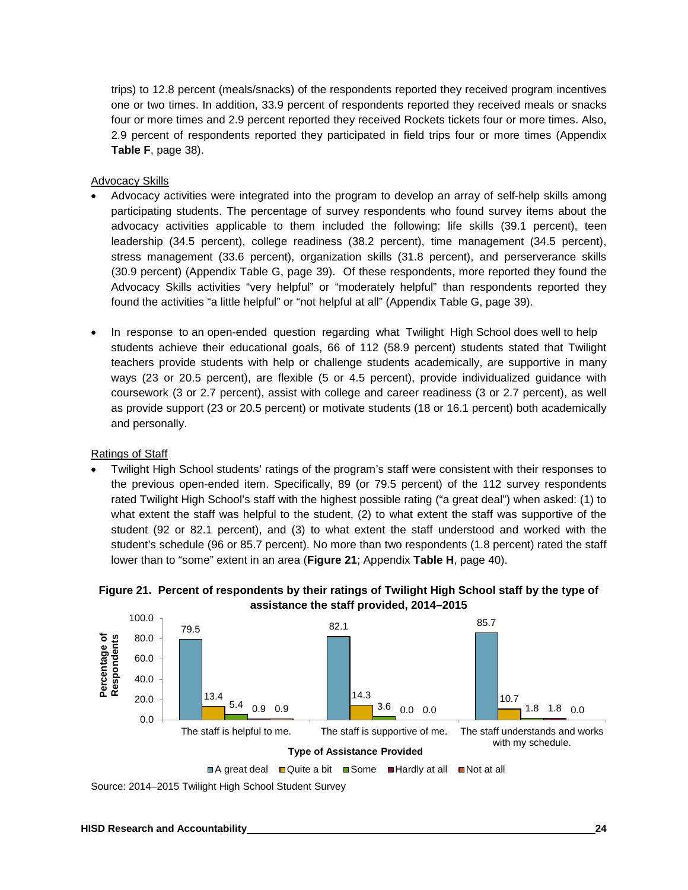trips) to 12.8 percent (meals/snacks) of the respondents reported they received program incentives one or two times. In addition, 33.9 percent of respondents reported they received meals or snacks four or more times and 2.9 percent reported they received Rockets tickets four or more times. Also, 2.9 percent of respondents reported they participated in field trips four or more times (Appendix **Table F**, page 38).

Advocacy Skills

- Advocacy activities were integrated into the program to develop an array of self-help skills among participating students. The percentage of survey respondents who found survey items about the advocacy activities applicable to them included the following: life skills (39.1 percent), teen leadership (34.5 percent), college readiness (38.2 percent), time management (34.5 percent), stress management (33.6 percent), organization skills (31.8 percent), and perserverance skills (30.9 percent) (Appendix Table G, page 39). Of these respondents, more reported they found the Advocacy Skills activities "very helpful" or "moderately helpful" than respondents reported they found the activities "a little helpful" or "not helpful at all" (Appendix Table G, page 39).

- In response to an open-ended question regarding what Twilight High School does well to help students achieve their educational goals, 66 of 112 (58.9 percent) students stated that Twilight teachers provide students with help or challenge students academically, are supportive in many ways (23 or 20.5 percent), are flexible (5 or 4.5 percent), provide individualized guidance with coursework (3 or 2.7 percent), assist with college and career readiness (3 or 2.7 percent), as well as provide support (23 or 20.5 percent) or motivate students (18 or 16.1 percent) both academically and personally.

Ratings of Staff

- Twilight High School students' ratings of the program's staff were consistent with their responses to the previous open-ended item. Specifically, 89 (or 79.5 percent) of the 112 survey respondents rated Twilight High School's staff with the highest possible rating ("a great deal") when asked: (1) to what extent the staff was helpful to the student, (2) to what extent the staff was supportive of the student (92 or 82.1 percent), and (3) to what extent the staff understood and worked with the student's schedule (96 or 85.7 percent). No more than two respondents (1.8 percent) rated the staff lower than to "some" extent in an area (**Figure 21**; Appendix **Table H**, page 40).

**Figure 21. Percent of respondents by their ratings of Twilight High School staff by the type of assistance the staff provided, 2014–2015**

| Type of Assistance Provided | A great deal | Quite a bit | Some | Hardly at all | Not at all |
|---|---|---|---|---|---|
| The staff is helpful to me. | 79.5 | 13.4 | 5.4 | 0.9 | 0.9 |
| The staff is supportive of me. | 82.1 | 14.3 | 3.6 | 0.0 | 0.0 |
| The staff understands and works with my schedule. | 85.7 | 10.7 | 1.8 | 1.8 | 0.0 |

Source: 2014–2015 Twilight High School Student Survey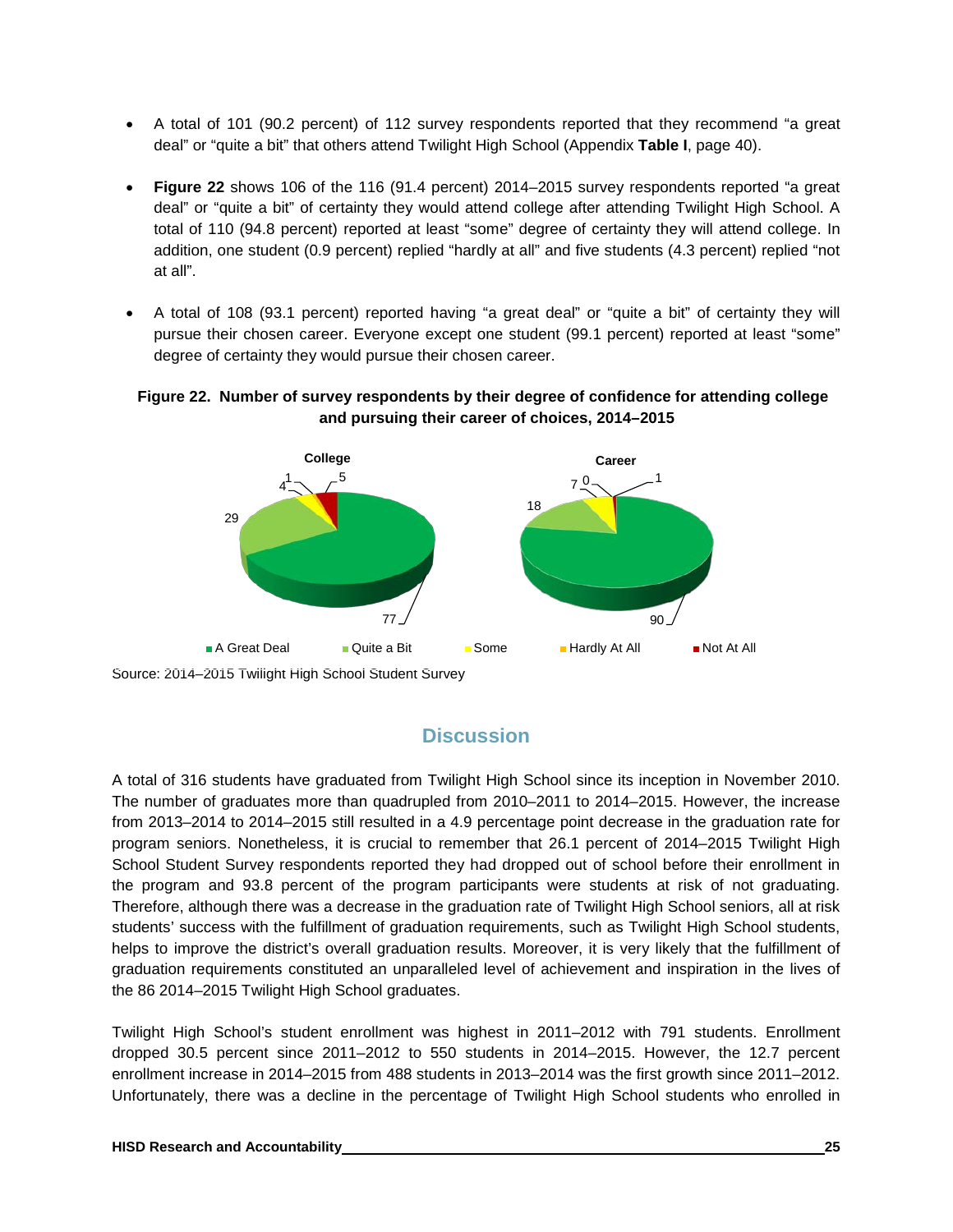- A total of 101 (90.2 percent) of 112 survey respondents reported that they recommend "a great deal" or "quite a bit" that others attend Twilight High School (Appendix **Table I**, page 40).

- **Figure 22** shows 106 of the 116 (91.4 percent) 2014–2015 survey respondents reported "a great deal" or "quite a bit" of certainty they would attend college after attending Twilight High School. A total of 110 (94.8 percent) reported at least "some" degree of certainty they will attend college. In addition, one student (0.9 percent) replied "hardly at all" and five students (4.3 percent) replied "not at all".

- A total of 108 (93.1 percent) reported having "a great deal" or "quite a bit" of certainty they will pursue their chosen career. Everyone except one student (99.1 percent) reported at least "some" degree of certainty they would pursue their chosen career.

**Figure 22. Number of survey respondents by their degree of confidence for attending college and pursuing their career of choices, 2014–2015**

| | College | Career |
|---|---|---|
| A Great Deal | 77 | 90 |
| Quite a Bit | 29 | 18 |
| Some | 4 | 7 |
| Hardly At All | 1 | 0 |
| Not At All | 5 | 1 |

Source: 2014–2015 Twilight High School Student Survey

## Discussion

A total of 316 students have graduated from Twilight High School since its inception in November 2010. The number of graduates more than quadrupled from 2010–2011 to 2014–2015. However, the increase from 2013–2014 to 2014–2015 still resulted in a 4.9 percentage point decrease in the graduation rate for program seniors. Nonetheless, it is crucial to remember that 26.1 percent of 2014–2015 Twilight High School Student Survey respondents reported they had dropped out of school before their enrollment in the program and 93.8 percent of the program participants were students at risk of not graduating. Therefore, although there was a decrease in the graduation rate of Twilight High School seniors, all at risk students' success with the fulfillment of graduation requirements, such as Twilight High School students, helps to improve the district's overall graduation results. Moreover, it is very likely that the fulfillment of graduation requirements constituted an unparalleled level of achievement and inspiration in the lives of the 86 2014–2015 Twilight High School graduates.

Twilight High School's student enrollment was highest in 2011–2012 with 791 students. Enrollment dropped 30.5 percent since 2011–2012 to 550 students in 2014–2015. However, the 12.7 percent enrollment increase in 2014–2015 from 488 students in 2013–2014 was the first growth since 2011–2012. Unfortunately, there was a decline in the percentage of Twilight High School students who enrolled in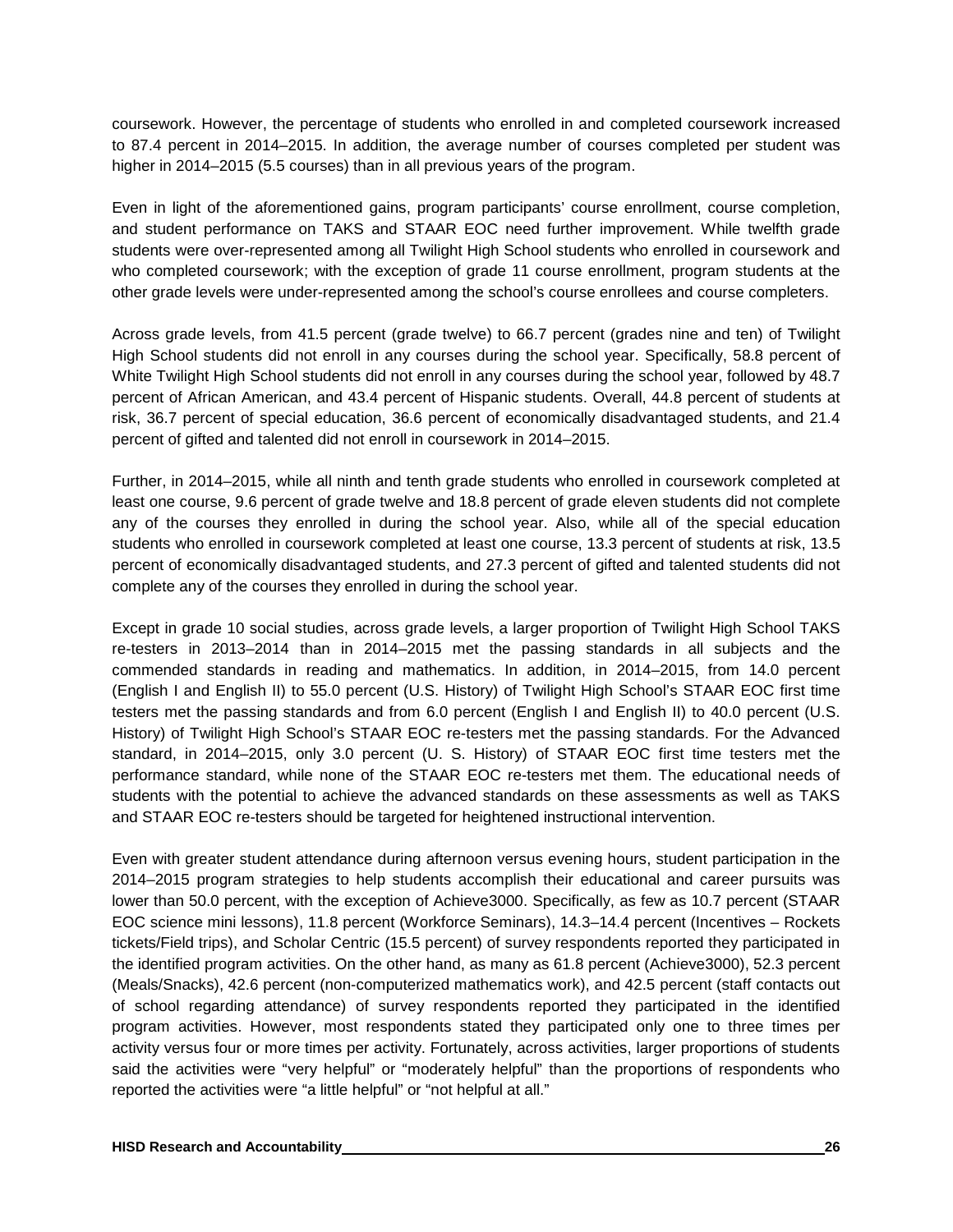coursework. However, the percentage of students who enrolled in and completed coursework increased to 87.4 percent in 2014–2015. In addition, the average number of courses completed per student was higher in 2014–2015 (5.5 courses) than in all previous years of the program.

Even in light of the aforementioned gains, program participants' course enrollment, course completion, and student performance on TAKS and STAAR EOC need further improvement. While twelfth grade students were over-represented among all Twilight High School students who enrolled in coursework and who completed coursework; with the exception of grade 11 course enrollment, program students at the other grade levels were under-represented among the school's course enrollees and course completers.

Across grade levels, from 41.5 percent (grade twelve) to 66.7 percent (grades nine and ten) of Twilight High School students did not enroll in any courses during the school year. Specifically, 58.8 percent of White Twilight High School students did not enroll in any courses during the school year, followed by 48.7 percent of African American, and 43.4 percent of Hispanic students. Overall, 44.8 percent of students at risk, 36.7 percent of special education, 36.6 percent of economically disadvantaged students, and 21.4 percent of gifted and talented did not enroll in coursework in 2014–2015.

Further, in 2014–2015, while all ninth and tenth grade students who enrolled in coursework completed at least one course, 9.6 percent of grade twelve and 18.8 percent of grade eleven students did not complete any of the courses they enrolled in during the school year. Also, while all of the special education students who enrolled in coursework completed at least one course, 13.3 percent of students at risk, 13.5 percent of economically disadvantaged students, and 27.3 percent of gifted and talented students did not complete any of the courses they enrolled in during the school year.

Except in grade 10 social studies, across grade levels, a larger proportion of Twilight High School TAKS re-testers in 2013–2014 than in 2014–2015 met the passing standards in all subjects and the commended standards in reading and mathematics. In addition, in 2014–2015, from 14.0 percent (English I and English II) to 55.0 percent (U.S. History) of Twilight High School's STAAR EOC first time testers met the passing standards and from 6.0 percent (English I and English II) to 40.0 percent (U.S. History) of Twilight High School's STAAR EOC re-testers met the passing standards. For the Advanced standard, in 2014–2015, only 3.0 percent (U. S. History) of STAAR EOC first time testers met the performance standard, while none of the STAAR EOC re-testers met them. The educational needs of students with the potential to achieve the advanced standards on these assessments as well as TAKS and STAAR EOC re-testers should be targeted for heightened instructional intervention.

Even with greater student attendance during afternoon versus evening hours, student participation in the 2014–2015 program strategies to help students accomplish their educational and career pursuits was lower than 50.0 percent, with the exception of Achieve3000. Specifically, as few as 10.7 percent (STAAR EOC science mini lessons), 11.8 percent (Workforce Seminars), 14.3–14.4 percent (Incentives – Rockets tickets/Field trips), and Scholar Centric (15.5 percent) of survey respondents reported they participated in the identified program activities. On the other hand, as many as 61.8 percent (Achieve3000), 52.3 percent (Meals/Snacks), 42.6 percent (non-computerized mathematics work), and 42.5 percent (staff contacts out of school regarding attendance) of survey respondents reported they participated in the identified program activities. However, most respondents stated they participated only one to three times per activity versus four or more times per activity. Fortunately, across activities, larger proportions of students said the activities were "very helpful" or "moderately helpful" than the proportions of respondents who reported the activities were "a little helpful" or "not helpful at all."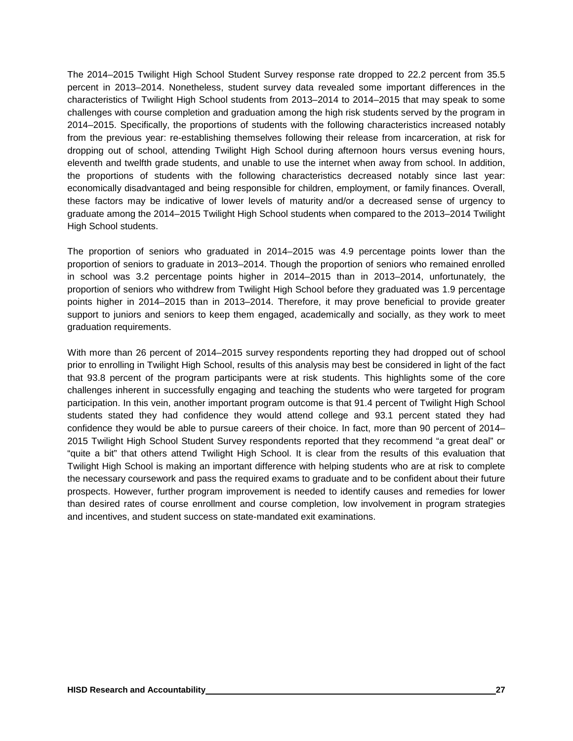The 2014–2015 Twilight High School Student Survey response rate dropped to 22.2 percent from 35.5 percent in 2013–2014. Nonetheless, student survey data revealed some important differences in the characteristics of Twilight High School students from 2013–2014 to 2014–2015 that may speak to some challenges with course completion and graduation among the high risk students served by the program in 2014–2015. Specifically, the proportions of students with the following characteristics increased notably from the previous year: re-establishing themselves following their release from incarceration, at risk for dropping out of school, attending Twilight High School during afternoon hours versus evening hours, eleventh and twelfth grade students, and unable to use the internet when away from school. In addition, the proportions of students with the following characteristics decreased notably since last year: economically disadvantaged and being responsible for children, employment, or family finances. Overall, these factors may be indicative of lower levels of maturity and/or a decreased sense of urgency to graduate among the 2014–2015 Twilight High School students when compared to the 2013–2014 Twilight High School students.

The proportion of seniors who graduated in 2014–2015 was 4.9 percentage points lower than the proportion of seniors to graduate in 2013–2014. Though the proportion of seniors who remained enrolled in school was 3.2 percentage points higher in 2014–2015 than in 2013–2014, unfortunately, the proportion of seniors who withdrew from Twilight High School before they graduated was 1.9 percentage points higher in 2014–2015 than in 2013–2014. Therefore, it may prove beneficial to provide greater support to juniors and seniors to keep them engaged, academically and socially, as they work to meet graduation requirements.

With more than 26 percent of 2014–2015 survey respondents reporting they had dropped out of school prior to enrolling in Twilight High School, results of this analysis may best be considered in light of the fact that 93.8 percent of the program participants were at risk students. This highlights some of the core challenges inherent in successfully engaging and teaching the students who were targeted for program participation. In this vein, another important program outcome is that 91.4 percent of Twilight High School students stated they had confidence they would attend college and 93.1 percent stated they had confidence they would be able to pursue careers of their choice. In fact, more than 90 percent of 2014–2015 Twilight High School Student Survey respondents reported that they recommend "a great deal" or "quite a bit" that others attend Twilight High School. It is clear from the results of this evaluation that Twilight High School is making an important difference with helping students who are at risk to complete the necessary coursework and pass the required exams to graduate and to be confident about their future prospects. However, further program improvement is needed to identify causes and remedies for lower than desired rates of course enrollment and course completion, low involvement in program strategies and incentives, and student success on state-mandated exit examinations.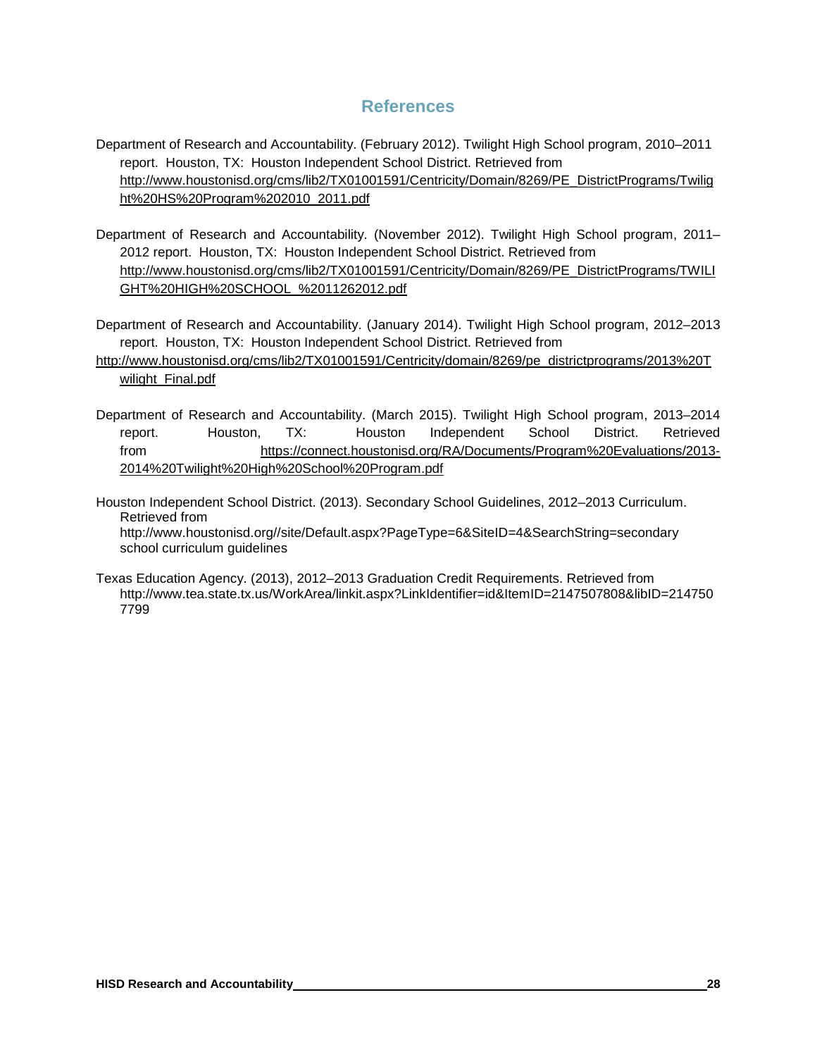## References

Department of Research and Accountability. (February 2012). Twilight High School program, 2010–2011 report. Houston, TX: Houston Independent School District. Retrieved from http://www.houstonisd.org/cms/lib2/TX01001591/Centricity/Domain/8269/PE_DistrictPrograms/Twilight%20HS%20Program%202010_2011.pdf

Department of Research and Accountability. (November 2012). Twilight High School program, 2011–2012 report. Houston, TX: Houston Independent School District. Retrieved from http://www.houstonisd.org/cms/lib2/TX01001591/Centricity/Domain/8269/PE_DistrictPrograms/TWILIGHT%20HIGH%20SCHOOL_%2011262012.pdf

Department of Research and Accountability. (January 2014). Twilight High School program, 2012–2013 report. Houston, TX: Houston Independent School District. Retrieved from http://www.houstonisd.org/cms/lib2/TX01001591/Centricity/domain/8269/pe_districtprograms/2013%20Twilight_Final.pdf

Department of Research and Accountability. (March 2015). Twilight High School program, 2013–2014 report. Houston, TX: Houston Independent School District. Retrieved from https://connect.houstonisd.org/RA/Documents/Program%20Evaluations/2013-2014%20Twilight%20High%20School%20Program.pdf

Houston Independent School District. (2013). Secondary School Guidelines, 2012–2013 Curriculum. Retrieved from http://www.houstonisd.org//site/Default.aspx?PageType=6&SiteID=4&SearchString=secondary school curriculum guidelines

Texas Education Agency. (2013), 2012–2013 Graduation Credit Requirements. Retrieved from http://www.tea.state.tx.us/WorkArea/linkit.aspx?LinkIdentifier=id&ItemID=2147507808&libID=2147507799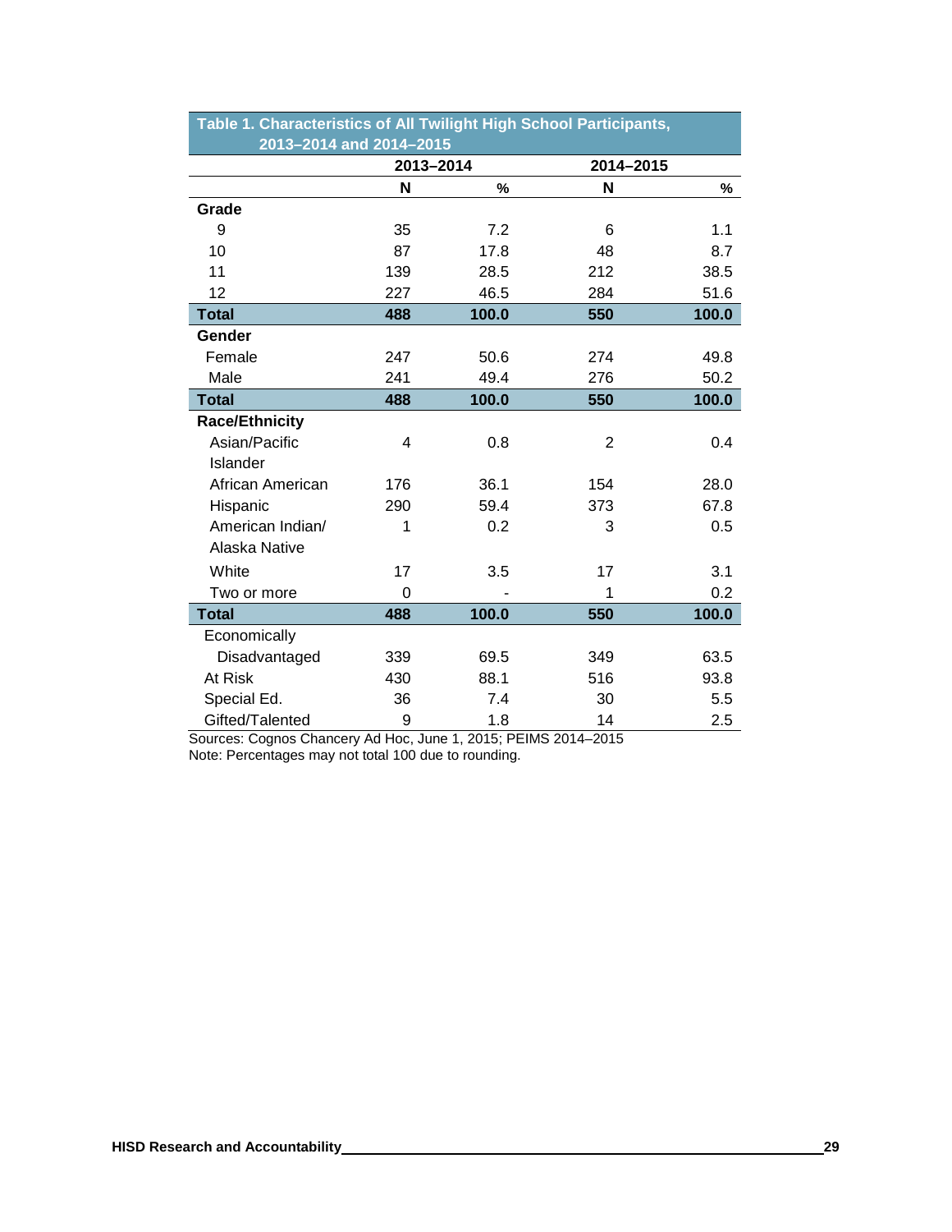**Table 1. Characteristics of All Twilight High School Participants, 2013–2014 and 2014–2015**

| | 2013–2014 | | 2014–2015 | |
|---|---|---|---|---|
| | N | % | N | % |
| **Grade** | | | | |
| 9 | 35 | 7.2 | 6 | 1.1 |
| 10 | 87 | 17.8 | 48 | 8.7 |
| 11 | 139 | 28.5 | 212 | 38.5 |
| 12 | 227 | 46.5 | 284 | 51.6 |
| **Total** | **488** | **100.0** | **550** | **100.0** |
| **Gender** | | | | |
| Female | 247 | 50.6 | 274 | 49.8 |
| Male | 241 | 49.4 | 276 | 50.2 |
| **Total** | **488** | **100.0** | **550** | **100.0** |
| **Race/Ethnicity** | | | | |
| Asian/Pacific Islander | 4 | 0.8 | 2 | 0.4 |
| African American | 176 | 36.1 | 154 | 28.0 |
| Hispanic | 290 | 59.4 | 373 | 67.8 |
| American Indian/ Alaska Native | 1 | 0.2 | 3 | 0.5 |
| White | 17 | 3.5 | 17 | 3.1 |
| Two or more | 0 | - | 1 | 0.2 |
| **Total** | **488** | **100.0** | **550** | **100.0** |
| Economically Disadvantaged | 339 | 69.5 | 349 | 63.5 |
| At Risk | 430 | 88.1 | 516 | 93.8 |
| Special Ed. | 36 | 7.4 | 30 | 5.5 |
| Gifted/Talented | 9 | 1.8 | 14 | 2.5 |

Sources: Cognos Chancery Ad Hoc, June 1, 2015; PEIMS 2014–2015
Note: Percentages may not total 100 due to rounding.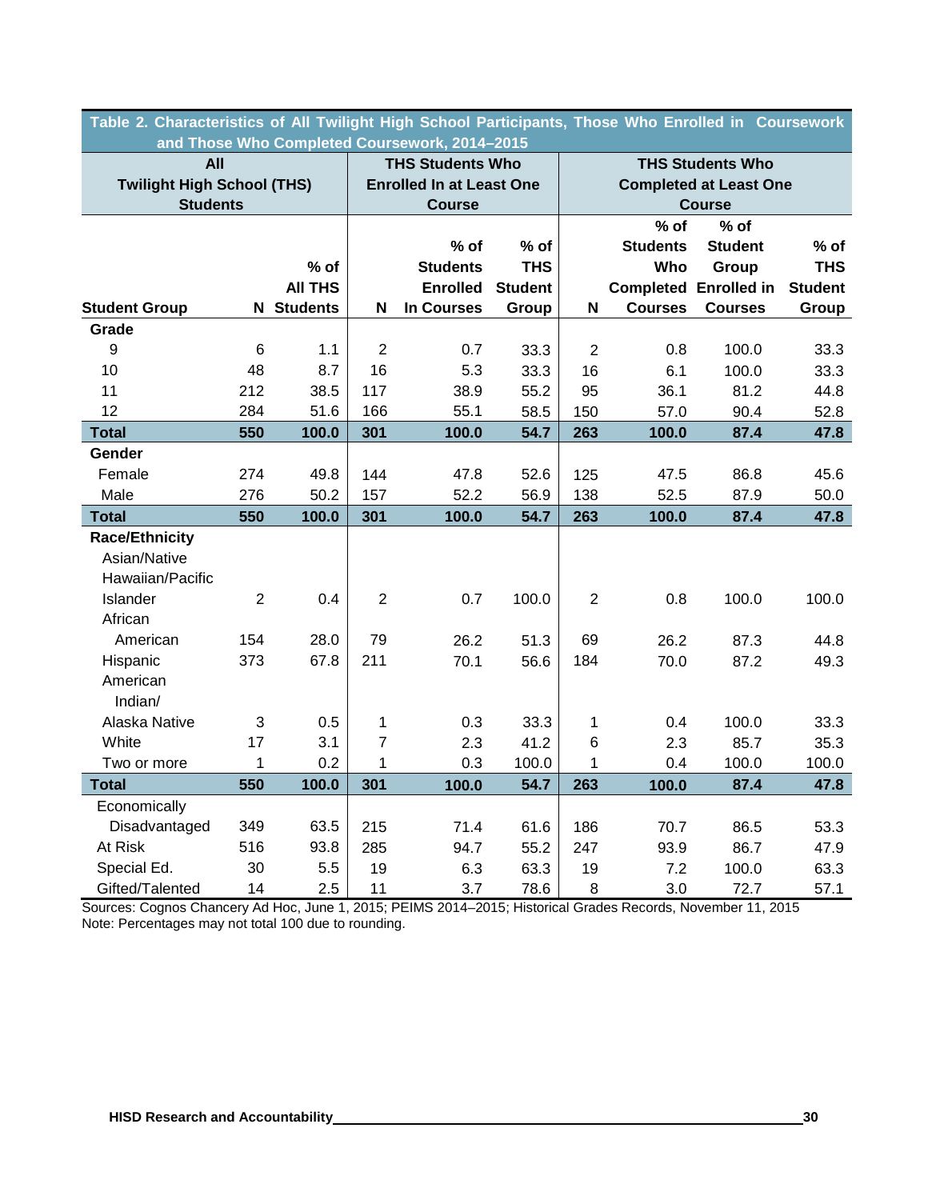**Table 2. Characteristics of All Twilight High School Participants, Those Who Enrolled in Coursework and Those Who Completed Coursework, 2014–2015**

| | All Twilight High School (THS) Students | | THS Students Who Enrolled In at Least One Course | | | THS Students Who Completed at Least One Course | | | |
|---|---|---|---|---|---|---|---|---|---|
| **Student Group** | **N** | **% of All THS Students** | **N** | **% of Students Enrolled In Courses** | **% of THS Student Group** | **N** | **% of Students Who Completed Courses** | **% of Student Group Enrolled in Courses** | **% of THS Student Group** |
| **Grade** | | | | | | | | | |
| 9 | 6 | 1.1 | 2 | 0.7 | 33.3 | 2 | 0.8 | 100.0 | 33.3 |
| 10 | 48 | 8.7 | 16 | 5.3 | 33.3 | 16 | 6.1 | 100.0 | 33.3 |
| 11 | 212 | 38.5 | 117 | 38.9 | 55.2 | 95 | 36.1 | 81.2 | 44.8 |
| 12 | 284 | 51.6 | 166 | 55.1 | 58.5 | 150 | 57.0 | 90.4 | 52.8 |
| **Total** | **550** | **100.0** | **301** | **100.0** | **54.7** | **263** | **100.0** | **87.4** | **47.8** |
| **Gender** | | | | | | | | | |
| Female | 274 | 49.8 | 144 | 47.8 | 52.6 | 125 | 47.5 | 86.8 | 45.6 |
| Male | 276 | 50.2 | 157 | 52.2 | 56.9 | 138 | 52.5 | 87.9 | 50.0 |
| **Total** | **550** | **100.0** | **301** | **100.0** | **54.7** | **263** | **100.0** | **87.4** | **47.8** |
| **Race/Ethnicity** | | | | | | | | | |
| Asian/Native Hawaiian/Pacific Islander | 2 | 0.4 | 2 | 0.7 | 100.0 | 2 | 0.8 | 100.0 | 100.0 |
| African American | 154 | 28.0 | 79 | 26.2 | 51.3 | 69 | 26.2 | 87.3 | 44.8 |
| Hispanic | 373 | 67.8 | 211 | 70.1 | 56.6 | 184 | 70.0 | 87.2 | 49.3 |
| American Indian/ Alaska Native | 3 | 0.5 | 1 | 0.3 | 33.3 | 1 | 0.4 | 100.0 | 33.3 |
| White | 17 | 3.1 | 7 | 2.3 | 41.2 | 6 | 2.3 | 85.7 | 35.3 |
| Two or more | 1 | 0.2 | 1 | 0.3 | 100.0 | 1 | 0.4 | 100.0 | 100.0 |
| **Total** | **550** | **100.0** | **301** | **100.0** | **54.7** | **263** | **100.0** | **87.4** | **47.8** |
| Economically Disadvantaged | 349 | 63.5 | 215 | 71.4 | 61.6 | 186 | 70.7 | 86.5 | 53.3 |
| At Risk | 516 | 93.8 | 285 | 94.7 | 55.2 | 247 | 93.9 | 86.7 | 47.9 |
| Special Ed. | 30 | 5.5 | 19 | 6.3 | 63.3 | 19 | 7.2 | 100.0 | 63.3 |
| Gifted/Talented | 14 | 2.5 | 11 | 3.7 | 78.6 | 8 | 3.0 | 72.7 | 57.1 |

Sources: Cognos Chancery Ad Hoc, June 1, 2015; PEIMS 2014–2015; Historical Grades Records, November 11, 2015
Note: Percentages may not total 100 due to rounding.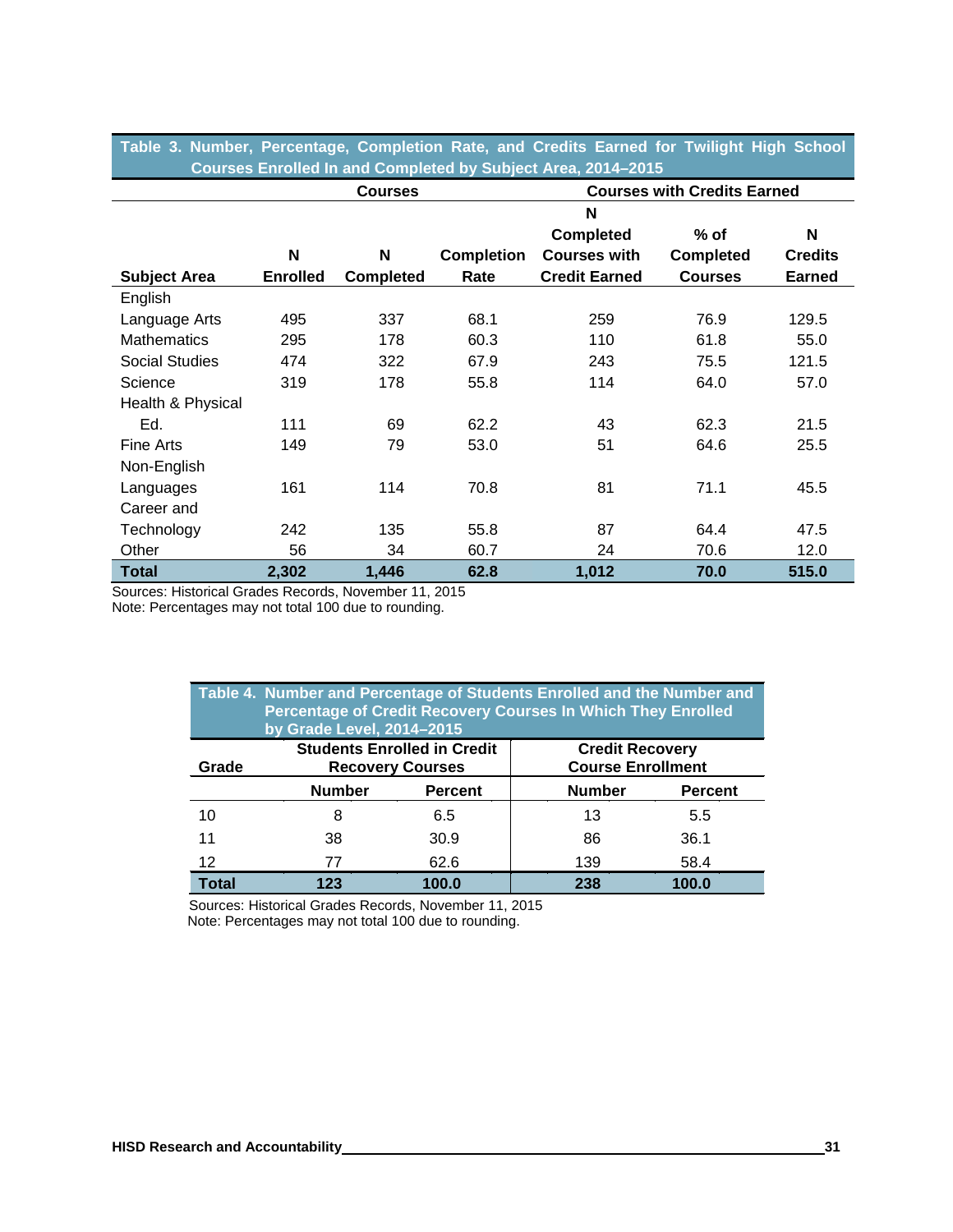**Table 3. Number, Percentage, Completion Rate, and Credits Earned for Twilight High School Courses Enrolled In and Completed by Subject Area, 2014–2015**

| | Courses | | | Courses with Credits Earned | | |
|---|---|---|---|---|---|---|
| Subject Area | N Enrolled | N Completed | Completion Rate | N Completed Courses with Credit Earned | % of Completed Courses | N Credits Earned |
| English Language Arts | 495 | 337 | 68.1 | 259 | 76.9 | 129.5 |
| Mathematics | 295 | 178 | 60.3 | 110 | 61.8 | 55.0 |
| Social Studies | 474 | 322 | 67.9 | 243 | 75.5 | 121.5 |
| Science | 319 | 178 | 55.8 | 114 | 64.0 | 57.0 |
| Health & Physical Ed. | 111 | 69 | 62.2 | 43 | 62.3 | 21.5 |
| Fine Arts | 149 | 79 | 53.0 | 51 | 64.6 | 25.5 |
| Non-English Languages | 161 | 114 | 70.8 | 81 | 71.1 | 45.5 |
| Career and Technology | 242 | 135 | 55.8 | 87 | 64.4 | 47.5 |
| Other | 56 | 34 | 60.7 | 24 | 70.6 | 12.0 |
| **Total** | **2,302** | **1,446** | **62.8** | **1,012** | **70.0** | **515.0** |

Sources: Historical Grades Records, November 11, 2015
Note: Percentages may not total 100 due to rounding.

**Table 4. Number and Percentage of Students Enrolled and the Number and Percentage of Credit Recovery Courses In Which They Enrolled by Grade Level, 2014–2015**

| Grade | Students Enrolled in Credit Recovery Courses | | Credit Recovery Course Enrollment | |
|---|---|---|---|---|
| | Number | Percent | Number | Percent |
| 10 | 8 | 6.5 | 13 | 5.5 |
| 11 | 38 | 30.9 | 86 | 36.1 |
| 12 | 77 | 62.6 | 139 | 58.4 |
| **Total** | **123** | **100.0** | **238** | **100.0** |

Sources: Historical Grades Records, November 11, 2015
Note: Percentages may not total 100 due to rounding.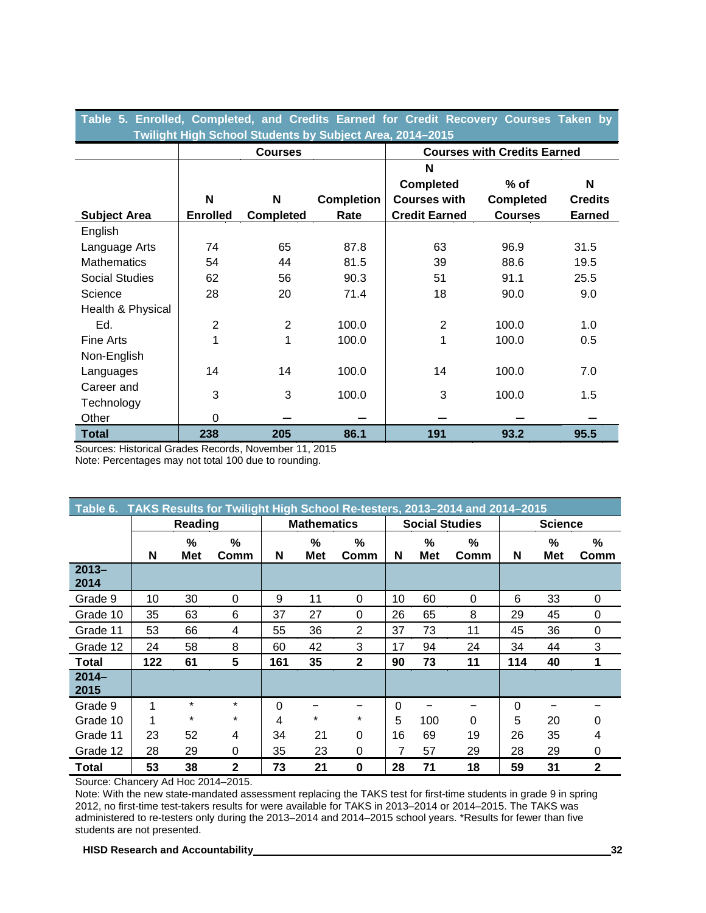**Table 5. Enrolled, Completed, and Credits Earned for Credit Recovery Courses Taken by Twilight High School Students by Subject Area, 2014–2015**

| | Courses | | | Courses with Credits Earned | | |
|---|---|---|---|---|---|---|
| **Subject Area** | **N Enrolled** | **N Completed** | **Completion Rate** | **N Completed Courses with Credit Earned** | **% of Completed Courses** | **N Credits Earned** |
| English Language Arts | 74 | 65 | 87.8 | 63 | 96.9 | 31.5 |
| Mathematics | 54 | 44 | 81.5 | 39 | 88.6 | 19.5 |
| Social Studies | 62 | 56 | 90.3 | 51 | 91.1 | 25.5 |
| Science | 28 | 20 | 71.4 | 18 | 90.0 | 9.0 |
| Health & Physical Ed. | 2 | 2 | 100.0 | 2 | 100.0 | 1.0 |
| Fine Arts | 1 | 1 | 100.0 | 1 | 100.0 | 0.5 |
| Non-English Languages | 14 | 14 | 100.0 | 14 | 100.0 | 7.0 |
| Career and Technology | 3 | 3 | 100.0 | 3 | 100.0 | 1.5 |
| Other | 0 | – | – | – | – | – |
| **Total** | **238** | **205** | **86.1** | **191** | **93.2** | **95.5** |

Sources: Historical Grades Records, November 11, 2015
Note: Percentages may not total 100 due to rounding.

**Table 6. TAKS Results for Twilight High School Re-testers, 2013–2014 and 2014–2015**

| | Reading | | | Mathematics | | | Social Studies | | | Science | | |
|---|---|---|---|---|---|---|---|---|---|---|---|---|
| | **N** | **% Met** | **% Comm** | **N** | **% Met** | **% Comm** | **N** | **% Met** | **% Comm** | **N** | **% Met** | **% Comm** |
| **2013–2014** | | | | | | | | | | | | |
| Grade 9 | 10 | 30 | 0 | 9 | 11 | 0 | 10 | 60 | 0 | 6 | 33 | 0 |
| Grade 10 | 35 | 63 | 6 | 37 | 27 | 0 | 26 | 65 | 8 | 29 | 45 | 0 |
| Grade 11 | 53 | 66 | 4 | 55 | 36 | 2 | 37 | 73 | 11 | 45 | 36 | 0 |
| Grade 12 | 24 | 58 | 8 | 60 | 42 | 3 | 17 | 94 | 24 | 34 | 44 | 3 |
| **Total** | **122** | **61** | **5** | **161** | **35** | **2** | **90** | **73** | **11** | **114** | **40** | **1** |
| **2014–2015** | | | | | | | | | | | | |
| Grade 9 | 1 | * | * | 0 | – | – | 0 | – | – | 0 | – | – |
| Grade 10 | 1 | * | * | 4 | * | * | 5 | 100 | 0 | 5 | 20 | 0 |
| Grade 11 | 23 | 52 | 4 | 34 | 21 | 0 | 16 | 69 | 19 | 26 | 35 | 4 |
| Grade 12 | 28 | 29 | 0 | 35 | 23 | 0 | 7 | 57 | 29 | 28 | 29 | 0 |
| **Total** | **53** | **38** | **2** | **73** | **21** | **0** | **28** | **71** | **18** | **59** | **31** | **2** |

Source: Chancery Ad Hoc 2014–2015.
Note: With the new state-mandated assessment replacing the TAKS test for first-time students in grade 9 in spring 2012, no first-time test-takers results for were available for TAKS in 2013–2014 or 2014–2015. The TAKS was administered to re-testers only during the 2013–2014 and 2014–2015 school years. *Results for fewer than five students are not presented.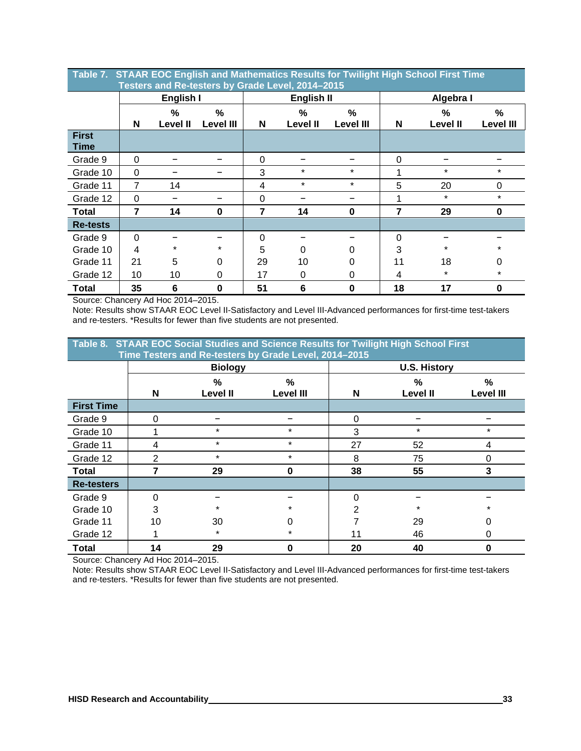**Table 7. STAAR EOC English and Mathematics Results for Twilight High School First Time Testers and Re-testers by Grade Level, 2014–2015**

| | English I | | | English II | | | Algebra I | | |
|---|---|---|---|---|---|---|---|---|---|
| | N | % Level II | % Level III | N | % Level II | % Level III | N | % Level II | % Level III |
| **First Time** | | | | | | | | | |
| Grade 9 | 0 | – | – | 0 | – | – | 0 | – | – |
| Grade 10 | 0 | – | – | 3 | * | * | 1 | * | * |
| Grade 11 | 7 | 14 | | 4 | * | * | 5 | 20 | 0 |
| Grade 12 | 0 | – | – | 0 | – | – | 1 | * | * |
| **Total** | **7** | **14** | **0** | **7** | **14** | **0** | **7** | **29** | **0** |
| **Re-tests** | | | | | | | | | |
| Grade 9 | 0 | – | – | 0 | – | – | 0 | – | – |
| Grade 10 | 4 | * | * | 5 | 0 | 0 | 3 | * | * |
| Grade 11 | 21 | 5 | 0 | 29 | 10 | 0 | 11 | 18 | 0 |
| Grade 12 | 10 | 10 | 0 | 17 | 0 | 0 | 4 | * | * |
| **Total** | **35** | **6** | **0** | **51** | **6** | **0** | **18** | **17** | **0** |

Source: Chancery Ad Hoc 2014–2015.
Note: Results show STAAR EOC Level II-Satisfactory and Level III-Advanced performances for first-time test-takers and re-testers. *Results for fewer than five students are not presented.

**Table 8. STAAR EOC Social Studies and Science Results for Twilight High School First Time Testers and Re-testers by Grade Level, 2014–2015**

| | Biology | | | U.S. History | | |
|---|---|---|---|---|---|---|
| | N | % Level II | % Level III | N | % Level II | % Level III |
| **First Time** | | | | | | |
| Grade 9 | 0 | – | – | 0 | – | – |
| Grade 10 | 1 | * | * | 3 | * | * |
| Grade 11 | 4 | * | * | 27 | 52 | 4 |
| Grade 12 | 2 | * | * | 8 | 75 | 0 |
| **Total** | **7** | **29** | **0** | **38** | **55** | **3** |
| **Re-testers** | | | | | | |
| Grade 9 | 0 | – | – | 0 | – | – |
| Grade 10 | 3 | * | * | 2 | * | * |
| Grade 11 | 10 | 30 | 0 | 7 | 29 | 0 |
| Grade 12 | 1 | * | * | 11 | 46 | 0 |
| **Total** | **14** | **29** | **0** | **20** | **40** | **0** |

Source: Chancery Ad Hoc 2014–2015.
Note: Results show STAAR EOC Level II-Satisfactory and Level III-Advanced performances for first-time test-takers and re-testers. *Results for fewer than five students are not presented.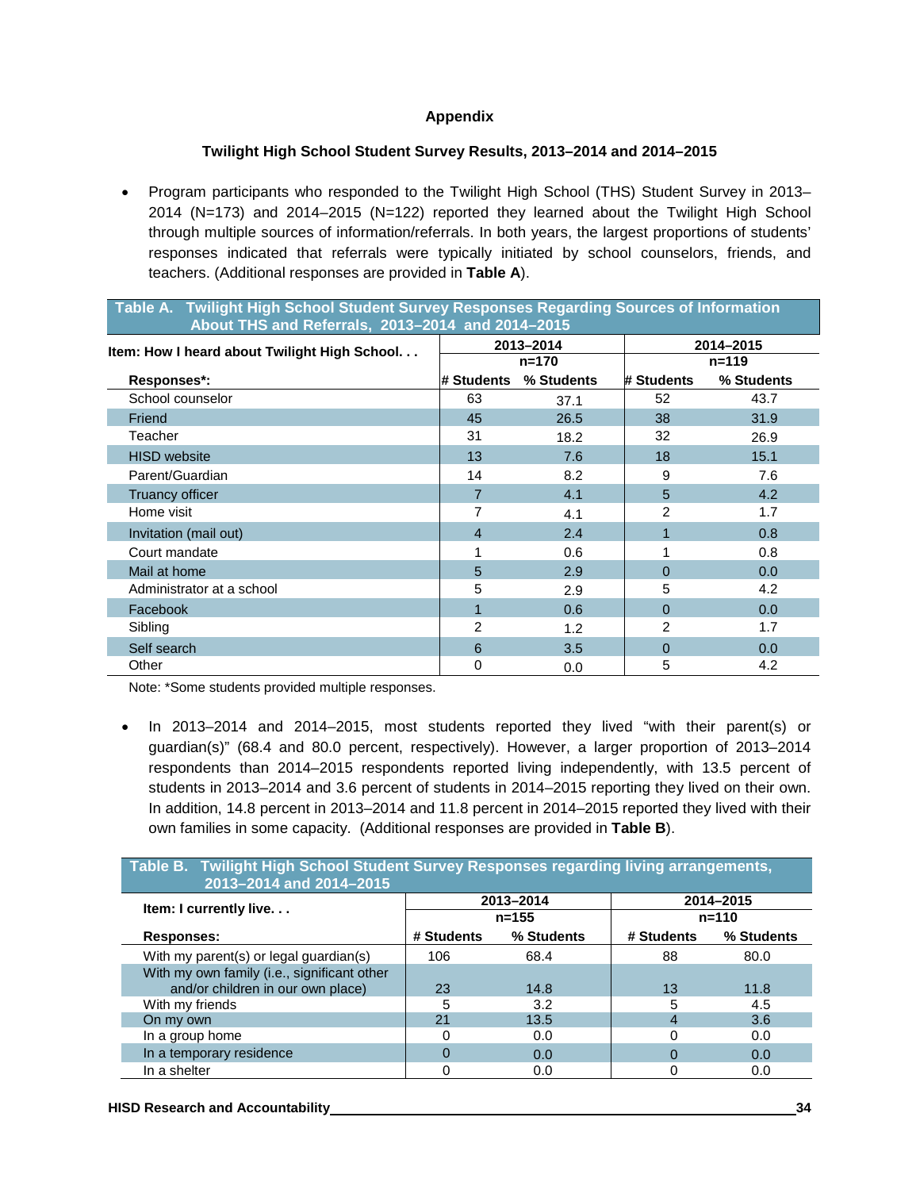# Appendix

## Twilight High School Student Survey Results, 2013–2014 and 2014–2015

- Program participants who responded to the Twilight High School (THS) Student Survey in 2013–2014 (N=173) and 2014–2015 (N=122) reported they learned about the Twilight High School through multiple sources of information/referrals. In both years, the largest proportions of students' responses indicated that referrals were typically initiated by school counselors, friends, and teachers. (Additional responses are provided in **Table A**).

**Table A. Twilight High School Student Survey Responses Regarding Sources of Information About THS and Referrals, 2013–2014 and 2014–2015**

| Item: How I heard about Twilight High School. . . | 2013–2014 | | 2014–2015 | |
|---|---|---|---|---|
| | n=170 | | n=119 | |
| **Responses*:** | **# Students** | **% Students** | **# Students** | **% Students** |
| School counselor | 63 | 37.1 | 52 | 43.7 |
| Friend | 45 | 26.5 | 38 | 31.9 |
| Teacher | 31 | 18.2 | 32 | 26.9 |
| HISD website | 13 | 7.6 | 18 | 15.1 |
| Parent/Guardian | 14 | 8.2 | 9 | 7.6 |
| Truancy officer | 7 | 4.1 | 5 | 4.2 |
| Home visit | 7 | 4.1 | 2 | 1.7 |
| Invitation (mail out) | 4 | 2.4 | 1 | 0.8 |
| Court mandate | 1 | 0.6 | 1 | 0.8 |
| Mail at home | 5 | 2.9 | 0 | 0.0 |
| Administrator at a school | 5 | 2.9 | 5 | 4.2 |
| Facebook | 1 | 0.6 | 0 | 0.0 |
| Sibling | 2 | 1.2 | 2 | 1.7 |
| Self search | 6 | 3.5 | 0 | 0.0 |
| Other | 0 | 0.0 | 5 | 4.2 |

Note: *Some students provided multiple responses.

- In 2013–2014 and 2014–2015, most students reported they lived "with their parent(s) or guardian(s)" (68.4 and 80.0 percent, respectively). However, a larger proportion of 2013–2014 respondents than 2014–2015 respondents reported living independently, with 13.5 percent of students in 2013–2014 and 3.6 percent of students in 2014–2015 reporting they lived on their own. In addition, 14.8 percent in 2013–2014 and 11.8 percent in 2014–2015 reported they lived with their own families in some capacity. (Additional responses are provided in **Table B**).

**Table B. Twilight High School Student Survey Responses regarding living arrangements, 2013–2014 and 2014–2015**

| Item: I currently live. . . | 2013–2014 | | 2014–2015 | |
|---|---|---|---|---|
| | n=155 | | n=110 | |
| **Responses:** | **# Students** | **% Students** | **# Students** | **% Students** |
| With my parent(s) or legal guardian(s) | 106 | 68.4 | 88 | 80.0 |
| With my own family (i.e., significant other and/or children in our own place) | 23 | 14.8 | 13 | 11.8 |
| With my friends | 5 | 3.2 | 5 | 4.5 |
| On my own | 21 | 13.5 | 4 | 3.6 |
| In a group home | 0 | 0.0 | 0 | 0.0 |
| In a temporary residence | 0 | 0.0 | 0 | 0.0 |
| In a shelter | 0 | 0.0 | 0 | 0.0 |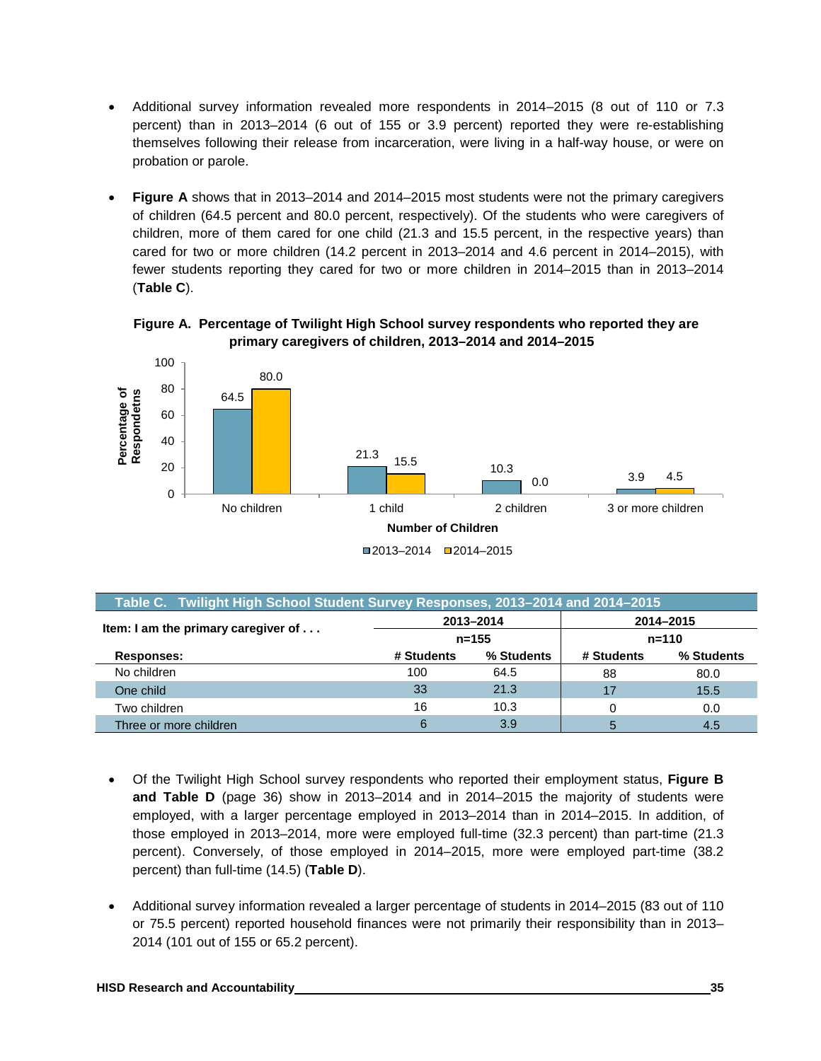- Additional survey information revealed more respondents in 2014–2015 (8 out of 110 or 7.3 percent) than in 2013–2014 (6 out of 155 or 3.9 percent) reported they were re-establishing themselves following their release from incarceration, were living in a half-way house, or were on probation or parole.

- **Figure A** shows that in 2013–2014 and 2014–2015 most students were not the primary caregivers of children (64.5 percent and 80.0 percent, respectively). Of the students who were caregivers of children, more of them cared for one child (21.3 and 15.5 percent, in the respective years) than cared for two or more children (14.2 percent in 2013–2014 and 4.6 percent in 2014–2015), with fewer students reporting they cared for two or more children in 2014–2015 than in 2013–2014 (**Table C**).

**Figure A. Percentage of Twilight High School survey respondents who reported they are primary caregivers of children, 2013–2014 and 2014–2015**

| Number of Children | 2013–2014 | 2014–2015 |
|---|---|---|
| No children | 64.5 | 80.0 |
| 1 child | 21.3 | 15.5 |
| 2 children | 10.3 | 0.0 |
| 3 or more children | 3.9 | 4.5 |

| Table C. Twilight High School Student Survey Responses, 2013–2014 and 2014–2015 | | | | |
|---|---|---|---|---|
| Item: I am the primary caregiver of . . . | 2013–2014 | | 2014–2015 | |
| | n=155 | | n=110 | |
| Responses: | # Students | % Students | # Students | % Students |
| No children | 100 | 64.5 | 88 | 80.0 |
| One child | 33 | 21.3 | 17 | 15.5 |
| Two children | 16 | 10.3 | 0 | 0.0 |
| Three or more children | 6 | 3.9 | 5 | 4.5 |

- Of the Twilight High School survey respondents who reported their employment status, **Figure B and Table D** (page 36) show in 2013–2014 and in 2014–2015 the majority of students were employed, with a larger percentage employed in 2013–2014 than in 2014–2015. In addition, of those employed in 2013–2014, more were employed full-time (32.3 percent) than part-time (21.3 percent). Conversely, of those employed in 2014–2015, more were employed part-time (38.2 percent) than full-time (14.5) (**Table D**).

- Additional survey information revealed a larger percentage of students in 2014–2015 (83 out of 110 or 75.5 percent) reported household finances were not primarily their responsibility than in 2013–2014 (101 out of 155 or 65.2 percent).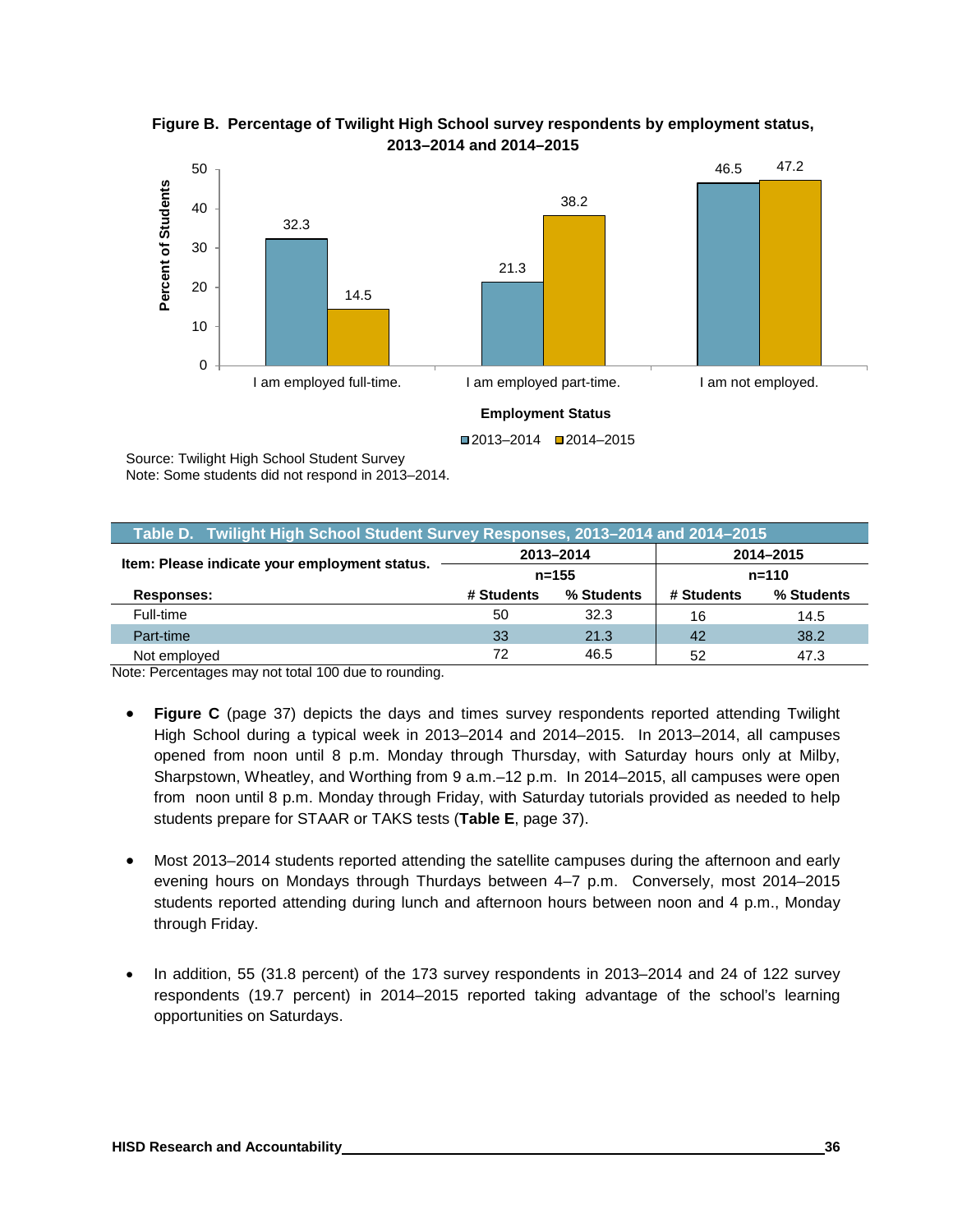**Figure B. Percentage of Twilight High School survey respondents by employment status, 2013–2014 and 2014–2015**

| Employment Status | 2013–2014 | 2014–2015 |
|---|---|---|
| I am employed full-time. | 32.3 | 14.5 |
| I am employed part-time. | 21.3 | 38.2 |
| I am not employed. | 46.5 | 47.2 |

Source: Twilight High School Student Survey
Note: Some students did not respond in 2013–2014.

**Table D. Twilight High School Student Survey Responses, 2013–2014 and 2014–2015**

| Item: Please indicate your employment status. | 2013–2014 | | 2014–2015 | |
|---|---|---|---|---|
| | n=155 | | n=110 | |
| **Responses:** | **# Students** | **% Students** | **# Students** | **% Students** |
| Full-time | 50 | 32.3 | 16 | 14.5 |
| Part-time | 33 | 21.3 | 42 | 38.2 |
| Not employed | 72 | 46.5 | 52 | 47.3 |

Note: Percentages may not total 100 due to rounding.

- **Figure C** (page 37) depicts the days and times survey respondents reported attending Twilight High School during a typical week in 2013–2014 and 2014–2015. In 2013–2014, all campuses opened from noon until 8 p.m. Monday through Thursday, with Saturday hours only at Milby, Sharpstown, Wheatley, and Worthing from 9 a.m.–12 p.m. In 2014–2015, all campuses were open from noon until 8 p.m. Monday through Friday, with Saturday tutorials provided as needed to help students prepare for STAAR or TAKS tests (**Table E**, page 37).

- Most 2013–2014 students reported attending the satellite campuses during the afternoon and early evening hours on Mondays through Thurdays between 4–7 p.m. Conversely, most 2014–2015 students reported attending during lunch and afternoon hours between noon and 4 p.m., Monday through Friday.

- In addition, 55 (31.8 percent) of the 173 survey respondents in 2013–2014 and 24 of 122 survey respondents (19.7 percent) in 2014–2015 reported taking advantage of the school's learning opportunities on Saturdays.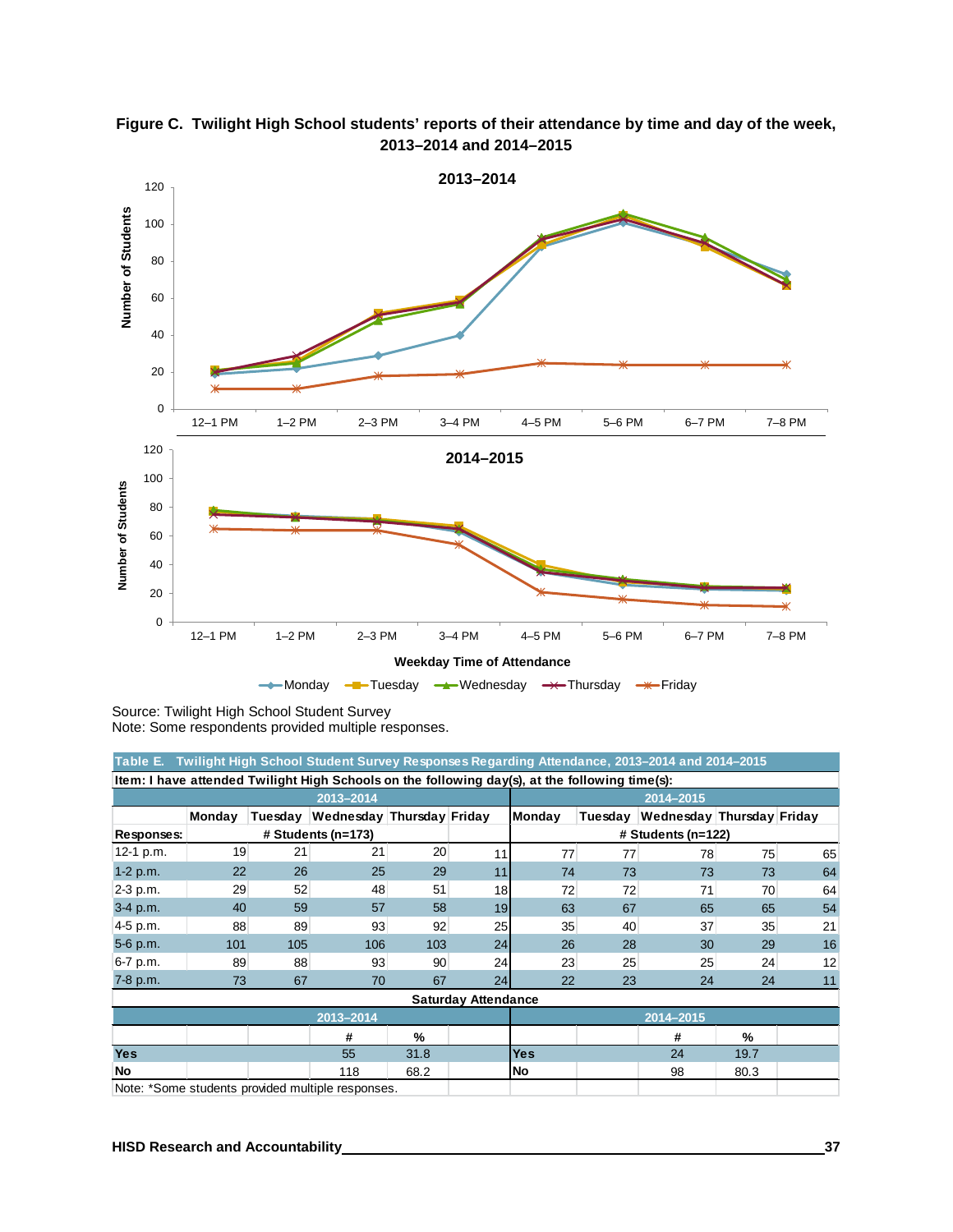**Figure C. Twilight High School students' reports of their attendance by time and day of the week, 2013–2014 and 2014–2015**

Source: Twilight High School Student Survey
Note: Some respondents provided multiple responses.

**Table E. Twilight High School Student Survey Responses Regarding Attendance, 2013–2014 and 2014–2015**

Item: I have attended Twilight High Schools on the following day(s), at the following time(s):

| | 2013–2014 | | | | | 2014–2015 | | | | |
|---|---|---|---|---|---|---|---|---|---|---|
| | Monday | Tuesday | Wednesday | Thursday | Friday | Monday | Tuesday | Wednesday | Thursday | Friday |
| Responses: | # Students (n=173) | | | | | # Students (n=122) | | | | |
| 12-1 p.m. | 19 | 21 | 21 | 20 | 11 | 77 | 77 | 78 | 75 | 65 |
| 1-2 p.m. | 22 | 26 | 25 | 29 | 11 | 74 | 73 | 73 | 73 | 64 |
| 2-3 p.m. | 29 | 52 | 48 | 51 | 18 | 72 | 72 | 71 | 70 | 64 |
| 3-4 p.m. | 40 | 59 | 57 | 58 | 19 | 63 | 67 | 65 | 65 | 54 |
| 4-5 p.m. | 88 | 89 | 93 | 92 | 25 | 35 | 40 | 37 | 35 | 21 |
| 5-6 p.m. | 101 | 105 | 106 | 103 | 24 | 26 | 28 | 30 | 29 | 16 |
| 6-7 p.m. | 89 | 88 | 93 | 90 | 24 | 23 | 25 | 25 | 24 | 12 |
| 7-8 p.m. | 73 | 67 | 70 | 67 | 24 | 22 | 23 | 24 | 24 | 11 |

**Saturday Attendance**

| | 2013–2014 | | | | 2014–2015 | |
|---|---|---|---|---|---|---|
| | # | % | | | # | % |
| **Yes** | 55 | 31.8 | | **Yes** | 24 | 19.7 |
| **No** | 118 | 68.2 | | **No** | 98 | 80.3 |

Note: *Some students provided multiple responses.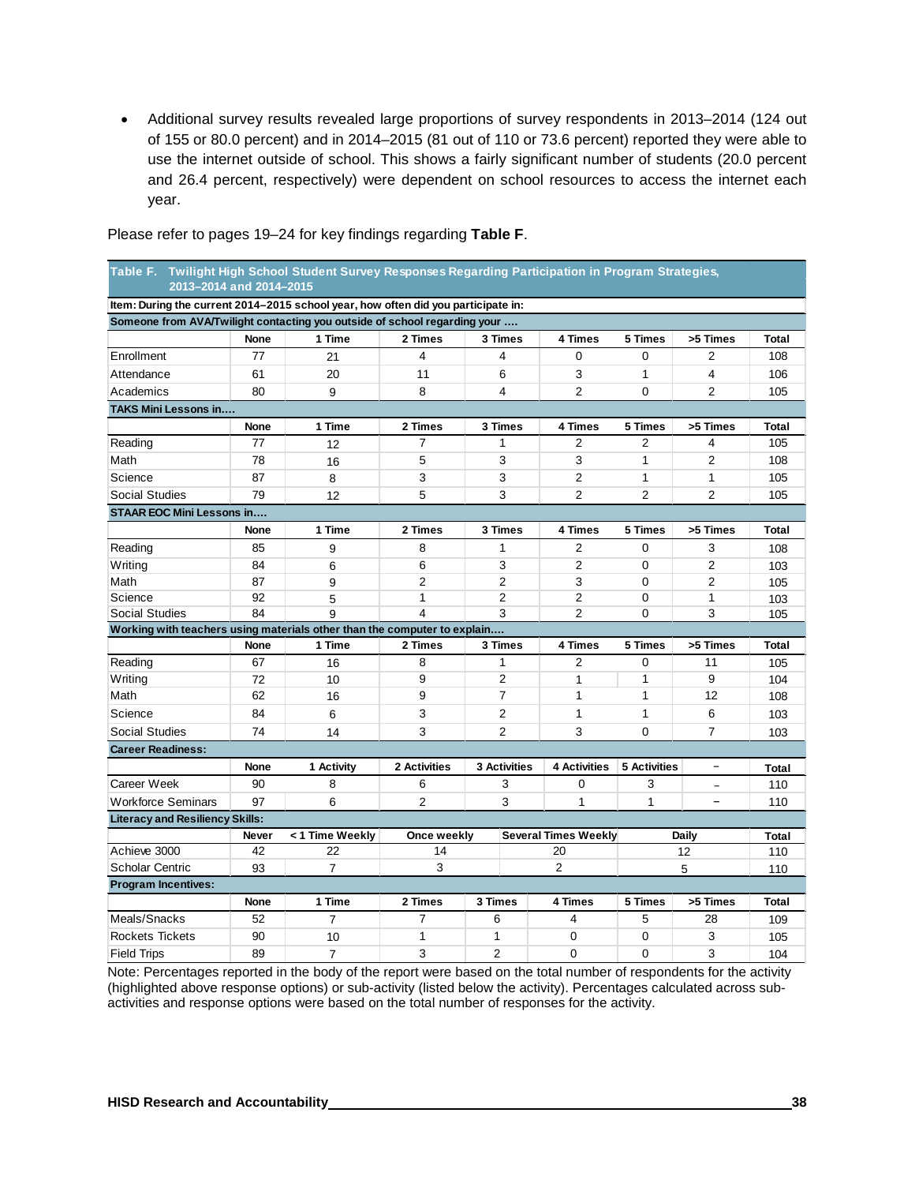- Additional survey results revealed large proportions of survey respondents in 2013–2014 (124 out of 155 or 80.0 percent) and in 2014–2015 (81 out of 110 or 73.6 percent) reported they were able to use the internet outside of school. This shows a fairly significant number of students (20.0 percent and 26.4 percent, respectively) were dependent on school resources to access the internet each year.

Please refer to pages 19–24 for key findings regarding **Table F**.

**Table F. Twilight High School Student Survey Responses Regarding Participation in Program Strategies, 2013–2014 and 2014–2015**

| Item: During the current 2014–2015 school year, how often did you participate in: | | | | | | | | |
|---|---|---|---|---|---|---|---|---|
| **Someone from AVA/Twilight contacting you outside of school regarding your ….** | | | | | | | | |
| | **None** | **1 Time** | **2 Times** | **3 Times** | **4 Times** | **5 Times** | **>5 Times** | **Total** |
| Enrollment | 77 | 21 | 4 | 4 | 0 | 0 | 2 | 108 |
| Attendance | 61 | 20 | 11 | 6 | 3 | 1 | 4 | 106 |
| Academics | 80 | 9 | 8 | 4 | 2 | 0 | 2 | 105 |
| **TAKS Mini Lessons in….** | | | | | | | | |
| | **None** | **1 Time** | **2 Times** | **3 Times** | **4 Times** | **5 Times** | **>5 Times** | **Total** |
| Reading | 77 | 12 | 7 | 1 | 2 | 2 | 4 | 105 |
| Math | 78 | 16 | 5 | 3 | 3 | 1 | 2 | 108 |
| Science | 87 | 8 | 3 | 3 | 2 | 1 | 1 | 105 |
| Social Studies | 79 | 12 | 5 | 3 | 2 | 2 | 2 | 105 |
| **STAAR EOC Mini Lessons in….** | | | | | | | | |
| | **None** | **1 Time** | **2 Times** | **3 Times** | **4 Times** | **5 Times** | **>5 Times** | **Total** |
| Reading | 85 | 9 | 8 | 1 | 2 | 0 | 3 | 108 |
| Writing | 84 | 6 | 6 | 3 | 2 | 0 | 2 | 103 |
| Math | 87 | 9 | 2 | 2 | 3 | 0 | 2 | 105 |
| Science | 92 | 5 | 1 | 2 | 2 | 0 | 1 | 103 |
| Social Studies | 84 | 9 | 4 | 3 | 2 | 0 | 3 | 105 |
| **Working with teachers using materials other than the computer to explain….** | | | | | | | | |
| | **None** | **1 Time** | **2 Times** | **3 Times** | **4 Times** | **5 Times** | **>5 Times** | **Total** |
| Reading | 67 | 16 | 8 | 1 | 2 | 0 | 11 | 105 |
| Writing | 72 | 10 | 9 | 2 | 1 | 1 | 9 | 104 |
| Math | 62 | 16 | 9 | 7 | 1 | 1 | 12 | 108 |
| Science | 84 | 6 | 3 | 2 | 1 | 1 | 6 | 103 |
| Social Studies | 74 | 14 | 3 | 2 | 3 | 0 | 7 | 103 |
| **Career Readiness:** | | | | | | | | |
| | **None** | **1 Activity** | **2 Activities** | **3 Activities** | **4 Activities** | **5 Activities** | **–** | **Total** |
| Career Week | 90 | 8 | 6 | 3 | 0 | 3 | – | 110 |
| Workforce Seminars | 97 | 6 | 2 | 3 | 1 | 1 | – | 110 |
| **Literacy and Resiliency Skills:** | | | | | | | | |
| | **Never** | **< 1 Time Weekly** | **Once weekly** | **Several Times Weekly** | | **Daily** | | **Total** |
| Achieve 3000 | 42 | 22 | 14 | 20 | | 12 | | 110 |
| Scholar Centric | 93 | 7 | 3 | 2 | | 5 | | 110 |
| **Program Incentives:** | | | | | | | | |
| | **None** | **1 Time** | **2 Times** | **3 Times** | **4 Times** | **5 Times** | **>5 Times** | **Total** |
| Meals/Snacks | 52 | 7 | 7 | 6 | 4 | 5 | 28 | 109 |
| Rockets Tickets | 90 | 10 | 1 | 1 | 0 | 0 | 3 | 105 |
| Field Trips | 89 | 7 | 3 | 2 | 0 | 0 | 3 | 104 |

Note: Percentages reported in the body of the report were based on the total number of respondents for the activity (highlighted above response options) or sub-activity (listed below the activity). Percentages calculated across sub-activities and response options were based on the total number of responses for the activity.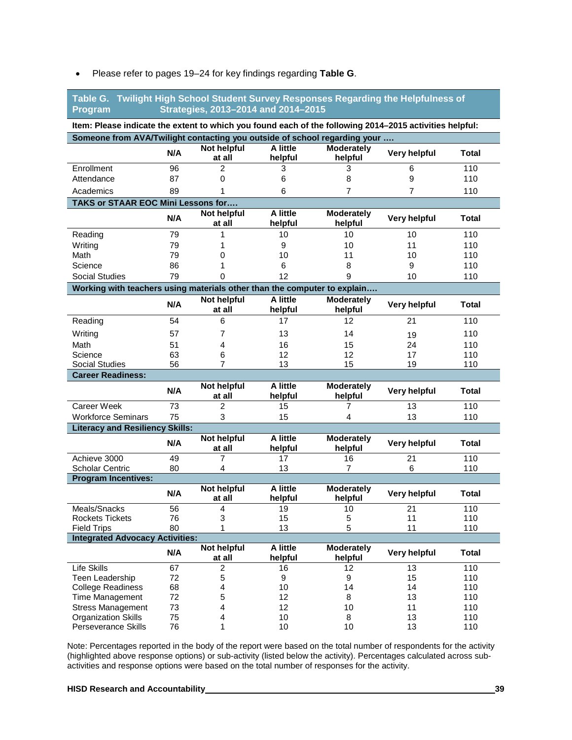- Please refer to pages 19–24 for key findings regarding **Table G**.

**Table G. Twilight High School Student Survey Responses Regarding the Helpfulness of Program Strategies, 2013–2014 and 2014–2015**

**Item: Please indicate the extent to which you found each of the following 2014–2015 activities helpful:**

| | N/A | Not helpful at all | A little helpful | Moderately helpful | Very helpful | Total |
|---|---|---|---|---|---|---|
| **Someone from AVA/Twilight contacting you outside of school regarding your ….** | | | | | | |
| Enrollment | 96 | 2 | 3 | 3 | 6 | 110 |
| Attendance | 87 | 0 | 6 | 8 | 9 | 110 |
| Academics | 89 | 1 | 6 | 7 | 7 | 110 |
| **TAKS or STAAR EOC Mini Lessons for….** | | | | | | |
| Reading | 79 | 1 | 10 | 10 | 10 | 110 |
| Writing | 79 | 1 | 9 | 10 | 11 | 110 |
| Math | 79 | 0 | 10 | 11 | 10 | 110 |
| Science | 86 | 1 | 6 | 8 | 9 | 110 |
| Social Studies | 79 | 0 | 12 | 9 | 10 | 110 |
| **Working with teachers using materials other than the computer to explain….** | | | | | | |
| Reading | 54 | 6 | 17 | 12 | 21 | 110 |
| Writing | 57 | 7 | 13 | 14 | 19 | 110 |
| Math | 51 | 4 | 16 | 15 | 24 | 110 |
| Science | 63 | 6 | 12 | 12 | 17 | 110 |
| Social Studies | 56 | 7 | 13 | 15 | 19 | 110 |
| **Career Readiness:** | | | | | | |
| Career Week | 73 | 2 | 15 | 7 | 13 | 110 |
| Workforce Seminars | 75 | 3 | 15 | 4 | 13 | 110 |
| **Literacy and Resiliency Skills:** | | | | | | |
| Achieve 3000 | 49 | 7 | 17 | 16 | 21 | 110 |
| Scholar Centric | 80 | 4 | 13 | 7 | 6 | 110 |
| **Program Incentives:** | | | | | | |
| Meals/Snacks | 56 | 4 | 19 | 10 | 21 | 110 |
| Rockets Tickets | 76 | 3 | 15 | 5 | 11 | 110 |
| Field Trips | 80 | 1 | 13 | 5 | 11 | 110 |
| **Integrated Advocacy Activities:** | | | | | | |
| Life Skills | 67 | 2 | 16 | 12 | 13 | 110 |
| Teen Leadership | 72 | 5 | 9 | 9 | 15 | 110 |
| College Readiness | 68 | 4 | 10 | 14 | 14 | 110 |
| Time Management | 72 | 5 | 12 | 8 | 13 | 110 |
| Stress Management | 73 | 4 | 12 | 10 | 11 | 110 |
| Organization Skills | 75 | 4 | 10 | 8 | 13 | 110 |
| Perseverance Skills | 76 | 1 | 10 | 10 | 13 | 110 |

Note: Percentages reported in the body of the report were based on the total number of respondents for the activity (highlighted above response options) or sub-activity (listed below the activity). Percentages calculated across sub-activities and response options were based on the total number of responses for the activity.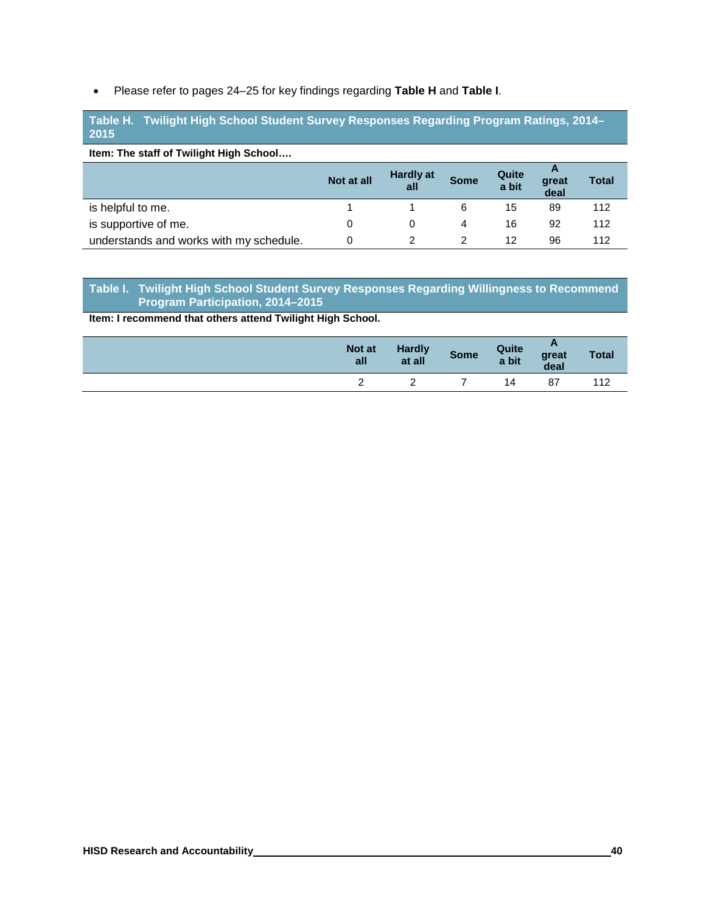- Please refer to pages 24–25 for key findings regarding **Table H** and **Table I**.

**Table H. Twilight High School Student Survey Responses Regarding Program Ratings, 2014–2015**

**Item: The staff of Twilight High School….**

| | Not at all | Hardly at all | Some | Quite a bit | A great deal | Total |
|---|---|---|---|---|---|---|
| is helpful to me. | 1 | 1 | 6 | 15 | 89 | 112 |
| is supportive of me. | 0 | 0 | 4 | 16 | 92 | 112 |
| understands and works with my schedule. | 0 | 2 | 2 | 12 | 96 | 112 |

**Table I. Twilight High School Student Survey Responses Regarding Willingness to Recommend Program Participation, 2014–2015**

**Item: I recommend that others attend Twilight High School.**

| | Not at all | Hardly at all | Some | Quite a bit | A great deal | Total |
|---|---|---|---|---|---|---|
| | 2 | 2 | 7 | 14 | 87 | 112 |